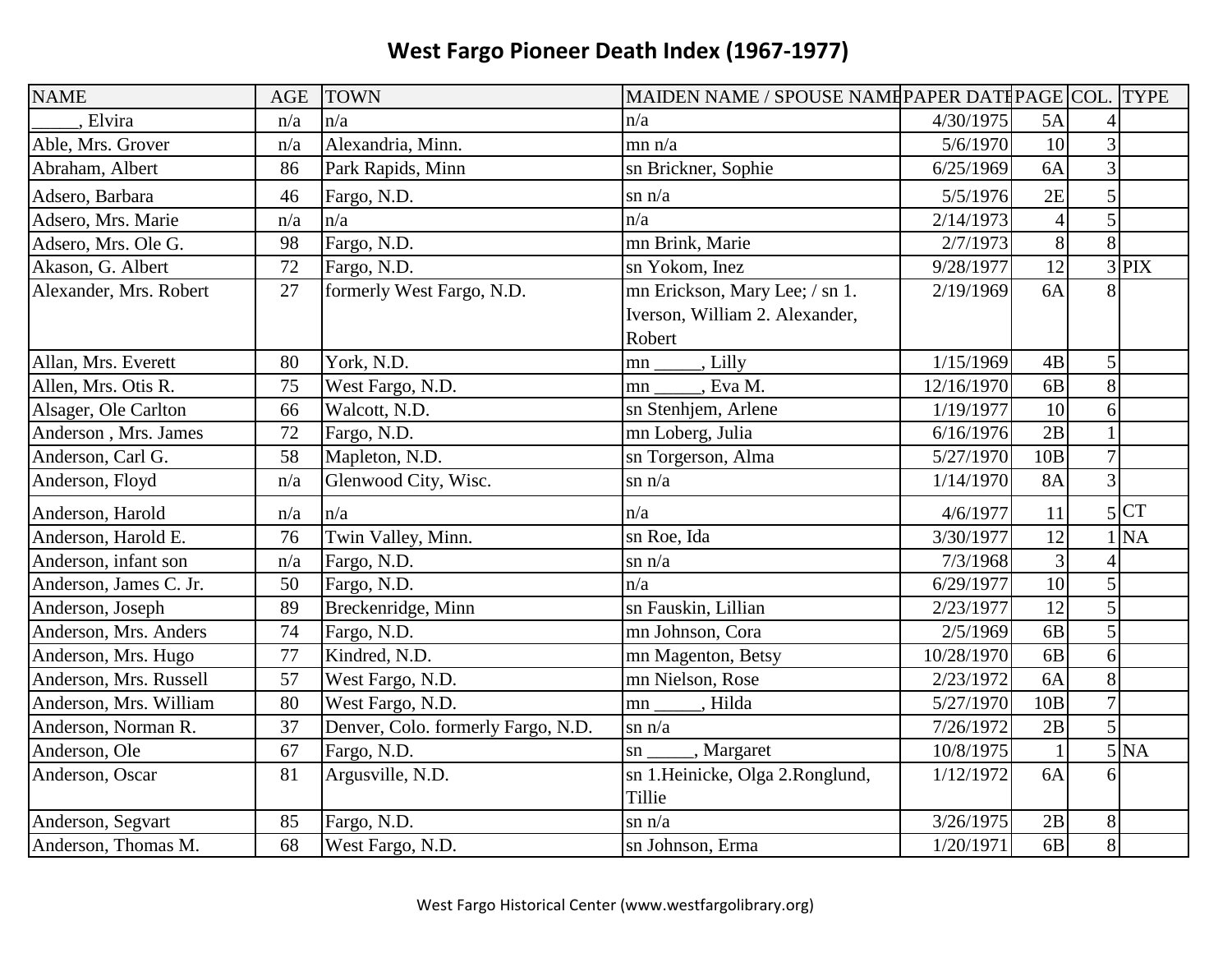# West Fargo Pioneer Death Index (1967-1977)

| NAME | AGE | TOWN | MAIDEN NAME / SPOUSE NAME | PAPER DATE | PAGE | COL. | TYPE |
|---|---|---|---|---|---|---|---|
| _____, Elvira | n/a | n/a | n/a | 4/30/1975 | 5A | 4 | |
| Able, Mrs. Grover | n/a | Alexandria, Minn. | mn n/a | 5/6/1970 | 10 | 3 | |
| Abraham, Albert | 86 | Park Rapids, Minn | sn Brickner, Sophie | 6/25/1969 | 6A | 3 | |
| Adsero, Barbara | 46 | Fargo, N.D. | sn n/a | 5/5/1976 | 2E | 5 | |
| Adsero, Mrs. Marie | n/a | n/a | n/a | 2/14/1973 | 4 | 5 | |
| Adsero, Mrs. Ole G. | 98 | Fargo, N.D. | mn Brink, Marie | 2/7/1973 | 8 | 8 | |
| Akason, G. Albert | 72 | Fargo, N.D. | sn Yokom, Inez | 9/28/1977 | 12 | 3 | PIX |
| Alexander, Mrs. Robert | 27 | formerly West Fargo, N.D. | mn Erickson, Mary Lee; / sn 1. Iverson, William 2. Alexander, Robert | 2/19/1969 | 6A | 8 | |
| Allan, Mrs. Everett | 80 | York, N.D. | mn _____, Lilly | 1/15/1969 | 4B | 5 | |
| Allen, Mrs. Otis R. | 75 | West Fargo, N.D. | mn _____, Eva M. | 12/16/1970 | 6B | 8 | |
| Alsager, Ole Carlton | 66 | Walcott, N.D. | sn Stenhjem, Arlene | 1/19/1977 | 10 | 6 | |
| Anderson , Mrs. James | 72 | Fargo, N.D. | mn Loberg, Julia | 6/16/1976 | 2B | 1 | |
| Anderson, Carl G. | 58 | Mapleton, N.D. | sn Torgerson, Alma | 5/27/1970 | 10B | 7 | |
| Anderson, Floyd | n/a | Glenwood City, Wisc. | sn n/a | 1/14/1970 | 8A | 3 | |
| Anderson, Harold | n/a | n/a | n/a | 4/6/1977 | 11 | 5 | CT |
| Anderson, Harold E. | 76 | Twin Valley, Minn. | sn Roe, Ida | 3/30/1977 | 12 | 1 | NA |
| Anderson, infant son | n/a | Fargo, N.D. | sn n/a | 7/3/1968 | 3 | 4 | |
| Anderson, James C. Jr. | 50 | Fargo, N.D. | n/a | 6/29/1977 | 10 | 5 | |
| Anderson, Joseph | 89 | Breckenridge, Minn | sn Fauskin, Lillian | 2/23/1977 | 12 | 5 | |
| Anderson, Mrs. Anders | 74 | Fargo, N.D. | mn Johnson, Cora | 2/5/1969 | 6B | 5 | |
| Anderson, Mrs. Hugo | 77 | Kindred, N.D. | mn Magenton, Betsy | 10/28/1970 | 6B | 6 | |
| Anderson, Mrs. Russell | 57 | West Fargo, N.D. | mn Nielson, Rose | 2/23/1972 | 6A | 8 | |
| Anderson, Mrs. William | 80 | West Fargo, N.D. | mn _____, Hilda | 5/27/1970 | 10B | 7 | |
| Anderson, Norman R. | 37 | Denver, Colo. formerly Fargo, N.D. | sn n/a | 7/26/1972 | 2B | 5 | |
| Anderson, Ole | 67 | Fargo, N.D. | sn _____, Margaret | 10/8/1975 | 1 | 5 | NA |
| Anderson, Oscar | 81 | Argusville, N.D. | sn 1.Heinicke, Olga 2.Ronglund, Tillie | 1/12/1972 | 6A | 6 | |
| Anderson, Segvart | 85 | Fargo, N.D. | sn n/a | 3/26/1975 | 2B | 8 | |
| Anderson, Thomas M. | 68 | West Fargo, N.D. | sn Johnson, Erma | 1/20/1971 | 6B | 8 | |

West Fargo Historical Center (www.westfargolibrary.org)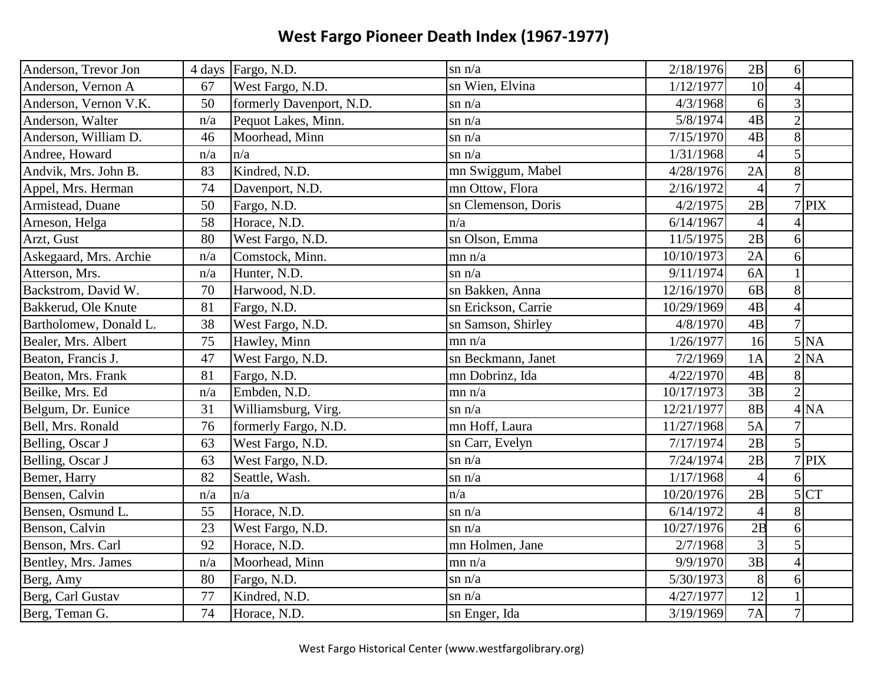# West Fargo Pioneer Death Index (1967-1977)

| | | | | | | | |
|---|---|---|---|---|---|---|---|
| Anderson, Trevor Jon | 4 days | Fargo, N.D. | sn n/a | 2/18/1976 | 2B | 6 | |
| Anderson, Vernon A | 67 | West Fargo, N.D. | sn Wien, Elvina | 1/12/1977 | 10 | 4 | |
| Anderson, Vernon V.K. | 50 | formerly Davenport, N.D. | sn n/a | 4/3/1968 | 6 | 3 | |
| Anderson, Walter | n/a | Pequot Lakes, Minn. | sn n/a | 5/8/1974 | 4B | 2 | |
| Anderson, William D. | 46 | Moorhead, Minn | sn n/a | 7/15/1970 | 4B | 8 | |
| Andree, Howard | n/a | n/a | sn n/a | 1/31/1968 | 4 | 5 | |
| Andvik, Mrs. John B. | 83 | Kindred, N.D. | mn Swiggum, Mabel | 4/28/1976 | 2A | 8 | |
| Appel, Mrs. Herman | 74 | Davenport, N.D. | mn Ottow, Flora | 2/16/1972 | 4 | 7 | |
| Armistead, Duane | 50 | Fargo, N.D. | sn Clemenson, Doris | 4/2/1975 | 2B | 7 | PIX |
| Arneson, Helga | 58 | Horace, N.D. | n/a | 6/14/1967 | 4 | 4 | |
| Arzt, Gust | 80 | West Fargo, N.D. | sn Olson, Emma | 11/5/1975 | 2B | 6 | |
| Askegaard, Mrs. Archie | n/a | Comstock, Minn. | mn n/a | 10/10/1973 | 2A | 6 | |
| Atterson, Mrs. | n/a | Hunter, N.D. | sn n/a | 9/11/1974 | 6A | 1 | |
| Backstrom, David W. | 70 | Harwood, N.D. | sn Bakken, Anna | 12/16/1970 | 6B | 8 | |
| Bakkerud, Ole Knute | 81 | Fargo, N.D. | sn Erickson, Carrie | 10/29/1969 | 4B | 4 | |
| Bartholomew, Donald L. | 38 | West Fargo, N.D. | sn Samson, Shirley | 4/8/1970 | 4B | 7 | |
| Bealer, Mrs. Albert | 75 | Hawley, Minn | mn n/a | 1/26/1977 | 16 | 5 | NA |
| Beaton, Francis J. | 47 | West Fargo, N.D. | sn Beckmann, Janet | 7/2/1969 | 1A | 2 | NA |
| Beaton, Mrs. Frank | 81 | Fargo, N.D. | mn Dobrinz, Ida | 4/22/1970 | 4B | 8 | |
| Beilke, Mrs. Ed | n/a | Embden, N.D. | mn n/a | 10/17/1973 | 3B | 2 | |
| Belgum, Dr. Eunice | 31 | Williamsburg, Virg. | sn n/a | 12/21/1977 | 8B | 4 | NA |
| Bell, Mrs. Ronald | 76 | formerly Fargo, N.D. | mn Hoff, Laura | 11/27/1968 | 5A | 7 | |
| Belling, Oscar J | 63 | West Fargo, N.D. | sn Carr, Evelyn | 7/17/1974 | 2B | 5 | |
| Belling, Oscar J | 63 | West Fargo, N.D. | sn n/a | 7/24/1974 | 2B | 7 | PIX |
| Bemer, Harry | 82 | Seattle, Wash. | sn n/a | 1/17/1968 | 4 | 6 | |
| Bensen, Calvin | n/a | n/a | n/a | 10/20/1976 | 2B | 5 | CT |
| Bensen, Osmund L. | 55 | Horace, N.D. | sn n/a | 6/14/1972 | 4 | 8 | |
| Benson, Calvin | 23 | West Fargo, N.D. | sn n/a | 10/27/1976 | 2B | 6 | |
| Benson, Mrs. Carl | 92 | Horace, N.D. | mn Holmen, Jane | 2/7/1968 | 3 | 5 | |
| Bentley, Mrs. James | n/a | Moorhead, Minn | mn n/a | 9/9/1970 | 3B | 4 | |
| Berg, Amy | 80 | Fargo, N.D. | sn n/a | 5/30/1973 | 8 | 6 | |
| Berg, Carl Gustav | 77 | Kindred, N.D. | sn n/a | 4/27/1977 | 12 | 1 | |
| Berg, Teman G. | 74 | Horace, N.D. | sn Enger, Ida | 3/19/1969 | 7A | 7 | |

West Fargo Historical Center (www.westfargolibrary.org)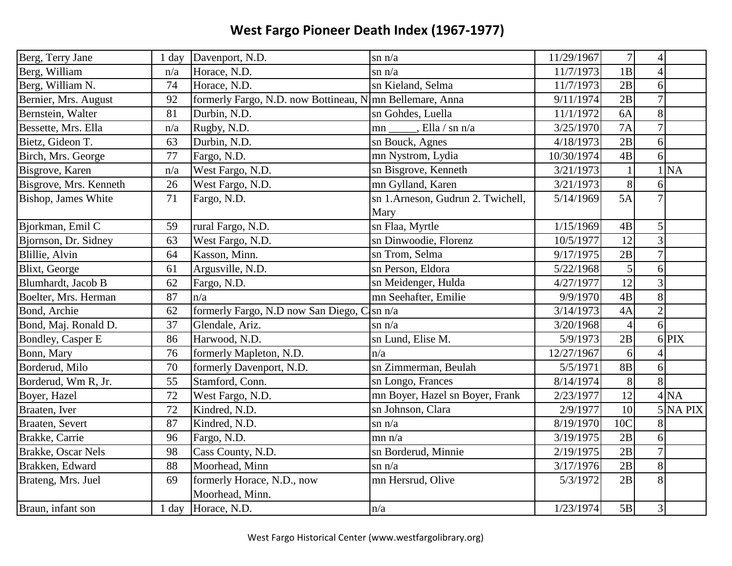# West Fargo Pioneer Death Index (1967-1977)

| | | | | | | | |
|---|---|---|---|---|---|---|---|
| Berg, Terry Jane | 1 day | Davenport, N.D. | sn n/a | 11/29/1967 | 7 | 4 | |
| Berg, William | n/a | Horace, N.D. | sn n/a | 11/7/1973 | 1B | 4 | |
| Berg, William N. | 74 | Horace, N.D. | sn Kieland, Selma | 11/7/1973 | 2B | 6 | |
| Bernier, Mrs. August | 92 | formerly Fargo, N.D. now Bottineau, N | mn Bellemare, Anna | 9/11/1974 | 2B | 7 | |
| Bernstein, Walter | 81 | Durbin, N.D. | sn Gohdes, Luella | 11/1/1972 | 6A | 8 | |
| Bessette, Mrs. Ella | n/a | Rugby, N.D. | mn _____, Ella / sn n/a | 3/25/1970 | 7A | 7 | |
| Bietz, Gideon T. | 63 | Durbin, N.D. | sn Bouck, Agnes | 4/18/1973 | 2B | 6 | |
| Birch, Mrs. George | 77 | Fargo, N.D. | mn Nystrom, Lydia | 10/30/1974 | 4B | 6 | |
| Bisgrove, Karen | n/a | West Fargo, N.D. | sn Bisgrove, Kenneth | 3/21/1973 | 1 | 1 | NA |
| Bisgrove, Mrs. Kenneth | 26 | West Fargo, N.D. | mn Gylland, Karen | 3/21/1973 | 8 | 6 | |
| Bishop, James White | 71 | Fargo, N.D. | sn 1.Arneson, Gudrun 2. Twichell, Mary | 5/14/1969 | 5A | 7 | |
| Bjorkman, Emil C | 59 | rural Fargo, N.D. | sn Flaa, Myrtle | 1/15/1969 | 4B | 5 | |
| Bjornson, Dr. Sidney | 63 | West Fargo, N.D. | sn Dinwoodie, Florenz | 10/5/1977 | 12 | 3 | |
| Blillie, Alvin | 64 | Kasson, Minn. | sn Trom, Selma | 9/17/1975 | 2B | 7 | |
| Blixt, George | 61 | Argusville, N.D. | sn Person, Eldora | 5/22/1968 | 5 | 6 | |
| Blumhardt, Jacob B | 62 | Fargo, N.D. | sn Meidenger, Hulda | 4/27/1977 | 12 | 3 | |
| Boelter, Mrs. Herman | 87 | n/a | mn Seehafter, Emilie | 9/9/1970 | 4B | 8 | |
| Bond, Archie | 62 | formerly Fargo, N.D now San Diego, C | sn n/a | 3/14/1973 | 4A | 2 | |
| Bond, Maj. Ronald D. | 37 | Glendale, Ariz. | sn n/a | 3/20/1968 | 4 | 6 | |
| Bondley, Casper E | 86 | Harwood, N.D. | sn Lund, Elise M. | 5/9/1973 | 2B | 6 | PIX |
| Bonn, Mary | 76 | formerly Mapleton, N.D. | n/a | 12/27/1967 | 6 | 4 | |
| Borderud, Milo | 70 | formerly Davenport, N.D. | sn Zimmerman, Beulah | 5/5/1971 | 8B | 6 | |
| Borderud, Wm R, Jr. | 55 | Stamford, Conn. | sn Longo, Frances | 8/14/1974 | 8 | 8 | |
| Boyer, Hazel | 72 | West Fargo, N.D. | mn Boyer, Hazel sn Boyer, Frank | 2/23/1977 | 12 | 4 | NA |
| Braaten, Iver | 72 | Kindred, N.D. | sn Johnson, Clara | 2/9/1977 | 10 | 5 | NA PIX |
| Braaten, Severt | 87 | Kindred, N.D. | sn n/a | 8/19/1970 | 10C | 8 | |
| Brakke, Carrie | 96 | Fargo, N.D. | mn n/a | 3/19/1975 | 2B | 6 | |
| Brakke, Oscar Nels | 98 | Cass County, N.D. | sn Borderud, Minnie | 2/19/1975 | 2B | 7 | |
| Brakken, Edward | 88 | Moorhead, Minn | sn n/a | 3/17/1976 | 2B | 8 | |
| Brateng, Mrs. Juel | 69 | formerly Horace, N.D., now Moorhead, Minn. | mn Hersrud, Olive | 5/3/1972 | 2B | 8 | |
| Braun, infant son | 1 day | Horace, N.D. | n/a | 1/23/1974 | 5B | 3 | |

West Fargo Historical Center (www.westfargolibrary.org)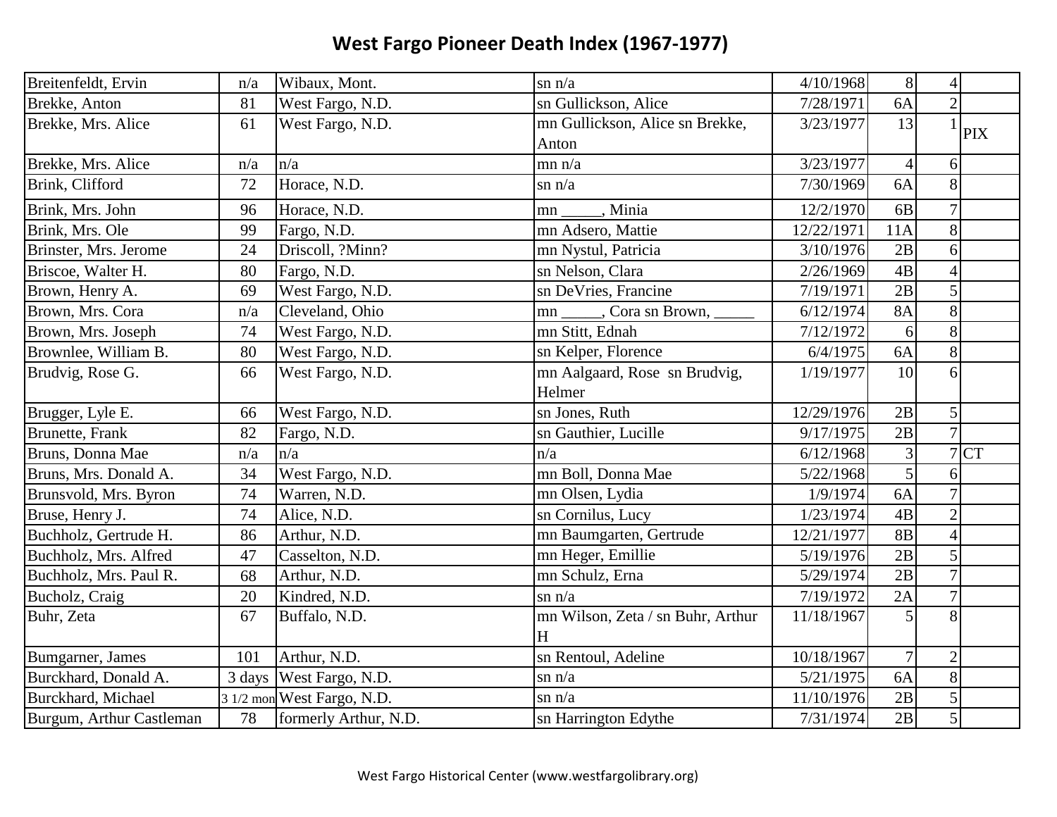# West Fargo Pioneer Death Index (1967-1977)

| | | | | | | | |
|---|---|---|---|---|---|---|---|
| Breitenfeldt, Ervin | n/a | Wibaux, Mont. | sn n/a | 4/10/1968 | 8 | 4 | |
| Brekke, Anton | 81 | West Fargo, N.D. | sn Gullickson, Alice | 7/28/1971 | 6A | 2 | |
| Brekke, Mrs. Alice | 61 | West Fargo, N.D. | mn Gullickson, Alice sn Brekke, Anton | 3/23/1977 | 13 | 1 | PIX |
| Brekke, Mrs. Alice | n/a | n/a | mn n/a | 3/23/1977 | 4 | 6 | |
| Brink, Clifford | 72 | Horace, N.D. | sn n/a | 7/30/1969 | 6A | 8 | |
| Brink, Mrs. John | 96 | Horace, N.D. | mn _____, Minia | 12/2/1970 | 6B | 7 | |
| Brink, Mrs. Ole | 99 | Fargo, N.D. | mn Adsero, Mattie | 12/22/1971 | 11A | 8 | |
| Brinster, Mrs. Jerome | 24 | Driscoll, ?Minn? | mn Nystul, Patricia | 3/10/1976 | 2B | 6 | |
| Briscoe, Walter H. | 80 | Fargo, N.D. | sn Nelson, Clara | 2/26/1969 | 4B | 4 | |
| Brown, Henry A. | 69 | West Fargo, N.D. | sn DeVries, Francine | 7/19/1971 | 2B | 5 | |
| Brown, Mrs. Cora | n/a | Cleveland, Ohio | mn _____, Cora sn Brown, _____ | 6/12/1974 | 8A | 8 | |
| Brown, Mrs. Joseph | 74 | West Fargo, N.D. | mn Stitt, Ednah | 7/12/1972 | 6 | 8 | |
| Brownlee, William B. | 80 | West Fargo, N.D. | sn Kelper, Florence | 6/4/1975 | 6A | 8 | |
| Brudvig, Rose G. | 66 | West Fargo, N.D. | mn Aalgaard, Rose sn Brudvig, Helmer | 1/19/1977 | 10 | 6 | |
| Brugger, Lyle E. | 66 | West Fargo, N.D. | sn Jones, Ruth | 12/29/1976 | 2B | 5 | |
| Brunette, Frank | 82 | Fargo, N.D. | sn Gauthier, Lucille | 9/17/1975 | 2B | 7 | |
| Bruns, Donna Mae | n/a | n/a | n/a | 6/12/1968 | 3 | 7 | CT |
| Bruns, Mrs. Donald A. | 34 | West Fargo, N.D. | mn Boll, Donna Mae | 5/22/1968 | 5 | 6 | |
| Brunsvold, Mrs. Byron | 74 | Warren, N.D. | mn Olsen, Lydia | 1/9/1974 | 6A | 7 | |
| Bruse, Henry J. | 74 | Alice, N.D. | sn Cornilus, Lucy | 1/23/1974 | 4B | 2 | |
| Buchholz, Gertrude H. | 86 | Arthur, N.D. | mn Baumgarten, Gertrude | 12/21/1977 | 8B | 4 | |
| Buchholz, Mrs. Alfred | 47 | Casselton, N.D. | mn Heger, Emillie | 5/19/1976 | 2B | 5 | |
| Buchholz, Mrs. Paul R. | 68 | Arthur, N.D. | mn Schulz, Erna | 5/29/1974 | 2B | 7 | |
| Bucholz, Craig | 20 | Kindred, N.D. | sn n/a | 7/19/1972 | 2A | 7 | |
| Buhr, Zeta | 67 | Buffalo, N.D. | mn Wilson, Zeta / sn Buhr, Arthur H | 11/18/1967 | 5 | 8 | |
| Bumgarner, James | 101 | Arthur, N.D. | sn Rentoul, Adeline | 10/18/1967 | 7 | 2 | |
| Burckhard, Donald A. | 3 days | West Fargo, N.D. | sn n/a | 5/21/1975 | 6A | 8 | |
| Burckhard, Michael | 3 1/2 mon | West Fargo, N.D. | sn n/a | 11/10/1976 | 2B | 5 | |
| Burgum, Arthur Castleman | 78 | formerly Arthur, N.D. | sn Harrington Edythe | 7/31/1974 | 2B | 5 | |

West Fargo Historical Center (www.westfargolibrary.org)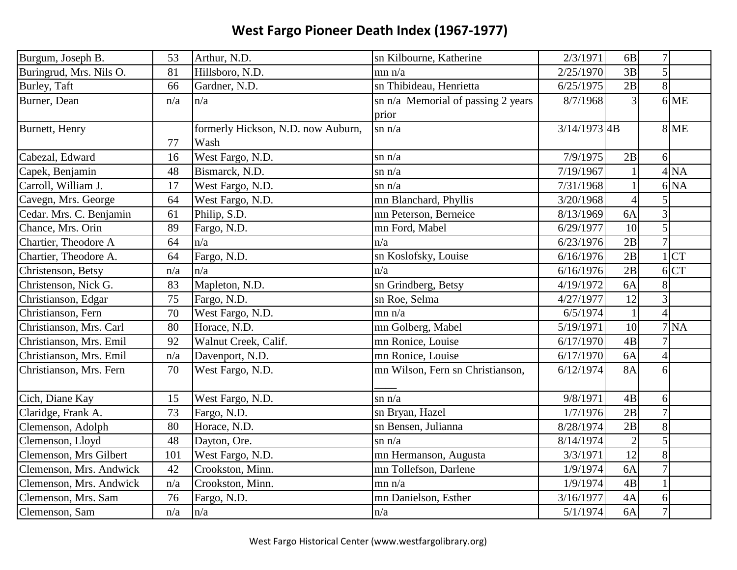# West Fargo Pioneer Death Index (1967-1977)

| | | | | | | | |
|---|---|---|---|---|---|---|---|
| Burgum, Joseph B. | 53 | Arthur, N.D. | sn Kilbourne, Katherine | 2/3/1971 | 6B | 7 | |
| Buringrud, Mrs. Nils O. | 81 | Hillsboro, N.D. | mn n/a | 2/25/1970 | 3B | 5 | |
| Burley, Taft | 66 | Gardner, N.D. | sn Thibideau, Henrietta | 6/25/1975 | 2B | 8 | |
| Burner, Dean | n/a | n/a | sn n/a Memorial of passing 2 years prior | 8/7/1968 | 3 | 6 | ME |
| Burnett, Henry | 77 | formerly Hickson, N.D. now Auburn, Wash | sn n/a | 3/14/1973 | 4B | 8 | ME |
| Cabezal, Edward | 16 | West Fargo, N.D. | sn n/a | 7/9/1975 | 2B | 6 | |
| Capek, Benjamin | 48 | Bismarck, N.D. | sn n/a | 7/19/1967 | 1 | 4 | NA |
| Carroll, William J. | 17 | West Fargo, N.D. | sn n/a | 7/31/1968 | 1 | 6 | NA |
| Cavegn, Mrs. George | 64 | West Fargo, N.D. | mn Blanchard, Phyllis | 3/20/1968 | 4 | 5 | |
| Cedar. Mrs. C. Benjamin | 61 | Philip, S.D. | mn Peterson, Berneice | 8/13/1969 | 6A | 3 | |
| Chance, Mrs. Orin | 89 | Fargo, N.D. | mn Ford, Mabel | 6/29/1977 | 10 | 5 | |
| Chartier, Theodore A | 64 | n/a | n/a | 6/23/1976 | 2B | 7 | |
| Chartier, Theodore A. | 64 | Fargo, N.D. | sn Koslofsky, Louise | 6/16/1976 | 2B | 1 | CT |
| Christenson, Betsy | n/a | n/a | n/a | 6/16/1976 | 2B | 6 | CT |
| Christenson, Nick G. | 83 | Mapleton, N.D. | sn Grindberg, Betsy | 4/19/1972 | 6A | 8 | |
| Christianson, Edgar | 75 | Fargo, N.D. | sn Roe, Selma | 4/27/1977 | 12 | 3 | |
| Christianson, Fern | 70 | West Fargo, N.D. | mn n/a | 6/5/1974 | 1 | 4 | |
| Christianson, Mrs. Carl | 80 | Horace, N.D. | mn Golberg, Mabel | 5/19/1971 | 10 | 7 | NA |
| Christianson, Mrs. Emil | 92 | Walnut Creek, Calif. | mn Ronice, Louise | 6/17/1970 | 4B | 7 | |
| Christianson, Mrs. Emil | n/a | Davenport, N.D. | mn Ronice, Louise | 6/17/1970 | 6A | 4 | |
| Christianson, Mrs. Fern | 70 | West Fargo, N.D. | mn Wilson, Fern sn Christianson, ____ | 6/12/1974 | 8A | 6 | |
| Cich, Diane Kay | 15 | West Fargo, N.D. | sn n/a | 9/8/1971 | 4B | 6 | |
| Claridge, Frank A. | 73 | Fargo, N.D. | sn Bryan, Hazel | 1/7/1976 | 2B | 7 | |
| Clemenson, Adolph | 80 | Horace, N.D. | sn Bensen, Julianna | 8/28/1974 | 2B | 8 | |
| Clemenson, Lloyd | 48 | Dayton, Ore. | sn n/a | 8/14/1974 | 2 | 5 | |
| Clemenson, Mrs Gilbert | 101 | West Fargo, N.D. | mn Hermanson, Augusta | 3/3/1971 | 12 | 8 | |
| Clemenson, Mrs. Andwick | 42 | Crookston, Minn. | mn Tollefson, Darlene | 1/9/1974 | 6A | 7 | |
| Clemenson, Mrs. Andwick | n/a | Crookston, Minn. | mn n/a | 1/9/1974 | 4B | 1 | |
| Clemenson, Mrs. Sam | 76 | Fargo, N.D. | mn Danielson, Esther | 3/16/1977 | 4A | 6 | |
| Clemenson, Sam | n/a | n/a | n/a | 5/1/1974 | 6A | 7 | |

West Fargo Historical Center (www.westfargolibrary.org)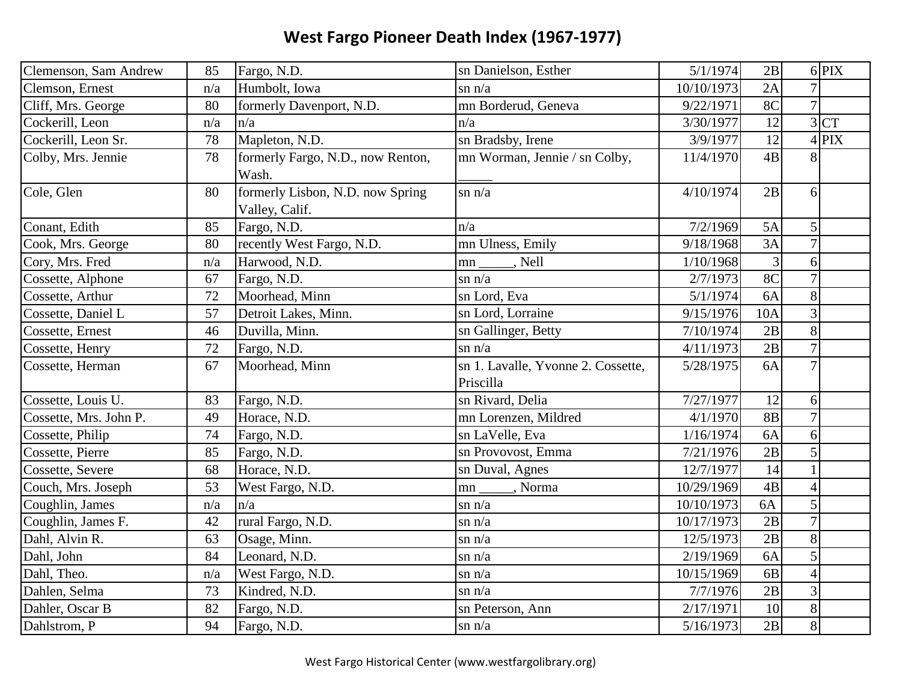# West Fargo Pioneer Death Index (1967-1977)

| | | | | | | | |
|---|---|---|---|---|---|---|---|
| Clemenson, Sam Andrew | 85 | Fargo, N.D. | sn Danielson, Esther | 5/1/1974 | 2B | 6 | PIX |
| Clemson, Ernest | n/a | Humbolt, Iowa | sn n/a | 10/10/1973 | 2A | 7 | |
| Cliff, Mrs. George | 80 | formerly Davenport, N.D. | mn Borderud, Geneva | 9/22/1971 | 8C | 7 | |
| Cockerill, Leon | n/a | n/a | n/a | 3/30/1977 | 12 | 3 | CT |
| Cockerill, Leon Sr. | 78 | Mapleton, N.D. | sn Bradsby, Irene | 3/9/1977 | 12 | 4 | PIX |
| Colby, Mrs. Jennie | 78 | formerly Fargo, N.D., now Renton, Wash. | mn Worman, Jennie / sn Colby, _____ | 11/4/1970 | 4B | 8 | |
| Cole, Glen | 80 | formerly Lisbon, N.D. now Spring Valley, Calif. | sn n/a | 4/10/1974 | 2B | 6 | |
| Conant, Edith | 85 | Fargo, N.D. | n/a | 7/2/1969 | 5A | 5 | |
| Cook, Mrs. George | 80 | recently West Fargo, N.D. | mn Ulness, Emily | 9/18/1968 | 3A | 7 | |
| Cory, Mrs. Fred | n/a | Harwood, N.D. | mn _____, Nell | 1/10/1968 | 3 | 6 | |
| Cossette, Alphone | 67 | Fargo, N.D. | sn n/a | 2/7/1973 | 8C | 7 | |
| Cossette, Arthur | 72 | Moorhead, Minn | sn Lord, Eva | 5/1/1974 | 6A | 8 | |
| Cossette, Daniel L | 57 | Detroit Lakes, Minn. | sn Lord, Lorraine | 9/15/1976 | 10A | 3 | |
| Cossette, Ernest | 46 | Duvilla, Minn. | sn Gallinger, Betty | 7/10/1974 | 2B | 8 | |
| Cossette, Henry | 72 | Fargo, N.D. | sn n/a | 4/11/1973 | 2B | 7 | |
| Cossette, Herman | 67 | Moorhead, Minn | sn 1. Lavalle, Yvonne 2. Cossette, Priscilla | 5/28/1975 | 6A | 7 | |
| Cossette, Louis U. | 83 | Fargo, N.D. | sn Rivard, Delia | 7/27/1977 | 12 | 6 | |
| Cossette, Mrs. John P. | 49 | Horace, N.D. | mn Lorenzen, Mildred | 4/1/1970 | 8B | 7 | |
| Cossette, Philip | 74 | Fargo, N.D. | sn LaVelle, Eva | 1/16/1974 | 6A | 6 | |
| Cossette, Pierre | 85 | Fargo, N.D. | sn Provovost, Emma | 7/21/1976 | 2B | 5 | |
| Cossette, Severe | 68 | Horace, N.D. | sn Duval, Agnes | 12/7/1977 | 14 | 1 | |
| Couch, Mrs. Joseph | 53 | West Fargo, N.D. | mn _____, Norma | 10/29/1969 | 4B | 4 | |
| Coughlin, James | n/a | n/a | sn n/a | 10/10/1973 | 6A | 5 | |
| Coughlin, James F. | 42 | rural Fargo, N.D. | sn n/a | 10/17/1973 | 2B | 7 | |
| Dahl, Alvin R. | 63 | Osage, Minn. | sn n/a | 12/5/1973 | 2B | 8 | |
| Dahl, John | 84 | Leonard, N.D. | sn n/a | 2/19/1969 | 6A | 5 | |
| Dahl, Theo. | n/a | West Fargo, N.D. | sn n/a | 10/15/1969 | 6B | 4 | |
| Dahlen, Selma | 73 | Kindred, N.D. | sn n/a | 7/7/1976 | 2B | 3 | |
| Dahler, Oscar B | 82 | Fargo, N.D. | sn Peterson, Ann | 2/17/1971 | 10 | 8 | |
| Dahlstrom, P | 94 | Fargo, N.D. | sn n/a | 5/16/1973 | 2B | 8 | |

West Fargo Historical Center (www.westfargolibrary.org)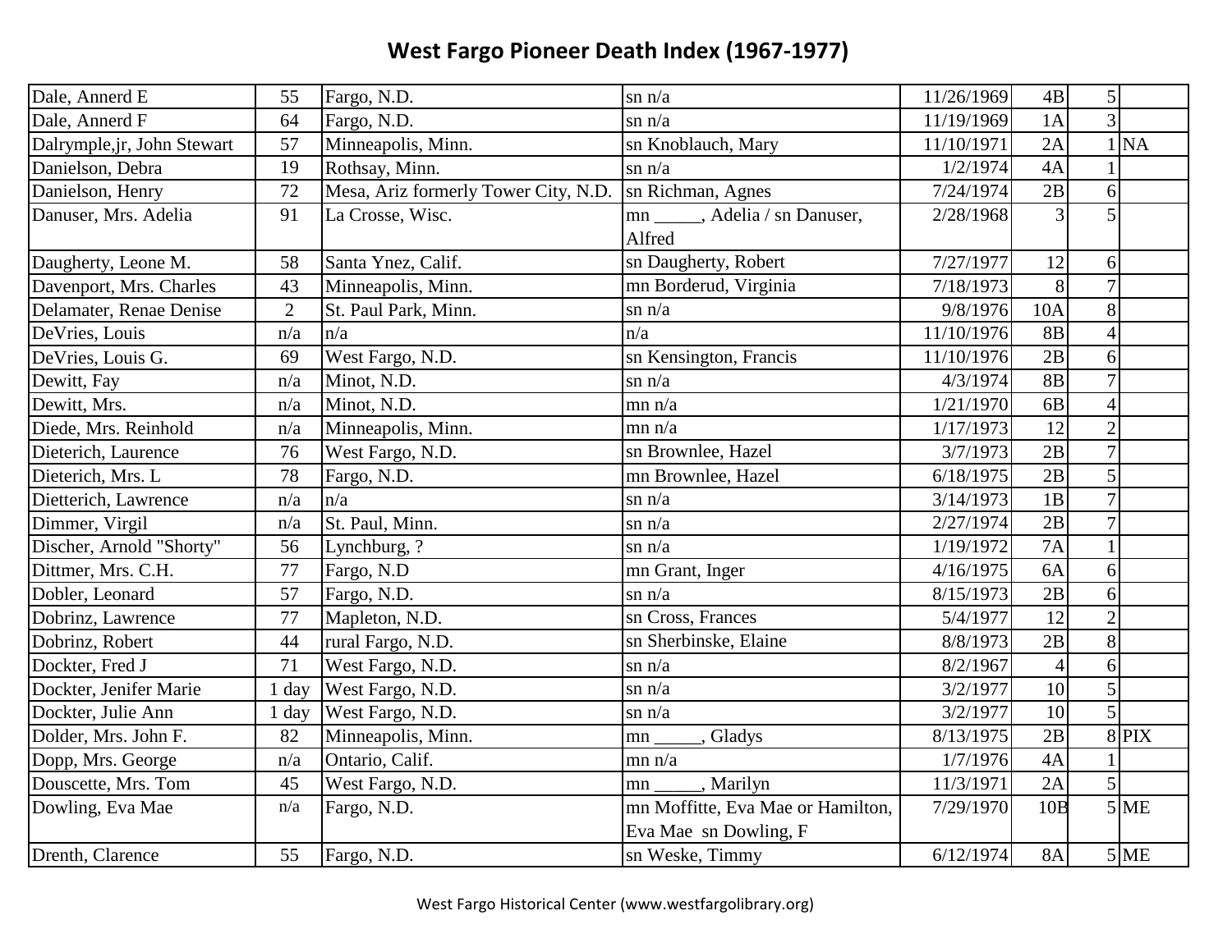# West Fargo Pioneer Death Index (1967-1977)

| | | | | | | | |
|---|---|---|---|---|---|---|---|
| Dale, Annerd E | 55 | Fargo, N.D. | sn n/a | 11/26/1969 | 4B | 5 | |
| Dale, Annerd F | 64 | Fargo, N.D. | sn n/a | 11/19/1969 | 1A | 3 | |
| Dalrymple,jr, John Stewart | 57 | Minneapolis, Minn. | sn Knoblauch, Mary | 11/10/1971 | 2A | 1 | NA |
| Danielson, Debra | 19 | Rothsay, Minn. | sn n/a | 1/2/1974 | 4A | 1 | |
| Danielson, Henry | 72 | Mesa, Ariz formerly Tower City, N.D. | sn Richman, Agnes | 7/24/1974 | 2B | 6 | |
| Danuser, Mrs. Adelia | 91 | La Crosse, Wisc. | mn _____, Adelia / sn Danuser, Alfred | 2/28/1968 | 3 | 5 | |
| Daugherty, Leone M. | 58 | Santa Ynez, Calif. | sn Daugherty, Robert | 7/27/1977 | 12 | 6 | |
| Davenport, Mrs. Charles | 43 | Minneapolis, Minn. | mn Borderud, Virginia | 7/18/1973 | 8 | 7 | |
| Delamater, Renae Denise | 2 | St. Paul Park, Minn. | sn n/a | 9/8/1976 | 10A | 8 | |
| DeVries, Louis | n/a | n/a | n/a | 11/10/1976 | 8B | 4 | |
| DeVries, Louis G. | 69 | West Fargo, N.D. | sn Kensington, Francis | 11/10/1976 | 2B | 6 | |
| Dewitt, Fay | n/a | Minot, N.D. | sn n/a | 4/3/1974 | 8B | 7 | |
| Dewitt, Mrs. | n/a | Minot, N.D. | mn n/a | 1/21/1970 | 6B | 4 | |
| Diede, Mrs. Reinhold | n/a | Minneapolis, Minn. | mn n/a | 1/17/1973 | 12 | 2 | |
| Dieterich, Laurence | 76 | West Fargo, N.D. | sn Brownlee, Hazel | 3/7/1973 | 2B | 7 | |
| Dieterich, Mrs. L | 78 | Fargo, N.D. | mn Brownlee, Hazel | 6/18/1975 | 2B | 5 | |
| Dietterich, Lawrence | n/a | n/a | sn n/a | 3/14/1973 | 1B | 7 | |
| Dimmer, Virgil | n/a | St. Paul, Minn. | sn n/a | 2/27/1974 | 2B | 7 | |
| Discher, Arnold "Shorty" | 56 | Lynchburg, ? | sn n/a | 1/19/1972 | 7A | 1 | |
| Dittmer, Mrs. C.H. | 77 | Fargo, N.D | mn Grant, Inger | 4/16/1975 | 6A | 6 | |
| Dobler, Leonard | 57 | Fargo, N.D. | sn n/a | 8/15/1973 | 2B | 6 | |
| Dobrinz, Lawrence | 77 | Mapleton, N.D. | sn Cross, Frances | 5/4/1977 | 12 | 2 | |
| Dobrinz, Robert | 44 | rural Fargo, N.D. | sn Sherbinske, Elaine | 8/8/1973 | 2B | 8 | |
| Dockter, Fred J | 71 | West Fargo, N.D. | sn n/a | 8/2/1967 | 4 | 6 | |
| Dockter, Jenifer Marie | 1 day | West Fargo, N.D. | sn n/a | 3/2/1977 | 10 | 5 | |
| Dockter, Julie Ann | 1 day | West Fargo, N.D. | sn n/a | 3/2/1977 | 10 | 5 | |
| Dolder, Mrs. John F. | 82 | Minneapolis, Minn. | mn _____, Gladys | 8/13/1975 | 2B | 8 | PIX |
| Dopp, Mrs. George | n/a | Ontario, Calif. | mn n/a | 1/7/1976 | 4A | 1 | |
| Douscette, Mrs. Tom | 45 | West Fargo, N.D. | mn _____, Marilyn | 11/3/1971 | 2A | 5 | |
| Dowling, Eva Mae | n/a | Fargo, N.D. | mn Moffitte, Eva Mae or Hamilton, Eva Mae sn Dowling, F | 7/29/1970 | 10B | 5 | ME |
| Drenth, Clarence | 55 | Fargo, N.D. | sn Weske, Timmy | 6/12/1974 | 8A | 5 | ME |

West Fargo Historical Center (www.westfargolibrary.org)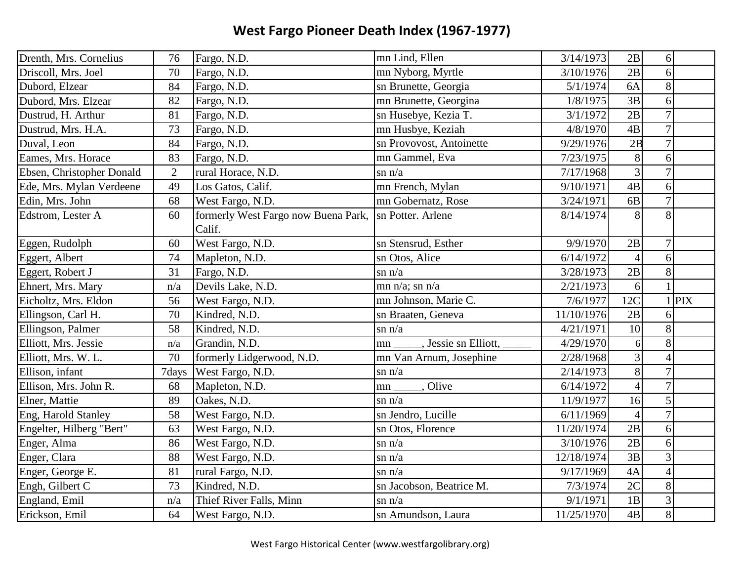# West Fargo Pioneer Death Index (1967-1977)

| | | | | | | | |
|---|---|---|---|---|---|---|---|
| Drenth, Mrs. Cornelius | 76 | Fargo, N.D. | mn Lind, Ellen | 3/14/1973 | 2B | 6 | |
| Driscoll, Mrs. Joel | 70 | Fargo, N.D. | mn Nyborg, Myrtle | 3/10/1976 | 2B | 6 | |
| Dubord, Elzear | 84 | Fargo, N.D. | sn Brunette, Georgia | 5/1/1974 | 6A | 8 | |
| Dubord, Mrs. Elzear | 82 | Fargo, N.D. | mn Brunette, Georgina | 1/8/1975 | 3B | 6 | |
| Dustrud, H. Arthur | 81 | Fargo, N.D. | sn Husebye, Kezia T. | 3/1/1972 | 2B | 7 | |
| Dustrud, Mrs. H.A. | 73 | Fargo, N.D. | mn Husbye, Keziah | 4/8/1970 | 4B | 7 | |
| Duval, Leon | 84 | Fargo, N.D. | sn Provovost, Antoinette | 9/29/1976 | 2B | 7 | |
| Eames, Mrs. Horace | 83 | Fargo, N.D. | mn Gammel, Eva | 7/23/1975 | 8 | 6 | |
| Ebsen, Christopher Donald | 2 | rural Horace, N.D. | sn n/a | 7/17/1968 | 3 | 7 | |
| Ede, Mrs. Mylan Verdeene | 49 | Los Gatos, Calif. | mn French, Mylan | 9/10/1971 | 4B | 6 | |
| Edin, Mrs. John | 68 | West Fargo, N.D. | mn Gobernatz, Rose | 3/24/1971 | 6B | 7 | |
| Edstrom, Lester A | 60 | formerly West Fargo now Buena Park, Calif. | sn Potter. Arlene | 8/14/1974 | 8 | 8 | |
| Eggen, Rudolph | 60 | West Fargo, N.D. | sn Stensrud, Esther | 9/9/1970 | 2B | 7 | |
| Eggert, Albert | 74 | Mapleton, N.D. | sn Otos, Alice | 6/14/1972 | 4 | 6 | |
| Eggert, Robert J | 31 | Fargo, N.D. | sn n/a | 3/28/1973 | 2B | 8 | |
| Ehnert, Mrs. Mary | n/a | Devils Lake, N.D. | mn n/a; sn n/a | 2/21/1973 | 6 | 1 | |
| Eicholtz, Mrs. Eldon | 56 | West Fargo, N.D. | mn Johnson, Marie C. | 7/6/1977 | 12C | 1 | PIX |
| Ellingson, Carl H. | 70 | Kindred, N.D. | sn Braaten, Geneva | 11/10/1976 | 2B | 6 | |
| Ellingson, Palmer | 58 | Kindred, N.D. | sn n/a | 4/21/1971 | 10 | 8 | |
| Elliott, Mrs. Jessie | n/a | Grandin, N.D. | mn _____, Jessie sn Elliott, _____ | 4/29/1970 | 6 | 8 | |
| Elliott, Mrs. W. L. | 70 | formerly Lidgerwood, N.D. | mn Van Arnum, Josephine | 2/28/1968 | 3 | 4 | |
| Ellison, infant | 7days | West Fargo, N.D. | sn n/a | 2/14/1973 | 8 | 7 | |
| Ellison, Mrs. John R. | 68 | Mapleton, N.D. | mn _____, Olive | 6/14/1972 | 4 | 7 | |
| Elner, Mattie | 89 | Oakes, N.D. | sn n/a | 11/9/1977 | 16 | 5 | |
| Eng, Harold Stanley | 58 | West Fargo, N.D. | sn Jendro, Lucille | 6/11/1969 | 4 | 7 | |
| Engelter, Hilberg "Bert" | 63 | West Fargo, N.D. | sn Otos, Florence | 11/20/1974 | 2B | 6 | |
| Enger, Alma | 86 | West Fargo, N.D. | sn n/a | 3/10/1976 | 2B | 6 | |
| Enger, Clara | 88 | West Fargo, N.D. | sn n/a | 12/18/1974 | 3B | 3 | |
| Enger, George E. | 81 | rural Fargo, N.D. | sn n/a | 9/17/1969 | 4A | 4 | |
| Engh, Gilbert C | 73 | Kindred, N.D. | sn Jacobson, Beatrice M. | 7/3/1974 | 2C | 8 | |
| England, Emil | n/a | Thief River Falls, Minn | sn n/a | 9/1/1971 | 1B | 3 | |
| Erickson, Emil | 64 | West Fargo, N.D. | sn Amundson, Laura | 11/25/1970 | 4B | 8 | |

West Fargo Historical Center (www.westfargolibrary.org)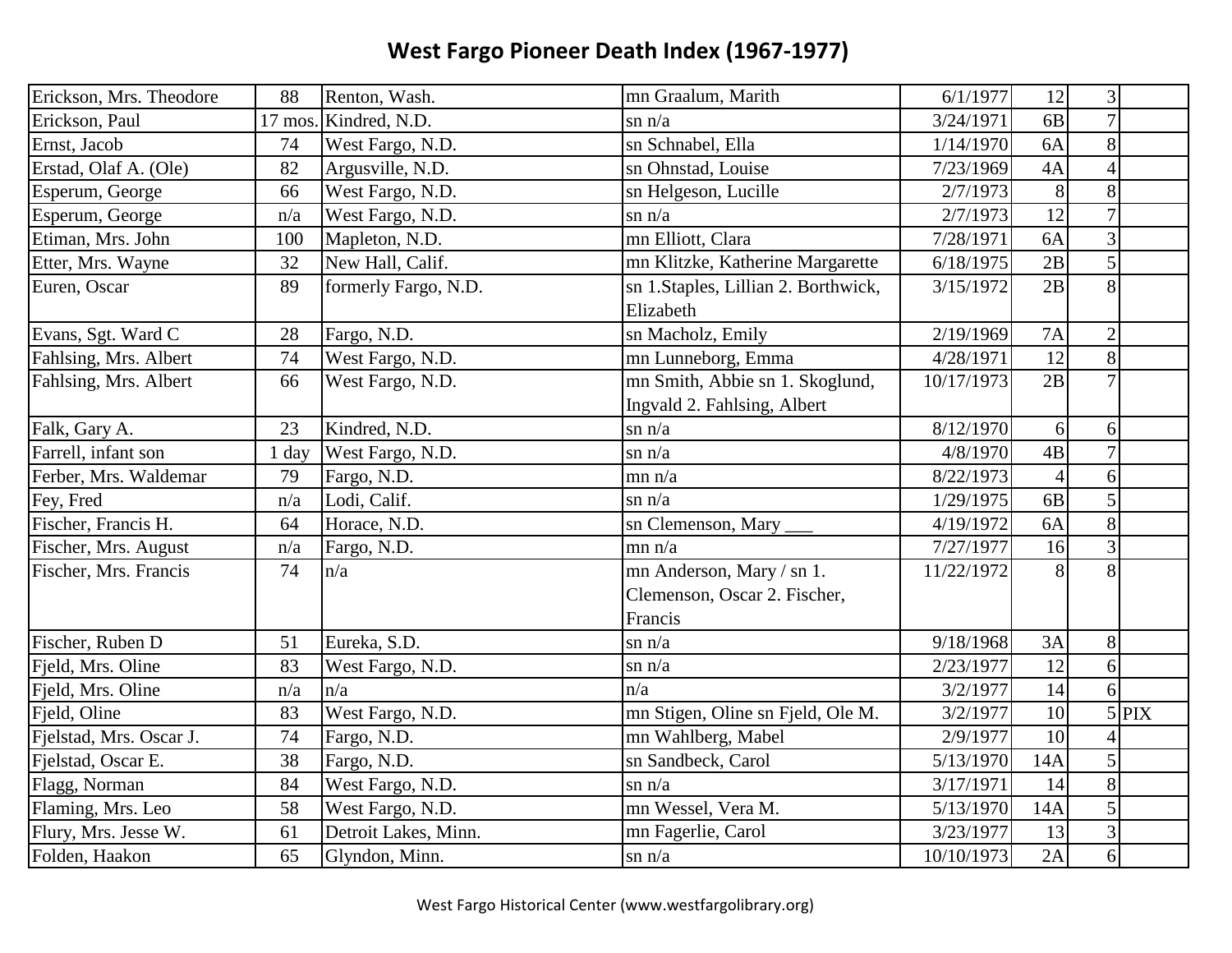# West Fargo Pioneer Death Index (1967-1977)

| | | | | | | | |
|---|---|---|---|---|---|---|---|
| Erickson, Mrs. Theodore | 88 | Renton, Wash. | mn Graalum, Marith | 6/1/1977 | 12 | 3 | |
| Erickson, Paul | 17 mos. | Kindred, N.D. | sn n/a | 3/24/1971 | 6B | 7 | |
| Ernst, Jacob | 74 | West Fargo, N.D. | sn Schnabel, Ella | 1/14/1970 | 6A | 8 | |
| Erstad, Olaf A. (Ole) | 82 | Argusville, N.D. | sn Ohnstad, Louise | 7/23/1969 | 4A | 4 | |
| Esperum, George | 66 | West Fargo, N.D. | sn Helgeson, Lucille | 2/7/1973 | 8 | 8 | |
| Esperum, George | n/a | West Fargo, N.D. | sn n/a | 2/7/1973 | 12 | 7 | |
| Etiman, Mrs. John | 100 | Mapleton, N.D. | mn Elliott, Clara | 7/28/1971 | 6A | 3 | |
| Etter, Mrs. Wayne | 32 | New Hall, Calif. | mn Klitzke, Katherine Margarette | 6/18/1975 | 2B | 5 | |
| Euren, Oscar | 89 | formerly Fargo, N.D. | sn 1.Staples, Lillian 2. Borthwick, Elizabeth | 3/15/1972 | 2B | 8 | |
| Evans, Sgt. Ward C | 28 | Fargo, N.D. | sn Macholz, Emily | 2/19/1969 | 7A | 2 | |
| Fahlsing, Mrs. Albert | 74 | West Fargo, N.D. | mn Lunneborg, Emma | 4/28/1971 | 12 | 8 | |
| Fahlsing, Mrs. Albert | 66 | West Fargo, N.D. | mn Smith, Abbie sn 1. Skoglund, Ingvald 2. Fahlsing, Albert | 10/17/1973 | 2B | 7 | |
| Falk, Gary A. | 23 | Kindred, N.D. | sn n/a | 8/12/1970 | 6 | 6 | |
| Farrell, infant son | 1 day | West Fargo, N.D. | sn n/a | 4/8/1970 | 4B | 7 | |
| Ferber, Mrs. Waldemar | 79 | Fargo, N.D. | mn n/a | 8/22/1973 | 4 | 6 | |
| Fey, Fred | n/a | Lodi, Calif. | sn n/a | 1/29/1975 | 6B | 5 | |
| Fischer, Francis H. | 64 | Horace, N.D. | sn Clemenson, Mary ___ | 4/19/1972 | 6A | 8 | |
| Fischer, Mrs. August | n/a | Fargo, N.D. | mn n/a | 7/27/1977 | 16 | 3 | |
| Fischer, Mrs. Francis | 74 | n/a | mn Anderson, Mary / sn 1. Clemenson, Oscar 2. Fischer, Francis | 11/22/1972 | 8 | 8 | |
| Fischer, Ruben D | 51 | Eureka, S.D. | sn n/a | 9/18/1968 | 3A | 8 | |
| Fjeld, Mrs. Oline | 83 | West Fargo, N.D. | sn n/a | 2/23/1977 | 12 | 6 | |
| Fjeld, Mrs. Oline | n/a | n/a | n/a | 3/2/1977 | 14 | 6 | |
| Fjeld, Oline | 83 | West Fargo, N.D. | mn Stigen, Oline sn Fjeld, Ole M. | 3/2/1977 | 10 | 5 | PIX |
| Fjelstad, Mrs. Oscar J. | 74 | Fargo, N.D. | mn Wahlberg, Mabel | 2/9/1977 | 10 | 4 | |
| Fjelstad, Oscar E. | 38 | Fargo, N.D. | sn Sandbeck, Carol | 5/13/1970 | 14A | 5 | |
| Flagg, Norman | 84 | West Fargo, N.D. | sn n/a | 3/17/1971 | 14 | 8 | |
| Flaming, Mrs. Leo | 58 | West Fargo, N.D. | mn Wessel, Vera M. | 5/13/1970 | 14A | 5 | |
| Flury, Mrs. Jesse W. | 61 | Detroit Lakes, Minn. | mn Fagerlie, Carol | 3/23/1977 | 13 | 3 | |
| Folden, Haakon | 65 | Glyndon, Minn. | sn n/a | 10/10/1973 | 2A | 6 | |

West Fargo Historical Center (www.westfargolibrary.org)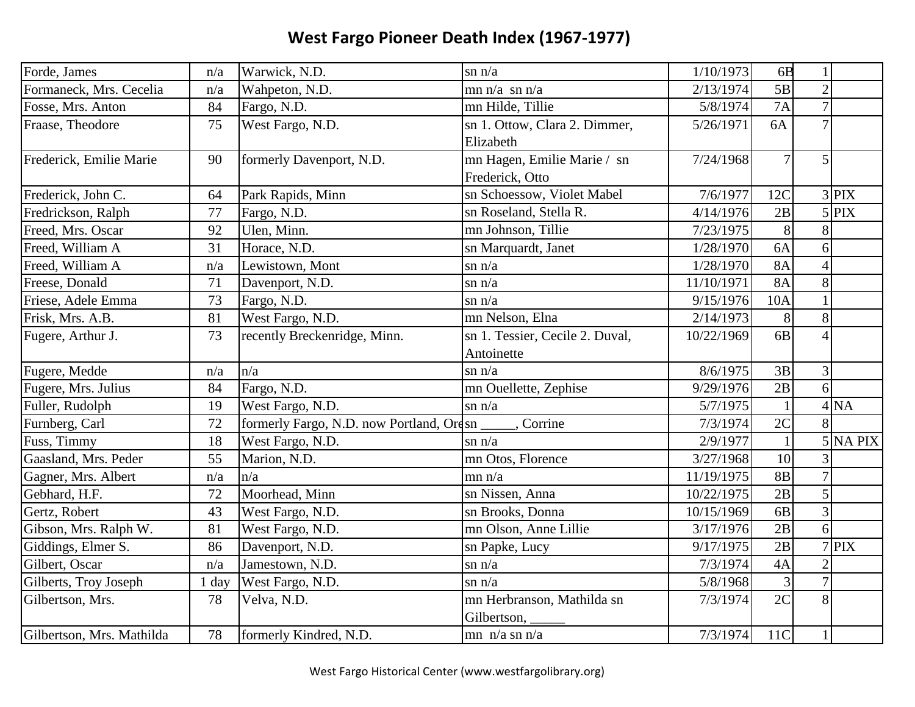# West Fargo Pioneer Death Index (1967-1977)

| | | | | | | | |
|---|---|---|---|---|---|---|---|
| Forde, James | n/a | Warwick, N.D. | sn n/a | 1/10/1973 | 6B | 1 | |
| Formaneck, Mrs. Cecelia | n/a | Wahpeton, N.D. | mn n/a sn n/a | 2/13/1974 | 5B | 2 | |
| Fosse, Mrs. Anton | 84 | Fargo, N.D. | mn Hilde, Tillie | 5/8/1974 | 7A | 7 | |
| Fraase, Theodore | 75 | West Fargo, N.D. | sn 1. Ottow, Clara 2. Dimmer, Elizabeth | 5/26/1971 | 6A | 7 | |
| Frederick, Emilie Marie | 90 | formerly Davenport, N.D. | mn Hagen, Emilie Marie / sn Frederick, Otto | 7/24/1968 | 7 | 5 | |
| Frederick, John C. | 64 | Park Rapids, Minn | sn Schoessow, Violet Mabel | 7/6/1977 | 12C | 3 | PIX |
| Fredrickson, Ralph | 77 | Fargo, N.D. | sn Roseland, Stella R. | 4/14/1976 | 2B | 5 | PIX |
| Freed, Mrs. Oscar | 92 | Ulen, Minn. | mn Johnson, Tillie | 7/23/1975 | 8 | 8 | |
| Freed, William A | 31 | Horace, N.D. | sn Marquardt, Janet | 1/28/1970 | 6A | 6 | |
| Freed, William A | n/a | Lewistown, Mont | sn n/a | 1/28/1970 | 8A | 4 | |
| Freese, Donald | 71 | Davenport, N.D. | sn n/a | 11/10/1971 | 8A | 8 | |
| Friese, Adele Emma | 73 | Fargo, N.D. | sn n/a | 9/15/1976 | 10A | 1 | |
| Frisk, Mrs. A.B. | 81 | West Fargo, N.D. | mn Nelson, Elna | 2/14/1973 | 8 | 8 | |
| Fugere, Arthur J. | 73 | recently Breckenridge, Minn. | sn 1. Tessier, Cecile 2. Duval, Antoinette | 10/22/1969 | 6B | 4 | |
| Fugere, Medde | n/a | n/a | sn n/a | 8/6/1975 | 3B | 3 | |
| Fugere, Mrs. Julius | 84 | Fargo, N.D. | mn Ouellette, Zephise | 9/29/1976 | 2B | 6 | |
| Fuller, Rudolph | 19 | West Fargo, N.D. | sn n/a | 5/7/1975 | 1 | 4 | NA |
| Furnberg, Carl | 72 | formerly Fargo, N.D. now Portland, Ore | sn _____, Corrine | 7/3/1974 | 2C | 8 | |
| Fuss, Timmy | 18 | West Fargo, N.D. | sn n/a | 2/9/1977 | 1 | 5 | NA PIX |
| Gaasland, Mrs. Peder | 55 | Marion, N.D. | mn Otos, Florence | 3/27/1968 | 10 | 3 | |
| Gagner, Mrs. Albert | n/a | n/a | mn n/a | 11/19/1975 | 8B | 7 | |
| Gebhard, H.F. | 72 | Moorhead, Minn | sn Nissen, Anna | 10/22/1975 | 2B | 5 | |
| Gertz, Robert | 43 | West Fargo, N.D. | sn Brooks, Donna | 10/15/1969 | 6B | 3 | |
| Gibson, Mrs. Ralph W. | 81 | West Fargo, N.D. | mn Olson, Anne Lillie | 3/17/1976 | 2B | 6 | |
| Giddings, Elmer S. | 86 | Davenport, N.D. | sn Papke, Lucy | 9/17/1975 | 2B | 7 | PIX |
| Gilbert, Oscar | n/a | Jamestown, N.D. | sn n/a | 7/3/1974 | 4A | 2 | |
| Gilberts, Troy Joseph | 1 day | West Fargo, N.D. | sn n/a | 5/8/1968 | 3 | 7 | |
| Gilbertson, Mrs. | 78 | Velva, N.D. | mn Herbranson, Mathilda sn Gilbertson, _____ | 7/3/1974 | 2C | 8 | |
| Gilbertson, Mrs. Mathilda | 78 | formerly Kindred, N.D. | mn n/a sn n/a | 7/3/1974 | 11C | 1 | |

West Fargo Historical Center (www.westfargolibrary.org)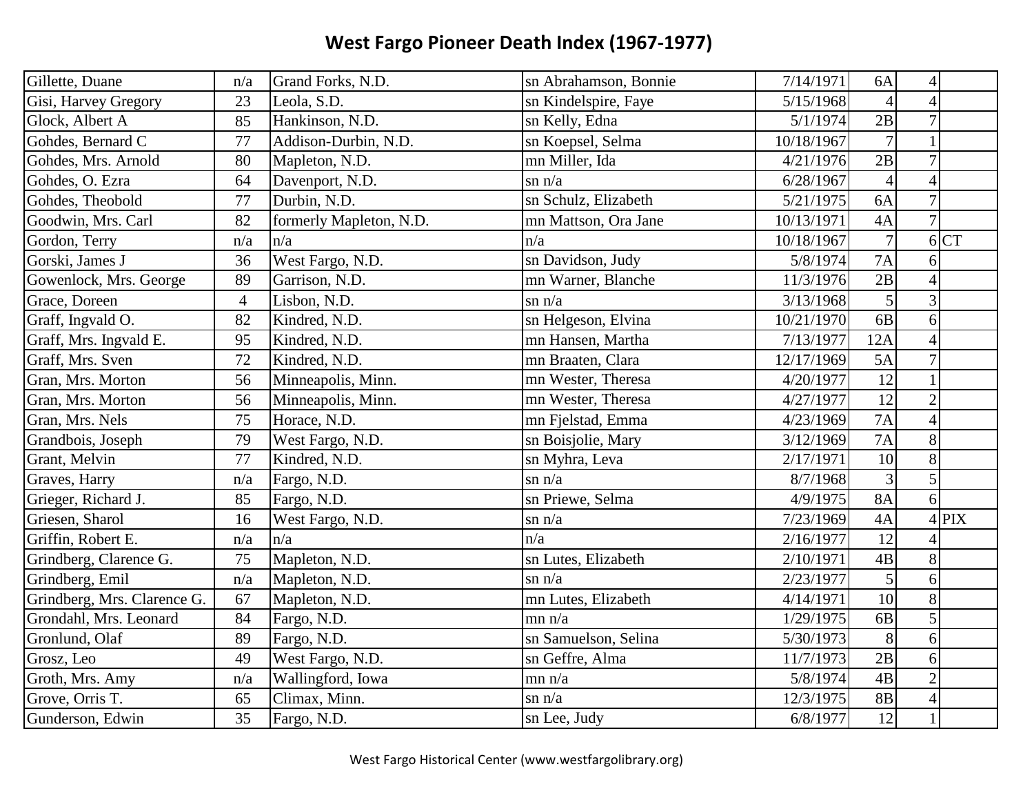# West Fargo Pioneer Death Index (1967-1977)

| | | | | | | | |
|---|---|---|---|---|---|---|---|
| Gillette, Duane | n/a | Grand Forks, N.D. | sn Abrahamson, Bonnie | 7/14/1971 | 6A | 4 | |
| Gisi, Harvey Gregory | 23 | Leola, S.D. | sn Kindelspire, Faye | 5/15/1968 | 4 | 4 | |
| Glock, Albert A | 85 | Hankinson, N.D. | sn Kelly, Edna | 5/1/1974 | 2B | 7 | |
| Gohdes, Bernard C | 77 | Addison-Durbin, N.D. | sn Koepsel, Selma | 10/18/1967 | 7 | 1 | |
| Gohdes, Mrs. Arnold | 80 | Mapleton, N.D. | mn Miller, Ida | 4/21/1976 | 2B | 7 | |
| Gohdes, O. Ezra | 64 | Davenport, N.D. | sn n/a | 6/28/1967 | 4 | 4 | |
| Gohdes, Theobold | 77 | Durbin, N.D. | sn Schulz, Elizabeth | 5/21/1975 | 6A | 7 | |
| Goodwin, Mrs. Carl | 82 | formerly Mapleton, N.D. | mn Mattson, Ora Jane | 10/13/1971 | 4A | 7 | |
| Gordon, Terry | n/a | n/a | n/a | 10/18/1967 | 7 | 6 | CT |
| Gorski, James J | 36 | West Fargo, N.D. | sn Davidson, Judy | 5/8/1974 | 7A | 6 | |
| Gowenlock, Mrs. George | 89 | Garrison, N.D. | mn Warner, Blanche | 11/3/1976 | 2B | 4 | |
| Grace, Doreen | 4 | Lisbon, N.D. | sn n/a | 3/13/1968 | 5 | 3 | |
| Graff, Ingvald O. | 82 | Kindred, N.D. | sn Helgeson, Elvina | 10/21/1970 | 6B | 6 | |
| Graff, Mrs. Ingvald E. | 95 | Kindred, N.D. | mn Hansen, Martha | 7/13/1977 | 12A | 4 | |
| Graff, Mrs. Sven | 72 | Kindred, N.D. | mn Braaten, Clara | 12/17/1969 | 5A | 7 | |
| Gran, Mrs. Morton | 56 | Minneapolis, Minn. | mn Wester, Theresa | 4/20/1977 | 12 | 1 | |
| Gran, Mrs. Morton | 56 | Minneapolis, Minn. | mn Wester, Theresa | 4/27/1977 | 12 | 2 | |
| Gran, Mrs. Nels | 75 | Horace, N.D. | mn Fjelstad, Emma | 4/23/1969 | 7A | 4 | |
| Grandbois, Joseph | 79 | West Fargo, N.D. | sn Boisjolie, Mary | 3/12/1969 | 7A | 8 | |
| Grant, Melvin | 77 | Kindred, N.D. | sn Myhra, Leva | 2/17/1971 | 10 | 8 | |
| Graves, Harry | n/a | Fargo, N.D. | sn n/a | 8/7/1968 | 3 | 5 | |
| Grieger, Richard J. | 85 | Fargo, N.D. | sn Priewe, Selma | 4/9/1975 | 8A | 6 | |
| Griesen, Sharol | 16 | West Fargo, N.D. | sn n/a | 7/23/1969 | 4A | 4 | PIX |
| Griffin, Robert E. | n/a | n/a | n/a | 2/16/1977 | 12 | 4 | |
| Grindberg, Clarence G. | 75 | Mapleton, N.D. | sn Lutes, Elizabeth | 2/10/1971 | 4B | 8 | |
| Grindberg, Emil | n/a | Mapleton, N.D. | sn n/a | 2/23/1977 | 5 | 6 | |
| Grindberg, Mrs. Clarence G. | 67 | Mapleton, N.D. | mn Lutes, Elizabeth | 4/14/1971 | 10 | 8 | |
| Grondahl, Mrs. Leonard | 84 | Fargo, N.D. | mn n/a | 1/29/1975 | 6B | 5 | |
| Gronlund, Olaf | 89 | Fargo, N.D. | sn Samuelson, Selina | 5/30/1973 | 8 | 6 | |
| Grosz, Leo | 49 | West Fargo, N.D. | sn Geffre, Alma | 11/7/1973 | 2B | 6 | |
| Groth, Mrs. Amy | n/a | Wallingford, Iowa | mn n/a | 5/8/1974 | 4B | 2 | |
| Grove, Orris T. | 65 | Climax, Minn. | sn n/a | 12/3/1975 | 8B | 4 | |
| Gunderson, Edwin | 35 | Fargo, N.D. | sn Lee, Judy | 6/8/1977 | 12 | 1 | |

West Fargo Historical Center (www.westfargolibrary.org)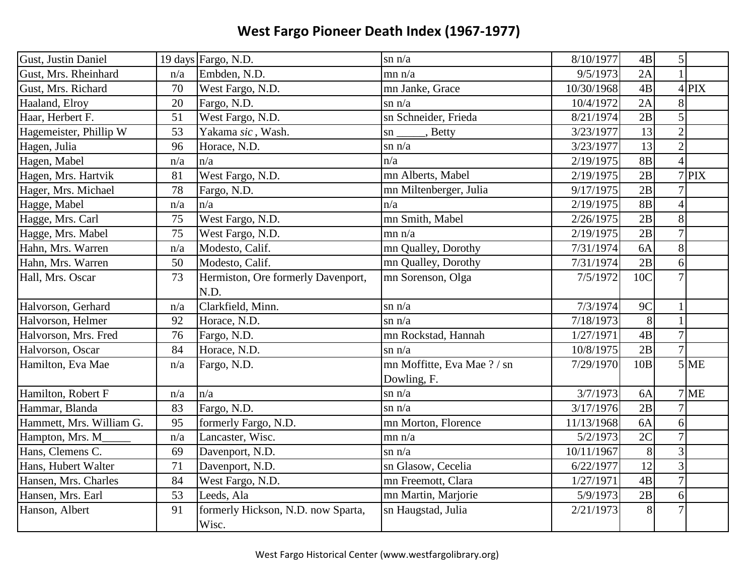# West Fargo Pioneer Death Index (1967-1977)

| | | | | | | | |
|---|---|---|---|---|---|---|---|
| Gust, Justin Daniel | 19 days | Fargo, N.D. | sn n/a | 8/10/1977 | 4B | 5 | |
| Gust, Mrs. Rheinhard | n/a | Embden, N.D. | mn n/a | 9/5/1973 | 2A | 1 | |
| Gust, Mrs. Richard | 70 | West Fargo, N.D. | mn Janke, Grace | 10/30/1968 | 4B | 4 | PIX |
| Haaland, Elroy | 20 | Fargo, N.D. | sn n/a | 10/4/1972 | 2A | 8 | |
| Haar, Herbert F. | 51 | West Fargo, N.D. | sn Schneider, Frieda | 8/21/1974 | 2B | 5 | |
| Hagemeister, Phillip W | 53 | Yakama *sic* , Wash. | sn _____, Betty | 3/23/1977 | 13 | 2 | |
| Hagen, Julia | 96 | Horace, N.D. | sn n/a | 3/23/1977 | 13 | 2 | |
| Hagen, Mabel | n/a | n/a | n/a | 2/19/1975 | 8B | 4 | |
| Hagen, Mrs. Hartvik | 81 | West Fargo, N.D. | mn Alberts, Mabel | 2/19/1975 | 2B | 7 | PIX |
| Hager, Mrs. Michael | 78 | Fargo, N.D. | mn Miltenberger, Julia | 9/17/1975 | 2B | 7 | |
| Hagge, Mabel | n/a | n/a | n/a | 2/19/1975 | 8B | 4 | |
| Hagge, Mrs. Carl | 75 | West Fargo, N.D. | mn Smith, Mabel | 2/26/1975 | 2B | 8 | |
| Hagge, Mrs. Mabel | 75 | West Fargo, N.D. | mn n/a | 2/19/1975 | 2B | 7 | |
| Hahn, Mrs. Warren | n/a | Modesto, Calif. | mn Qualley, Dorothy | 7/31/1974 | 6A | 8 | |
| Hahn, Mrs. Warren | 50 | Modesto, Calif. | mn Qualley, Dorothy | 7/31/1974 | 2B | 6 | |
| Hall, Mrs. Oscar | 73 | Hermiston, Ore formerly Davenport, N.D. | mn Sorenson, Olga | 7/5/1972 | 10C | 7 | |
| Halvorson, Gerhard | n/a | Clarkfield, Minn. | sn n/a | 7/3/1974 | 9C | 1 | |
| Halvorson, Helmer | 92 | Horace, N.D. | sn n/a | 7/18/1973 | 8 | 1 | |
| Halvorson, Mrs. Fred | 76 | Fargo, N.D. | mn Rockstad, Hannah | 1/27/1971 | 4B | 7 | |
| Halvorson, Oscar | 84 | Horace, N.D. | sn n/a | 10/8/1975 | 2B | 7 | |
| Hamilton, Eva Mae | n/a | Fargo, N.D. | mn Moffitte, Eva Mae ? / sn Dowling, F. | 7/29/1970 | 10B | 5 | ME |
| Hamilton, Robert F | n/a | n/a | sn n/a | 3/7/1973 | 6A | 7 | ME |
| Hammar, Blanda | 83 | Fargo, N.D. | sn n/a | 3/17/1976 | 2B | 7 | |
| Hammett, Mrs. William G. | 95 | formerly Fargo, N.D. | mn Morton, Florence | 11/13/1968 | 6A | 6 | |
| Hampton, Mrs. M_____ | n/a | Lancaster, Wisc. | mn n/a | 5/2/1973 | 2C | 7 | |
| Hans, Clemens C. | 69 | Davenport, N.D. | sn n/a | 10/11/1967 | 8 | 3 | |
| Hans, Hubert Walter | 71 | Davenport, N.D. | sn Glasow, Cecelia | 6/22/1977 | 12 | 3 | |
| Hansen, Mrs. Charles | 84 | West Fargo, N.D. | mn Freemott, Clara | 1/27/1971 | 4B | 7 | |
| Hansen, Mrs. Earl | 53 | Leeds, Ala | mn Martin, Marjorie | 5/9/1973 | 2B | 6 | |
| Hanson, Albert | 91 | formerly Hickson, N.D. now Sparta, Wisc. | sn Haugstad, Julia | 2/21/1973 | 8 | 7 | |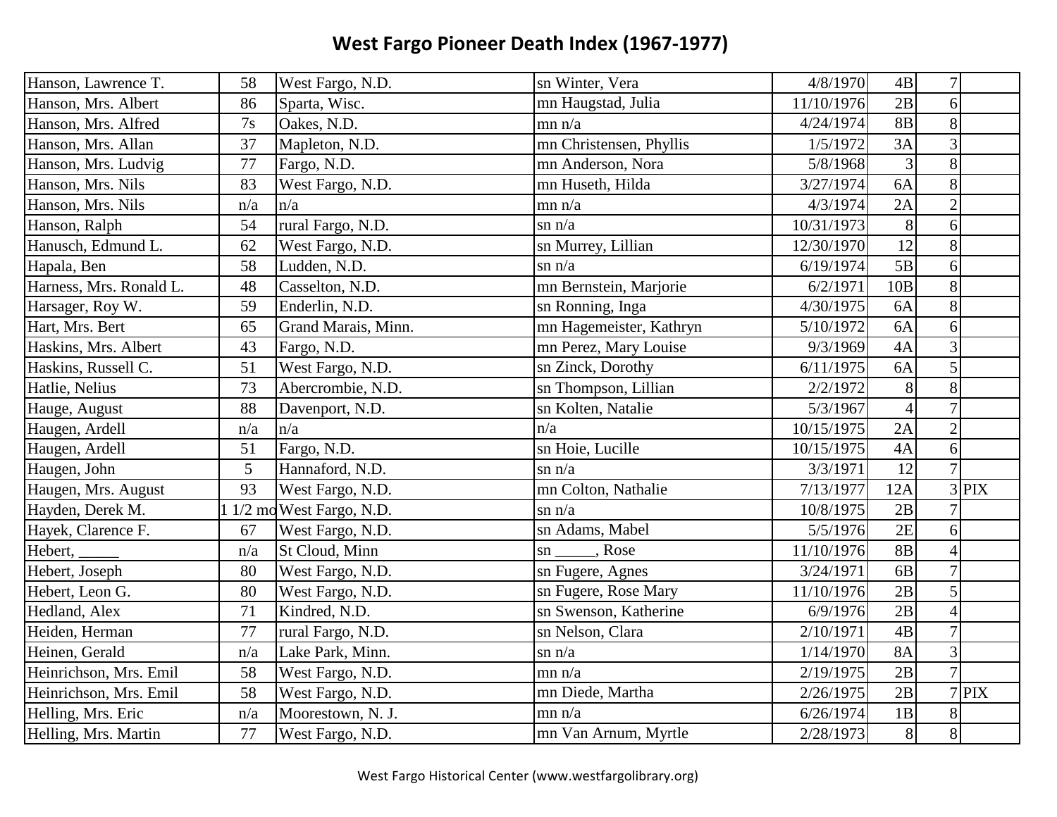# West Fargo Pioneer Death Index (1967-1977)

| Name | Age | Residence | Spouse/Maiden Name | Date | Page | Column | Notes |
|---|---|---|---|---|---|---|---|
| Hanson, Lawrence T. | 58 | West Fargo, N.D. | sn Winter, Vera | 4/8/1970 | 4B | 7 | |
| Hanson, Mrs. Albert | 86 | Sparta, Wisc. | mn Haugstad, Julia | 11/10/1976 | 2B | 6 | |
| Hanson, Mrs. Alfred | 7s | Oakes, N.D. | mn n/a | 4/24/1974 | 8B | 8 | |
| Hanson, Mrs. Allan | 37 | Mapleton, N.D. | mn Christensen, Phyllis | 1/5/1972 | 3A | 3 | |
| Hanson, Mrs. Ludvig | 77 | Fargo, N.D. | mn Anderson, Nora | 5/8/1968 | 3 | 8 | |
| Hanson, Mrs. Nils | 83 | West Fargo, N.D. | mn Huseth, Hilda | 3/27/1974 | 6A | 8 | |
| Hanson, Mrs. Nils | n/a | n/a | mn n/a | 4/3/1974 | 2A | 2 | |
| Hanson, Ralph | 54 | rural Fargo, N.D. | sn n/a | 10/31/1973 | 8 | 6 | |
| Hanusch, Edmund L. | 62 | West Fargo, N.D. | sn Murrey, Lillian | 12/30/1970 | 12 | 8 | |
| Hapala, Ben | 58 | Ludden, N.D. | sn n/a | 6/19/1974 | 5B | 6 | |
| Harness, Mrs. Ronald L. | 48 | Casselton, N.D. | mn Bernstein, Marjorie | 6/2/1971 | 10B | 8 | |
| Harsager, Roy W. | 59 | Enderlin, N.D. | sn Ronning, Inga | 4/30/1975 | 6A | 8 | |
| Hart, Mrs. Bert | 65 | Grand Marais, Minn. | mn Hagemeister, Kathryn | 5/10/1972 | 6A | 6 | |
| Haskins, Mrs. Albert | 43 | Fargo, N.D. | mn Perez, Mary Louise | 9/3/1969 | 4A | 3 | |
| Haskins, Russell C. | 51 | West Fargo, N.D. | sn Zinck, Dorothy | 6/11/1975 | 6A | 5 | |
| Hatlie, Nelius | 73 | Abercrombie, N.D. | sn Thompson, Lillian | 2/2/1972 | 8 | 8 | |
| Hauge, August | 88 | Davenport, N.D. | sn Kolten, Natalie | 5/3/1967 | 4 | 7 | |
| Haugen, Ardell | n/a | n/a | n/a | 10/15/1975 | 2A | 2 | |
| Haugen, Ardell | 51 | Fargo, N.D. | sn Hoie, Lucille | 10/15/1975 | 4A | 6 | |
| Haugen, John | 5 | Hannaford, N.D. | sn n/a | 3/3/1971 | 12 | 7 | |
| Haugen, Mrs. August | 93 | West Fargo, N.D. | mn Colton, Nathalie | 7/13/1977 | 12A | 3 | PIX |
| Hayden, Derek M. | 1 1/2 mo | West Fargo, N.D. | sn n/a | 10/8/1975 | 2B | 7 | |
| Hayek, Clarence F. | 67 | West Fargo, N.D. | sn Adams, Mabel | 5/5/1976 | 2E | 6 | |
| Hebert, _____ | n/a | St Cloud, Minn | sn _____, Rose | 11/10/1976 | 8B | 4 | |
| Hebert, Joseph | 80 | West Fargo, N.D. | sn Fugere, Agnes | 3/24/1971 | 6B | 7 | |
| Hebert, Leon G. | 80 | West Fargo, N.D. | sn Fugere, Rose Mary | 11/10/1976 | 2B | 5 | |
| Hedland, Alex | 71 | Kindred, N.D. | sn Swenson, Katherine | 6/9/1976 | 2B | 4 | |
| Heiden, Herman | 77 | rural Fargo, N.D. | sn Nelson, Clara | 2/10/1971 | 4B | 7 | |
| Heinen, Gerald | n/a | Lake Park, Minn. | sn n/a | 1/14/1970 | 8A | 3 | |
| Heinrichson, Mrs. Emil | 58 | West Fargo, N.D. | mn n/a | 2/19/1975 | 2B | 7 | |
| Heinrichson, Mrs. Emil | 58 | West Fargo, N.D. | mn Diede, Martha | 2/26/1975 | 2B | 7 | PIX |
| Helling, Mrs. Eric | n/a | Moorestown, N. J. | mn n/a | 6/26/1974 | 1B | 8 | |
| Helling, Mrs. Martin | 77 | West Fargo, N.D. | mn Van Arnum, Myrtle | 2/28/1973 | 8 | 8 | |

West Fargo Historical Center (www.westfargolibrary.org)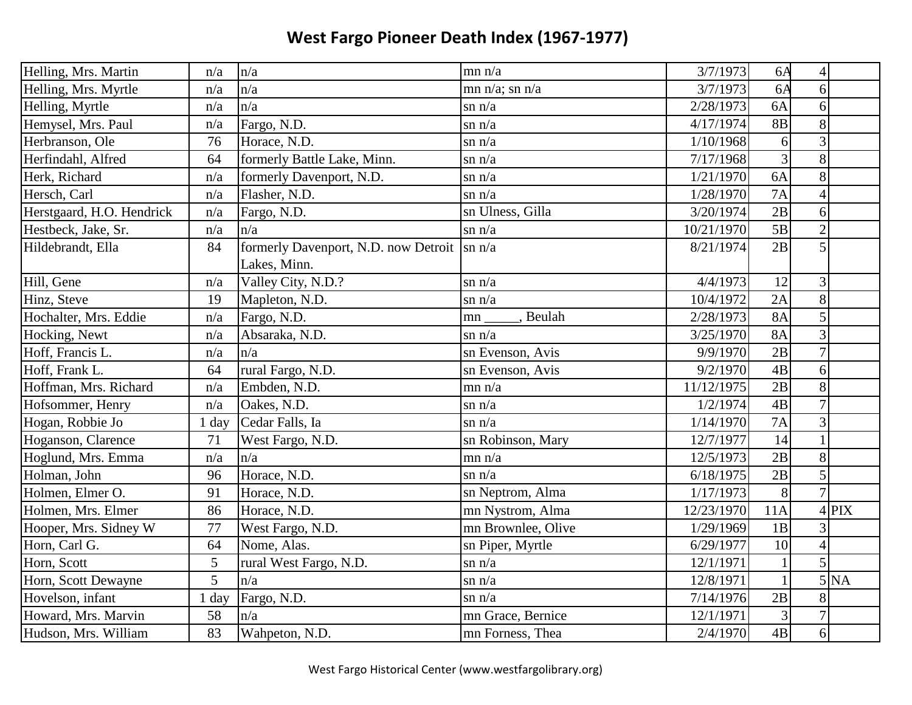# West Fargo Pioneer Death Index (1967-1977)

| | | | | | | | |
|---|---|---|---|---|---|---|---|
| Helling, Mrs. Martin | n/a | n/a | mn n/a | 3/7/1973 | 6A | 4 | |
| Helling, Mrs. Myrtle | n/a | n/a | mn n/a; sn n/a | 3/7/1973 | 6A | 6 | |
| Helling, Myrtle | n/a | n/a | sn n/a | 2/28/1973 | 6A | 6 | |
| Hemysel, Mrs. Paul | n/a | Fargo, N.D. | sn n/a | 4/17/1974 | 8B | 8 | |
| Herbranson, Ole | 76 | Horace, N.D. | sn n/a | 1/10/1968 | 6 | 3 | |
| Herfindahl, Alfred | 64 | formerly Battle Lake, Minn. | sn n/a | 7/17/1968 | 3 | 8 | |
| Herk, Richard | n/a | formerly Davenport, N.D. | sn n/a | 1/21/1970 | 6A | 8 | |
| Hersch, Carl | n/a | Flasher, N.D. | sn n/a | 1/28/1970 | 7A | 4 | |
| Herstgaard, H.O. Hendrick | n/a | Fargo, N.D. | sn Ulness, Gilla | 3/20/1974 | 2B | 6 | |
| Hestbeck, Jake, Sr. | n/a | n/a | sn n/a | 10/21/1970 | 5B | 2 | |
| Hildebrandt, Ella | 84 | formerly Davenport, N.D. now Detroit Lakes, Minn. | sn n/a | 8/21/1974 | 2B | 5 | |
| Hill, Gene | n/a | Valley City, N.D.? | sn n/a | 4/4/1973 | 12 | 3 | |
| Hinz, Steve | 19 | Mapleton, N.D. | sn n/a | 10/4/1972 | 2A | 8 | |
| Hochalter, Mrs. Eddie | n/a | Fargo, N.D. | mn _____, Beulah | 2/28/1973 | 8A | 5 | |
| Hocking, Newt | n/a | Absaraka, N.D. | sn n/a | 3/25/1970 | 8A | 3 | |
| Hoff, Francis L. | n/a | n/a | sn Evenson, Avis | 9/9/1970 | 2B | 7 | |
| Hoff, Frank L. | 64 | rural Fargo, N.D. | sn Evenson, Avis | 9/2/1970 | 4B | 6 | |
| Hoffman, Mrs. Richard | n/a | Embden, N.D. | mn n/a | 11/12/1975 | 2B | 8 | |
| Hofsommer, Henry | n/a | Oakes, N.D. | sn n/a | 1/2/1974 | 4B | 7 | |
| Hogan, Robbie Jo | 1 day | Cedar Falls, Ia | sn n/a | 1/14/1970 | 7A | 3 | |
| Hoganson, Clarence | 71 | West Fargo, N.D. | sn Robinson, Mary | 12/7/1977 | 14 | 1 | |
| Hoglund, Mrs. Emma | n/a | n/a | mn n/a | 12/5/1973 | 2B | 8 | |
| Holman, John | 96 | Horace, N.D. | sn n/a | 6/18/1975 | 2B | 5 | |
| Holmen, Elmer O. | 91 | Horace, N.D. | sn Neptrom, Alma | 1/17/1973 | 8 | 7 | |
| Holmen, Mrs. Elmer | 86 | Horace, N.D. | mn Nystrom, Alma | 12/23/1970 | 11A | 4 | PIX |
| Hooper, Mrs. Sidney W | 77 | West Fargo, N.D. | mn Brownlee, Olive | 1/29/1969 | 1B | 3 | |
| Horn, Carl G. | 64 | Nome, Alas. | sn Piper, Myrtle | 6/29/1977 | 10 | 4 | |
| Horn, Scott | 5 | rural West Fargo, N.D. | sn n/a | 12/1/1971 | 1 | 5 | |
| Horn, Scott Dewayne | 5 | n/a | sn n/a | 12/8/1971 | 1 | 5 | NA |
| Hovelson, infant | 1 day | Fargo, N.D. | sn n/a | 7/14/1976 | 2B | 8 | |
| Howard, Mrs. Marvin | 58 | n/a | mn Grace, Bernice | 12/1/1971 | 3 | 7 | |
| Hudson, Mrs. William | 83 | Wahpeton, N.D. | mn Forness, Thea | 2/4/1970 | 4B | 6 | |

West Fargo Historical Center (www.westfargolibrary.org)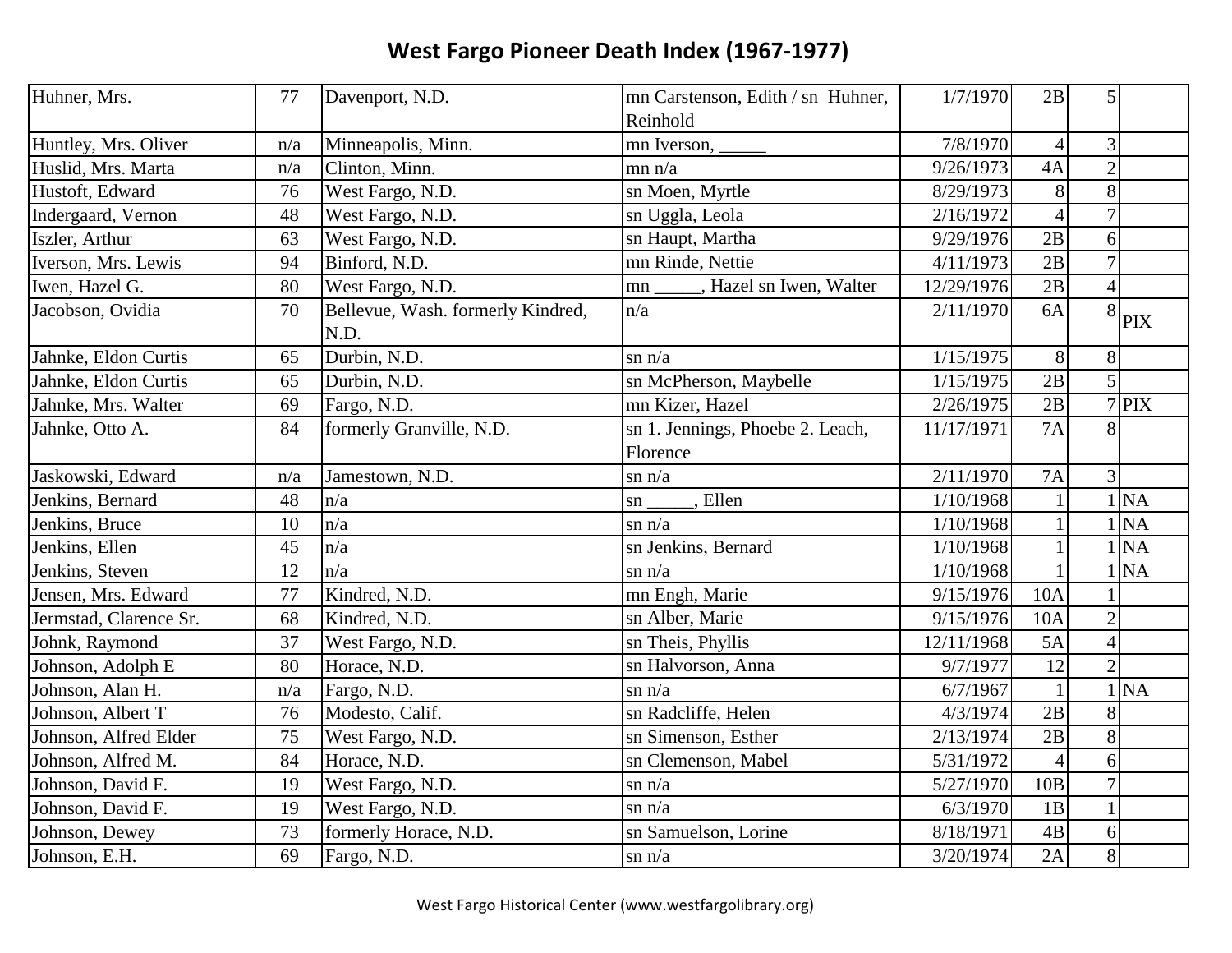# West Fargo Pioneer Death Index (1967-1977)

| | | | | | | | |
|---|---|---|---|---|---|---|---|
| Huhner, Mrs. | 77 | Davenport, N.D. | mn Carstenson, Edith / sn Huhner, Reinhold | 1/7/1970 | 2B | 5 | |
| Huntley, Mrs. Oliver | n/a | Minneapolis, Minn. | mn Iverson, _____ | 7/8/1970 | 4 | 3 | |
| Huslid, Mrs. Marta | n/a | Clinton, Minn. | mn n/a | 9/26/1973 | 4A | 2 | |
| Hustoft, Edward | 76 | West Fargo, N.D. | sn Moen, Myrtle | 8/29/1973 | 8 | 8 | |
| Indergaard, Vernon | 48 | West Fargo, N.D. | sn Uggla, Leola | 2/16/1972 | 4 | 7 | |
| Iszler, Arthur | 63 | West Fargo, N.D. | sn Haupt, Martha | 9/29/1976 | 2B | 6 | |
| Iverson, Mrs. Lewis | 94 | Binford, N.D. | mn Rinde, Nettie | 4/11/1973 | 2B | 7 | |
| Iwen, Hazel G. | 80 | West Fargo, N.D. | mn _____, Hazel sn Iwen, Walter | 12/29/1976 | 2B | 4 | |
| Jacobson, Ovidia | 70 | Bellevue, Wash. formerly Kindred, N.D. | n/a | 2/11/1970 | 6A | 8 | PIX |
| Jahnke, Eldon Curtis | 65 | Durbin, N.D. | sn n/a | 1/15/1975 | 8 | 8 | |
| Jahnke, Eldon Curtis | 65 | Durbin, N.D. | sn McPherson, Maybelle | 1/15/1975 | 2B | 5 | |
| Jahnke, Mrs. Walter | 69 | Fargo, N.D. | mn Kizer, Hazel | 2/26/1975 | 2B | 7 | PIX |
| Jahnke, Otto A. | 84 | formerly Granville, N.D. | sn 1. Jennings, Phoebe 2. Leach, Florence | 11/17/1971 | 7A | 8 | |
| Jaskowski, Edward | n/a | Jamestown, N.D. | sn n/a | 2/11/1970 | 7A | 3 | |
| Jenkins, Bernard | 48 | n/a | sn _____, Ellen | 1/10/1968 | 1 | 1 | NA |
| Jenkins, Bruce | 10 | n/a | sn n/a | 1/10/1968 | 1 | 1 | NA |
| Jenkins, Ellen | 45 | n/a | sn Jenkins, Bernard | 1/10/1968 | 1 | 1 | NA |
| Jenkins, Steven | 12 | n/a | sn n/a | 1/10/1968 | 1 | 1 | NA |
| Jensen, Mrs. Edward | 77 | Kindred, N.D. | mn Engh, Marie | 9/15/1976 | 10A | 1 | |
| Jermstad, Clarence Sr. | 68 | Kindred, N.D. | sn Alber, Marie | 9/15/1976 | 10A | 2 | |
| Johnk, Raymond | 37 | West Fargo, N.D. | sn Theis, Phyllis | 12/11/1968 | 5A | 4 | |
| Johnson, Adolph E | 80 | Horace, N.D. | sn Halvorson, Anna | 9/7/1977 | 12 | 2 | |
| Johnson, Alan H. | n/a | Fargo, N.D. | sn n/a | 6/7/1967 | 1 | 1 | NA |
| Johnson, Albert T | 76 | Modesto, Calif. | sn Radcliffe, Helen | 4/3/1974 | 2B | 8 | |
| Johnson, Alfred Elder | 75 | West Fargo, N.D. | sn Simenson, Esther | 2/13/1974 | 2B | 8 | |
| Johnson, Alfred M. | 84 | Horace, N.D. | sn Clemenson, Mabel | 5/31/1972 | 4 | 6 | |
| Johnson, David F. | 19 | West Fargo, N.D. | sn n/a | 5/27/1970 | 10B | 7 | |
| Johnson, David F. | 19 | West Fargo, N.D. | sn n/a | 6/3/1970 | 1B | 1 | |
| Johnson, Dewey | 73 | formerly Horace, N.D. | sn Samuelson, Lorine | 8/18/1971 | 4B | 6 | |
| Johnson, E.H. | 69 | Fargo, N.D. | sn n/a | 3/20/1974 | 2A | 8 | |

West Fargo Historical Center (www.westfargolibrary.org)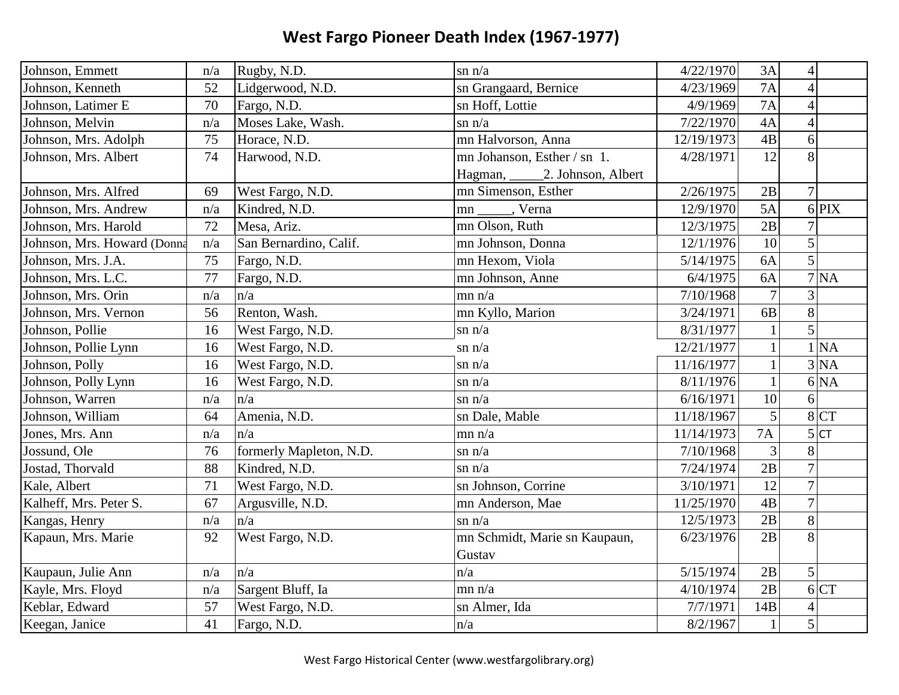# West Fargo Pioneer Death Index (1967-1977)

| | | | | | | | |
|---|---|---|---|---|---|---|---|
| Johnson, Emmett | n/a | Rugby, N.D. | sn n/a | 4/22/1970 | 3A | 4 | |
| Johnson, Kenneth | 52 | Lidgerwood, N.D. | sn Grangaard, Bernice | 4/23/1969 | 7A | 4 | |
| Johnson, Latimer E | 70 | Fargo, N.D. | sn Hoff, Lottie | 4/9/1969 | 7A | 4 | |
| Johnson, Melvin | n/a | Moses Lake, Wash. | sn n/a | 7/22/1970 | 4A | 4 | |
| Johnson, Mrs. Adolph | 75 | Horace, N.D. | mn Halvorson, Anna | 12/19/1973 | 4B | 6 | |
| Johnson, Mrs. Albert | 74 | Harwood, N.D. | mn Johanson, Esther / sn 1. Hagman, _____2. Johnson, Albert | 4/28/1971 | 12 | 8 | |
| Johnson, Mrs. Alfred | 69 | West Fargo, N.D. | mn Simenson, Esther | 2/26/1975 | 2B | 7 | |
| Johnson, Mrs. Andrew | n/a | Kindred, N.D. | mn _____, Verna | 12/9/1970 | 5A | 6 | PIX |
| Johnson, Mrs. Harold | 72 | Mesa, Ariz. | mn Olson, Ruth | 12/3/1975 | 2B | 7 | |
| Johnson, Mrs. Howard (Donna | n/a | San Bernardino, Calif. | mn Johnson, Donna | 12/1/1976 | 10 | 5 | |
| Johnson, Mrs. J.A. | 75 | Fargo, N.D. | mn Hexom, Viola | 5/14/1975 | 6A | 5 | |
| Johnson, Mrs. L.C. | 77 | Fargo, N.D. | mn Johnson, Anne | 6/4/1975 | 6A | 7 | NA |
| Johnson, Mrs. Orin | n/a | n/a | mn n/a | 7/10/1968 | 7 | 3 | |
| Johnson, Mrs. Vernon | 56 | Renton, Wash. | mn Kyllo, Marion | 3/24/1971 | 6B | 8 | |
| Johnson, Pollie | 16 | West Fargo, N.D. | sn n/a | 8/31/1977 | 1 | 5 | |
| Johnson, Pollie Lynn | 16 | West Fargo, N.D. | sn n/a | 12/21/1977 | 1 | 1 | NA |
| Johnson, Polly | 16 | West Fargo, N.D. | sn n/a | 11/16/1977 | 1 | 3 | NA |
| Johnson, Polly Lynn | 16 | West Fargo, N.D. | sn n/a | 8/11/1976 | 1 | 6 | NA |
| Johnson, Warren | n/a | n/a | sn n/a | 6/16/1971 | 10 | 6 | |
| Johnson, William | 64 | Amenia, N.D. | sn Dale, Mable | 11/18/1967 | 5 | 8 | CT |
| Jones, Mrs. Ann | n/a | n/a | mn n/a | 11/14/1973 | 7A | 5 | CT |
| Jossund, Ole | 76 | formerly Mapleton, N.D. | sn n/a | 7/10/1968 | 3 | 8 | |
| Jostad, Thorvald | 88 | Kindred, N.D. | sn n/a | 7/24/1974 | 2B | 7 | |
| Kale, Albert | 71 | West Fargo, N.D. | sn Johnson, Corrine | 3/10/1971 | 12 | 7 | |
| Kalheff, Mrs. Peter S. | 67 | Argusville, N.D. | mn Anderson, Mae | 11/25/1970 | 4B | 7 | |
| Kangas, Henry | n/a | n/a | sn n/a | 12/5/1973 | 2B | 8 | |
| Kapaun, Mrs. Marie | 92 | West Fargo, N.D. | mn Schmidt, Marie sn Kaupaun, Gustav | 6/23/1976 | 2B | 8 | |
| Kaupaun, Julie Ann | n/a | n/a | n/a | 5/15/1974 | 2B | 5 | |
| Kayle, Mrs. Floyd | n/a | Sargent Bluff, Ia | mn n/a | 4/10/1974 | 2B | 6 | CT |
| Keblar, Edward | 57 | West Fargo, N.D. | sn Almer, Ida | 7/7/1971 | 14B | 4 | |
| Keegan, Janice | 41 | Fargo, N.D. | n/a | 8/2/1967 | 1 | 5 | |

West Fargo Historical Center (www.westfargolibrary.org)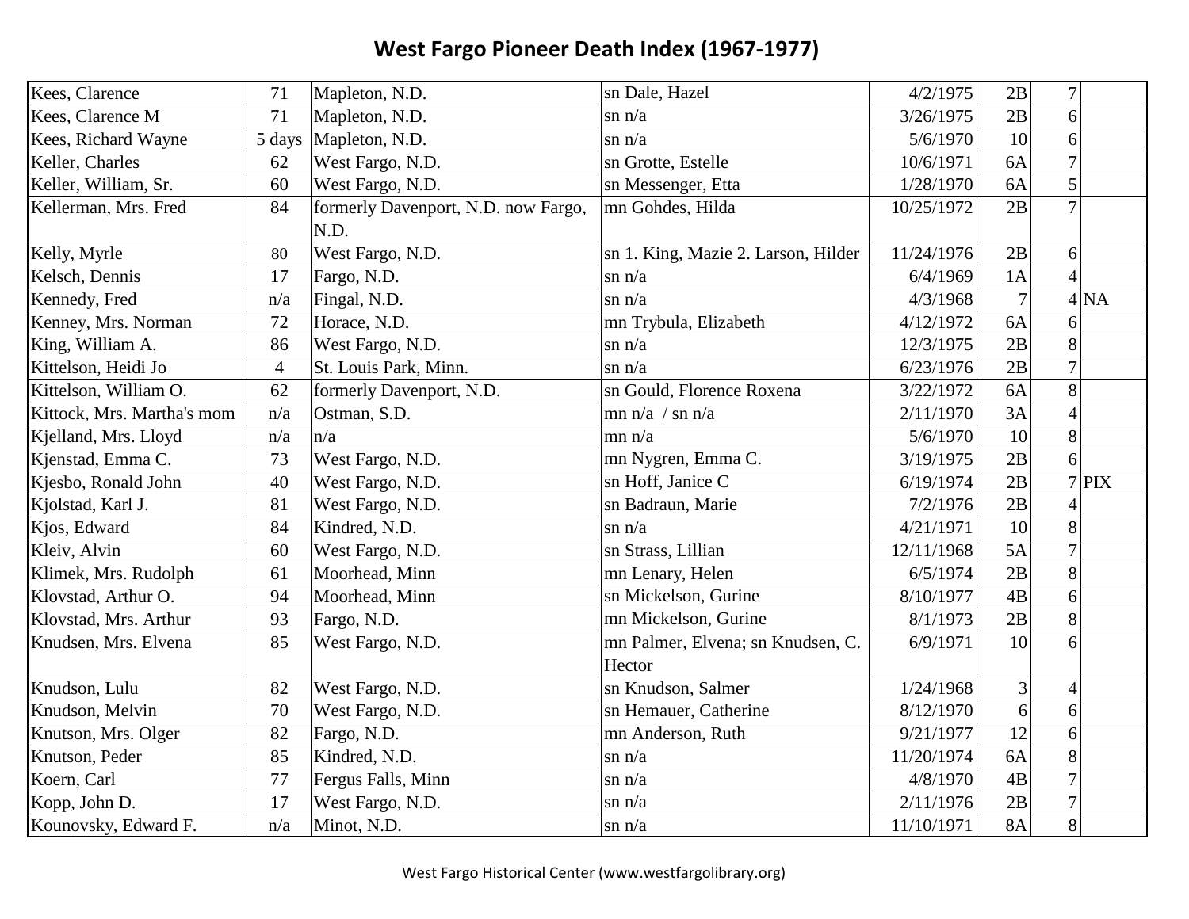# West Fargo Pioneer Death Index (1967-1977)

| | | | | | | | |
|---|---|---|---|---|---|---|---|
| Kees, Clarence | 71 | Mapleton, N.D. | sn Dale, Hazel | 4/2/1975 | 2B | 7 | |
| Kees, Clarence M | 71 | Mapleton, N.D. | sn n/a | 3/26/1975 | 2B | 6 | |
| Kees, Richard Wayne | 5 days | Mapleton, N.D. | sn n/a | 5/6/1970 | 10 | 6 | |
| Keller, Charles | 62 | West Fargo, N.D. | sn Grotte, Estelle | 10/6/1971 | 6A | 7 | |
| Keller, William, Sr. | 60 | West Fargo, N.D. | sn Messenger, Etta | 1/28/1970 | 6A | 5 | |
| Kellerman, Mrs. Fred | 84 | formerly Davenport, N.D. now Fargo, N.D. | mn Gohdes, Hilda | 10/25/1972 | 2B | 7 | |
| Kelly, Myrle | 80 | West Fargo, N.D. | sn 1. King, Mazie 2. Larson, Hilder | 11/24/1976 | 2B | 6 | |
| Kelsch, Dennis | 17 | Fargo, N.D. | sn n/a | 6/4/1969 | 1A | 4 | |
| Kennedy, Fred | n/a | Fingal, N.D. | sn n/a | 4/3/1968 | 7 | 4 | NA |
| Kenney, Mrs. Norman | 72 | Horace, N.D. | mn Trybula, Elizabeth | 4/12/1972 | 6A | 6 | |
| King, William A. | 86 | West Fargo, N.D. | sn n/a | 12/3/1975 | 2B | 8 | |
| Kittelson, Heidi Jo | 4 | St. Louis Park, Minn. | sn n/a | 6/23/1976 | 2B | 7 | |
| Kittelson, William O. | 62 | formerly Davenport, N.D. | sn Gould, Florence Roxena | 3/22/1972 | 6A | 8 | |
| Kittock, Mrs. Martha's mom | n/a | Ostman, S.D. | mn n/a / sn n/a | 2/11/1970 | 3A | 4 | |
| Kjelland, Mrs. Lloyd | n/a | n/a | mn n/a | 5/6/1970 | 10 | 8 | |
| Kjenstad, Emma C. | 73 | West Fargo, N.D. | mn Nygren, Emma C. | 3/19/1975 | 2B | 6 | |
| Kjesbo, Ronald John | 40 | West Fargo, N.D. | sn Hoff, Janice C | 6/19/1974 | 2B | 7 | PIX |
| Kjolstad, Karl J. | 81 | West Fargo, N.D. | sn Badraun, Marie | 7/2/1976 | 2B | 4 | |
| Kjos, Edward | 84 | Kindred, N.D. | sn n/a | 4/21/1971 | 10 | 8 | |
| Kleiv, Alvin | 60 | West Fargo, N.D. | sn Strass, Lillian | 12/11/1968 | 5A | 7 | |
| Klimek, Mrs. Rudolph | 61 | Moorhead, Minn | mn Lenary, Helen | 6/5/1974 | 2B | 8 | |
| Klovstad, Arthur O. | 94 | Moorhead, Minn | sn Mickelson, Gurine | 8/10/1977 | 4B | 6 | |
| Klovstad, Mrs. Arthur | 93 | Fargo, N.D. | mn Mickelson, Gurine | 8/1/1973 | 2B | 8 | |
| Knudsen, Mrs. Elvena | 85 | West Fargo, N.D. | mn Palmer, Elvena; sn Knudsen, C. Hector | 6/9/1971 | 10 | 6 | |
| Knudson, Lulu | 82 | West Fargo, N.D. | sn Knudson, Salmer | 1/24/1968 | 3 | 4 | |
| Knudson, Melvin | 70 | West Fargo, N.D. | sn Hemauer, Catherine | 8/12/1970 | 6 | 6 | |
| Knutson, Mrs. Olger | 82 | Fargo, N.D. | mn Anderson, Ruth | 9/21/1977 | 12 | 6 | |
| Knutson, Peder | 85 | Kindred, N.D. | sn n/a | 11/20/1974 | 6A | 8 | |
| Koern, Carl | 77 | Fergus Falls, Minn | sn n/a | 4/8/1970 | 4B | 7 | |
| Kopp, John D. | 17 | West Fargo, N.D. | sn n/a | 2/11/1976 | 2B | 7 | |
| Kounovsky, Edward F. | n/a | Minot, N.D. | sn n/a | 11/10/1971 | 8A | 8 | |

West Fargo Historical Center (www.westfargolibrary.org)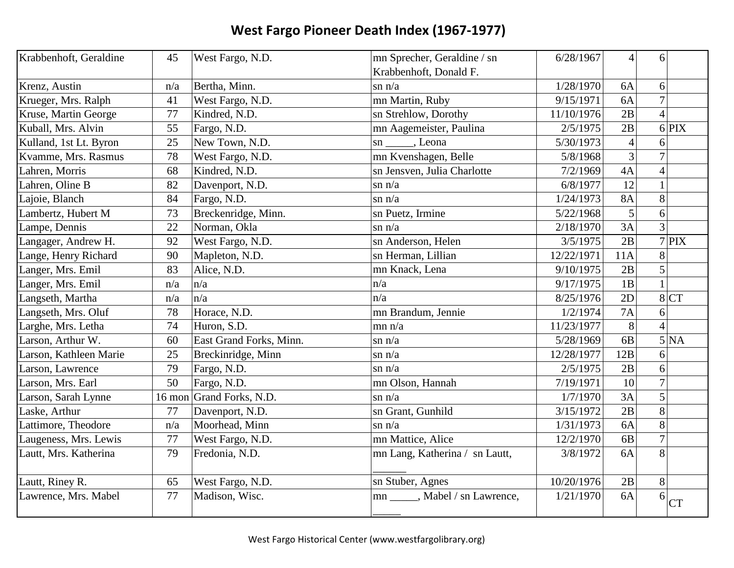# West Fargo Pioneer Death Index (1967-1977)

| | | | | | | | |
|---|---|---|---|---|---|---|---|
| Krabbenhoft, Geraldine | 45 | West Fargo, N.D. | mn Sprecher, Geraldine / sn Krabbenhoft, Donald F. | 6/28/1967 | 4 | 6 | |
| Krenz, Austin | n/a | Bertha, Minn. | sn n/a | 1/28/1970 | 6A | 6 | |
| Krueger, Mrs. Ralph | 41 | West Fargo, N.D. | mn Martin, Ruby | 9/15/1971 | 6A | 7 | |
| Kruse, Martin George | 77 | Kindred, N.D. | sn Strehlow, Dorothy | 11/10/1976 | 2B | 4 | |
| Kuball, Mrs. Alvin | 55 | Fargo, N.D. | mn Aagemeister, Paulina | 2/5/1975 | 2B | 6 | PIX |
| Kulland, 1st Lt. Byron | 25 | New Town, N.D. | sn _____, Leona | 5/30/1973 | 4 | 6 | |
| Kvamme, Mrs. Rasmus | 78 | West Fargo, N.D. | mn Kvenshagen, Belle | 5/8/1968 | 3 | 7 | |
| Lahren, Morris | 68 | Kindred, N.D. | sn Jensven, Julia Charlotte | 7/2/1969 | 4A | 4 | |
| Lahren, Oline B | 82 | Davenport, N.D. | sn n/a | 6/8/1977 | 12 | 1 | |
| Lajoie, Blanch | 84 | Fargo, N.D. | sn n/a | 1/24/1973 | 8A | 8 | |
| Lambertz, Hubert M | 73 | Breckenridge, Minn. | sn Puetz, Irmine | 5/22/1968 | 5 | 6 | |
| Lampe, Dennis | 22 | Norman, Okla | sn n/a | 2/18/1970 | 3A | 3 | |
| Langager, Andrew H. | 92 | West Fargo, N.D. | sn Anderson, Helen | 3/5/1975 | 2B | 7 | PIX |
| Lange, Henry Richard | 90 | Mapleton, N.D. | sn Herman, Lillian | 12/22/1971 | 11A | 8 | |
| Langer, Mrs. Emil | 83 | Alice, N.D. | mn Knack, Lena | 9/10/1975 | 2B | 5 | |
| Langer, Mrs. Emil | n/a | n/a | n/a | 9/17/1975 | 1B | 1 | |
| Langseth, Martha | n/a | n/a | n/a | 8/25/1976 | 2D | 8 | CT |
| Langseth, Mrs. Oluf | 78 | Horace, N.D. | mn Brandum, Jennie | 1/2/1974 | 7A | 6 | |
| Larghe, Mrs. Letha | 74 | Huron, S.D. | mn n/a | 11/23/1977 | 8 | 4 | |
| Larson, Arthur W. | 60 | East Grand Forks, Minn. | sn n/a | 5/28/1969 | 6B | 5 | NA |
| Larson, Kathleen Marie | 25 | Breckinridge, Minn | sn n/a | 12/28/1977 | 12B | 6 | |
| Larson, Lawrence | 79 | Fargo, N.D. | sn n/a | 2/5/1975 | 2B | 6 | |
| Larson, Mrs. Earl | 50 | Fargo, N.D. | mn Olson, Hannah | 7/19/1971 | 10 | 7 | |
| Larson, Sarah Lynne | 16 mon | Grand Forks, N.D. | sn n/a | 1/7/1970 | 3A | 5 | |
| Laske, Arthur | 77 | Davenport, N.D. | sn Grant, Gunhild | 3/15/1972 | 2B | 8 | |
| Lattimore, Theodore | n/a | Moorhead, Minn | sn n/a | 1/31/1973 | 6A | 8 | |
| Laugeness, Mrs. Lewis | 77 | West Fargo, N.D. | mn Mattice, Alice | 12/2/1970 | 6B | 7 | |
| Lautt, Mrs. Katherina | 79 | Fredonia, N.D. | mn Lang, Katherina / sn Lautt, ______ | 3/8/1972 | 6A | 8 | |
| Lautt, Riney R. | 65 | West Fargo, N.D. | sn Stuber, Agnes | 10/20/1976 | 2B | 8 | |
| Lawrence, Mrs. Mabel | 77 | Madison, Wisc. | mn _____, Mabel / sn Lawrence, _____ | 1/21/1970 | 6A | 6 | CT |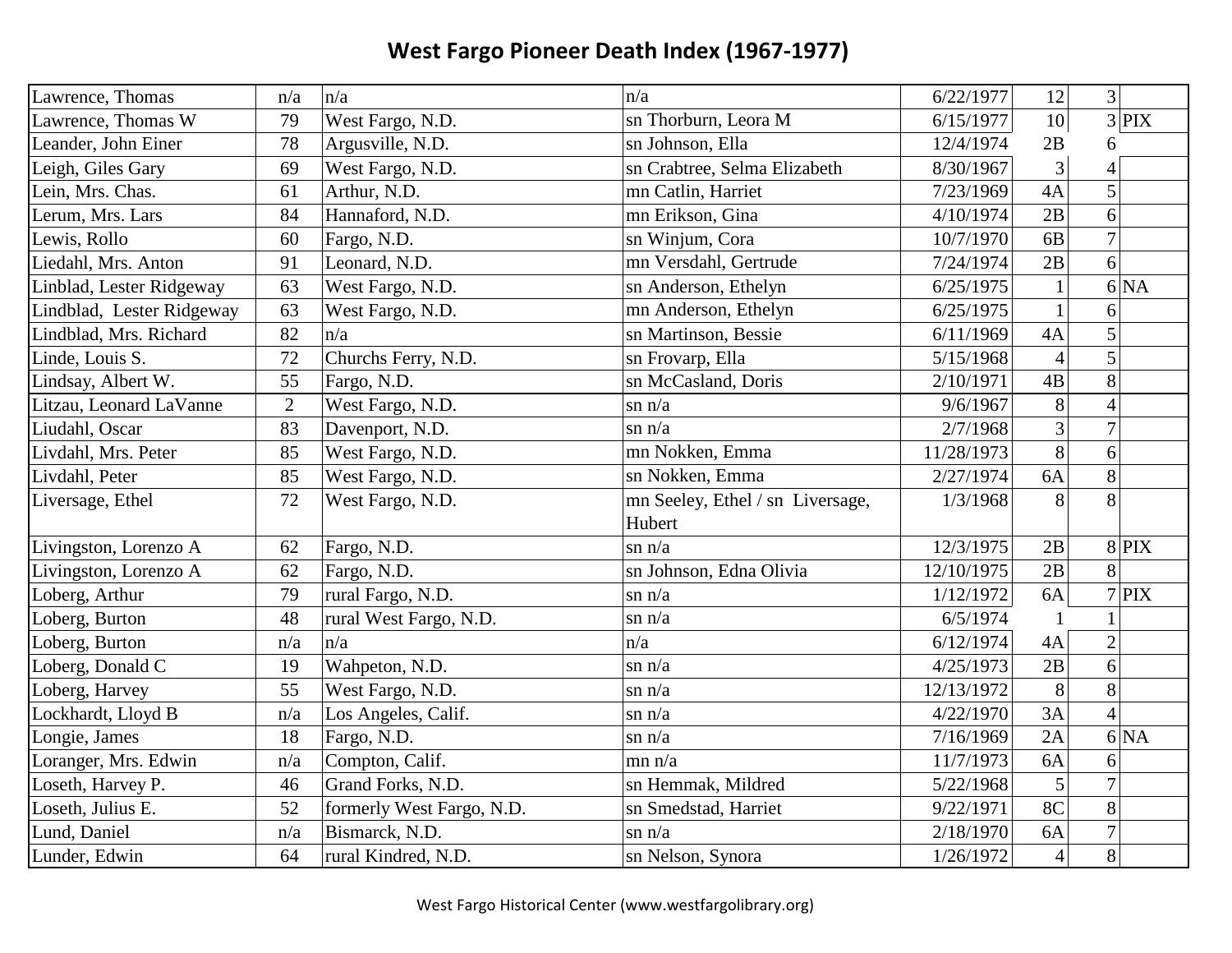# West Fargo Pioneer Death Index (1967-1977)

| | | | | | | | |
|---|---|---|---|---|---|---|---|
| Lawrence, Thomas | n/a | n/a | n/a | 6/22/1977 | 12 | 3 | |
| Lawrence, Thomas W | 79 | West Fargo, N.D. | sn Thorburn, Leora M | 6/15/1977 | 10 | 3 | PIX |
| Leander, John Einer | 78 | Argusville, N.D. | sn Johnson, Ella | 12/4/1974 | 2B | 6 | |
| Leigh, Giles Gary | 69 | West Fargo, N.D. | sn Crabtree, Selma Elizabeth | 8/30/1967 | 3 | 4 | |
| Lein, Mrs. Chas. | 61 | Arthur, N.D. | mn Catlin, Harriet | 7/23/1969 | 4A | 5 | |
| Lerum, Mrs. Lars | 84 | Hannaford, N.D. | mn Erikson, Gina | 4/10/1974 | 2B | 6 | |
| Lewis, Rollo | 60 | Fargo, N.D. | sn Winjum, Cora | 10/7/1970 | 6B | 7 | |
| Liedahl, Mrs. Anton | 91 | Leonard, N.D. | mn Versdahl, Gertrude | 7/24/1974 | 2B | 6 | |
| Linblad, Lester Ridgeway | 63 | West Fargo, N.D. | sn Anderson, Ethelyn | 6/25/1975 | 1 | 6 | NA |
| Lindblad, Lester Ridgeway | 63 | West Fargo, N.D. | mn Anderson, Ethelyn | 6/25/1975 | 1 | 6 | |
| Lindblad, Mrs. Richard | 82 | n/a | sn Martinson, Bessie | 6/11/1969 | 4A | 5 | |
| Linde, Louis S. | 72 | Churchs Ferry, N.D. | sn Frovarp, Ella | 5/15/1968 | 4 | 5 | |
| Lindsay, Albert W. | 55 | Fargo, N.D. | sn McCasland, Doris | 2/10/1971 | 4B | 8 | |
| Litzau, Leonard LaVanne | 2 | West Fargo, N.D. | sn n/a | 9/6/1967 | 8 | 4 | |
| Liudahl, Oscar | 83 | Davenport, N.D. | sn n/a | 2/7/1968 | 3 | 7 | |
| Livdahl, Mrs. Peter | 85 | West Fargo, N.D. | mn Nokken, Emma | 11/28/1973 | 8 | 6 | |
| Livdahl, Peter | 85 | West Fargo, N.D. | sn Nokken, Emma | 2/27/1974 | 6A | 8 | |
| Liversage, Ethel | 72 | West Fargo, N.D. | mn Seeley, Ethel / sn Liversage, Hubert | 1/3/1968 | 8 | 8 | |
| Livingston, Lorenzo A | 62 | Fargo, N.D. | sn n/a | 12/3/1975 | 2B | 8 | PIX |
| Livingston, Lorenzo A | 62 | Fargo, N.D. | sn Johnson, Edna Olivia | 12/10/1975 | 2B | 8 | |
| Loberg, Arthur | 79 | rural Fargo, N.D. | sn n/a | 1/12/1972 | 6A | 7 | PIX |
| Loberg, Burton | 48 | rural West Fargo, N.D. | sn n/a | 6/5/1974 | 1 | 1 | |
| Loberg, Burton | n/a | n/a | n/a | 6/12/1974 | 4A | 2 | |
| Loberg, Donald C | 19 | Wahpeton, N.D. | sn n/a | 4/25/1973 | 2B | 6 | |
| Loberg, Harvey | 55 | West Fargo, N.D. | sn n/a | 12/13/1972 | 8 | 8 | |
| Lockhardt, Lloyd B | n/a | Los Angeles, Calif. | sn n/a | 4/22/1970 | 3A | 4 | |
| Longie, James | 18 | Fargo, N.D. | sn n/a | 7/16/1969 | 2A | 6 | NA |
| Loranger, Mrs. Edwin | n/a | Compton, Calif. | mn n/a | 11/7/1973 | 6A | 6 | |
| Loseth, Harvey P. | 46 | Grand Forks, N.D. | sn Hemmak, Mildred | 5/22/1968 | 5 | 7 | |
| Loseth, Julius E. | 52 | formerly West Fargo, N.D. | sn Smedstad, Harriet | 9/22/1971 | 8C | 8 | |
| Lund, Daniel | n/a | Bismarck, N.D. | sn n/a | 2/18/1970 | 6A | 7 | |
| Lunder, Edwin | 64 | rural Kindred, N.D. | sn Nelson, Synora | 1/26/1972 | 4 | 8 | |

West Fargo Historical Center (www.westfargolibrary.org)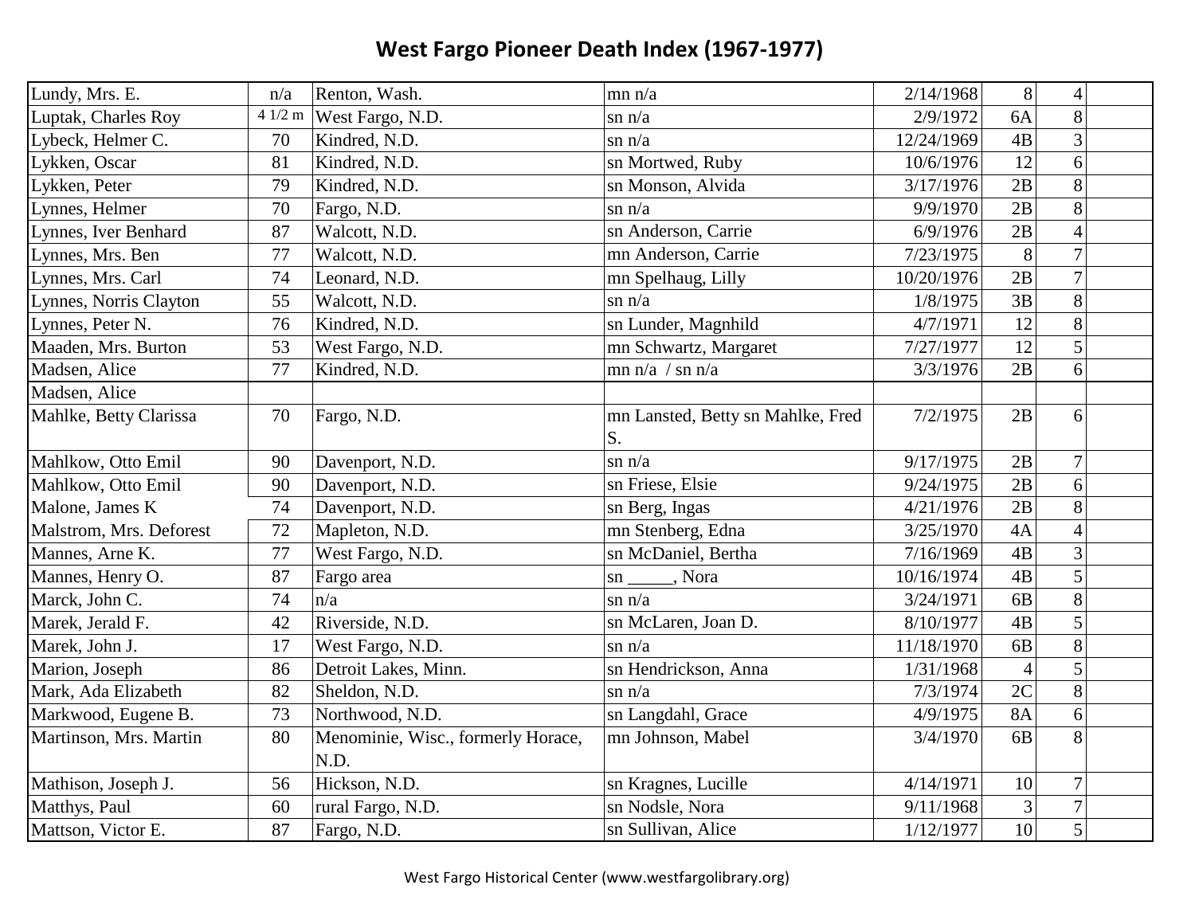# West Fargo Pioneer Death Index (1967-1977)

| | | | | | | | |
|---|---|---|---|---|---|---|---|
| Lundy, Mrs. E. | n/a | Renton, Wash. | mn n/a | 2/14/1968 | 8 | 4 | |
| Luptak, Charles Roy | 4 1/2 m | West Fargo, N.D. | sn n/a | 2/9/1972 | 6A | 8 | |
| Lybeck, Helmer C. | 70 | Kindred, N.D. | sn n/a | 12/24/1969 | 4B | 3 | |
| Lykken, Oscar | 81 | Kindred, N.D. | sn Mortwed, Ruby | 10/6/1976 | 12 | 6 | |
| Lykken, Peter | 79 | Kindred, N.D. | sn Monson, Alvida | 3/17/1976 | 2B | 8 | |
| Lynnes, Helmer | 70 | Fargo, N.D. | sn n/a | 9/9/1970 | 2B | 8 | |
| Lynnes, Iver Benhard | 87 | Walcott, N.D. | sn Anderson, Carrie | 6/9/1976 | 2B | 4 | |
| Lynnes, Mrs. Ben | 77 | Walcott, N.D. | mn Anderson, Carrie | 7/23/1975 | 8 | 7 | |
| Lynnes, Mrs. Carl | 74 | Leonard, N.D. | mn Spelhaug, Lilly | 10/20/1976 | 2B | 7 | |
| Lynnes, Norris Clayton | 55 | Walcott, N.D. | sn n/a | 1/8/1975 | 3B | 8 | |
| Lynnes, Peter N. | 76 | Kindred, N.D. | sn Lunder, Magnhild | 4/7/1971 | 12 | 8 | |
| Maaden, Mrs. Burton | 53 | West Fargo, N.D. | mn Schwartz, Margaret | 7/27/1977 | 12 | 5 | |
| Madsen, Alice | 77 | Kindred, N.D. | mn n/a / sn n/a | 3/3/1976 | 2B | 6 | |
| Madsen, Alice | | | | | | | |
| Mahlke, Betty Clarissa | 70 | Fargo, N.D. | mn Lansted, Betty sn Mahlke, Fred S. | 7/2/1975 | 2B | 6 | |
| Mahlkow, Otto Emil | 90 | Davenport, N.D. | sn n/a | 9/17/1975 | 2B | 7 | |
| Mahlkow, Otto Emil | 90 | Davenport, N.D. | sn Friese, Elsie | 9/24/1975 | 2B | 6 | |
| Malone, James K | 74 | Davenport, N.D. | sn Berg, Ingas | 4/21/1976 | 2B | 8 | |
| Malstrom, Mrs. Deforest | 72 | Mapleton, N.D. | mn Stenberg, Edna | 3/25/1970 | 4A | 4 | |
| Mannes, Arne K. | 77 | West Fargo, N.D. | sn McDaniel, Bertha | 7/16/1969 | 4B | 3 | |
| Mannes, Henry O. | 87 | Fargo area | sn _____, Nora | 10/16/1974 | 4B | 5 | |
| Marck, John C. | 74 | n/a | sn n/a | 3/24/1971 | 6B | 8 | |
| Marek, Jerald F. | 42 | Riverside, N.D. | sn McLaren, Joan D. | 8/10/1977 | 4B | 5 | |
| Marek, John J. | 17 | West Fargo, N.D. | sn n/a | 11/18/1970 | 6B | 8 | |
| Marion, Joseph | 86 | Detroit Lakes, Minn. | sn Hendrickson, Anna | 1/31/1968 | 4 | 5 | |
| Mark, Ada Elizabeth | 82 | Sheldon, N.D. | sn n/a | 7/3/1974 | 2C | 8 | |
| Markwood, Eugene B. | 73 | Northwood, N.D. | sn Langdahl, Grace | 4/9/1975 | 8A | 6 | |
| Martinson, Mrs. Martin | 80 | Menominie, Wisc., formerly Horace, N.D. | mn Johnson, Mabel | 3/4/1970 | 6B | 8 | |
| Mathison, Joseph J. | 56 | Hickson, N.D. | sn Kragnes, Lucille | 4/14/1971 | 10 | 7 | |
| Matthys, Paul | 60 | rural Fargo, N.D. | sn Nodsle, Nora | 9/11/1968 | 3 | 7 | |
| Mattson, Victor E. | 87 | Fargo, N.D. | sn Sullivan, Alice | 1/12/1977 | 10 | 5 | |

West Fargo Historical Center (www.westfargolibrary.org)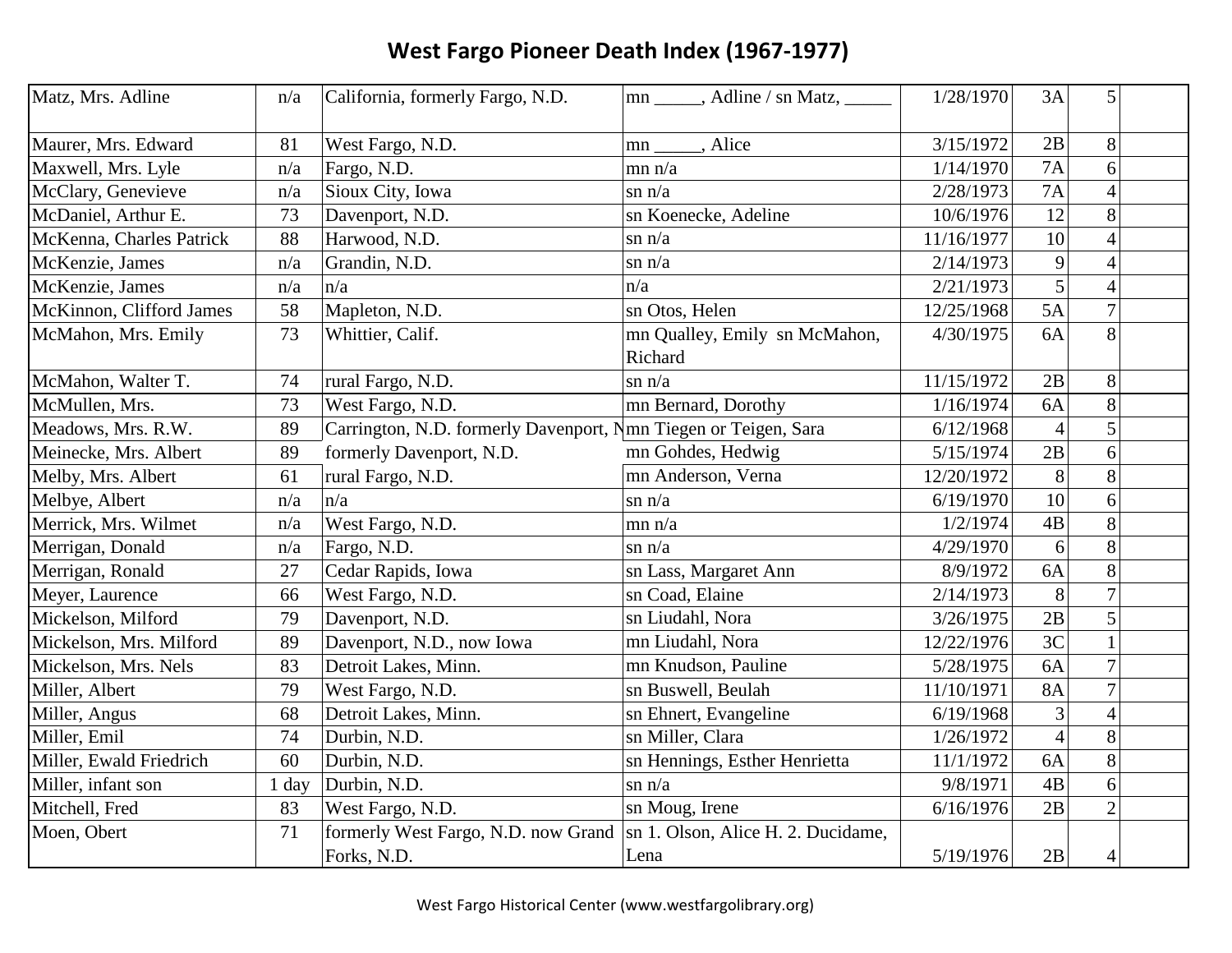# West Fargo Pioneer Death Index (1967-1977)

| | | | | | | | |
|---|---|---|---|---|---|---|---|
| Matz, Mrs. Adline | n/a | California, formerly Fargo, N.D. | mn _____, Adline / sn Matz, _____ | 1/28/1970 | 3A | 5 | |
| Maurer, Mrs. Edward | 81 | West Fargo, N.D. | mn _____, Alice | 3/15/1972 | 2B | 8 | |
| Maxwell, Mrs. Lyle | n/a | Fargo, N.D. | mn n/a | 1/14/1970 | 7A | 6 | |
| McClary, Genevieve | n/a | Sioux City, Iowa | sn n/a | 2/28/1973 | 7A | 4 | |
| McDaniel, Arthur E. | 73 | Davenport, N.D. | sn Koenecke, Adeline | 10/6/1976 | 12 | 8 | |
| McKenna, Charles Patrick | 88 | Harwood, N.D. | sn n/a | 11/16/1977 | 10 | 4 | |
| McKenzie, James | n/a | Grandin, N.D. | sn n/a | 2/14/1973 | 9 | 4 | |
| McKenzie, James | n/a | n/a | n/a | 2/21/1973 | 5 | 4 | |
| McKinnon, Clifford James | 58 | Mapleton, N.D. | sn Otos, Helen | 12/25/1968 | 5A | 7 | |
| McMahon, Mrs. Emily | 73 | Whittier, Calif. | mn Qualley, Emily sn McMahon, Richard | 4/30/1975 | 6A | 8 | |
| McMahon, Walter T. | 74 | rural Fargo, N.D. | sn n/a | 11/15/1972 | 2B | 8 | |
| McMullen, Mrs. | 73 | West Fargo, N.D. | mn Bernard, Dorothy | 1/16/1974 | 6A | 8 | |
| Meadows, Mrs. R.W. | 89 | Carrington, N.D. formerly Davenport, N | mn Tiegen or Teigen, Sara | 6/12/1968 | 4 | 5 | |
| Meinecke, Mrs. Albert | 89 | formerly Davenport, N.D. | mn Gohdes, Hedwig | 5/15/1974 | 2B | 6 | |
| Melby, Mrs. Albert | 61 | rural Fargo, N.D. | mn Anderson, Verna | 12/20/1972 | 8 | 8 | |
| Melbye, Albert | n/a | n/a | sn n/a | 6/19/1970 | 10 | 6 | |
| Merrick, Mrs. Wilmet | n/a | West Fargo, N.D. | mn n/a | 1/2/1974 | 4B | 8 | |
| Merrigan, Donald | n/a | Fargo, N.D. | sn n/a | 4/29/1970 | 6 | 8 | |
| Merrigan, Ronald | 27 | Cedar Rapids, Iowa | sn Lass, Margaret Ann | 8/9/1972 | 6A | 8 | |
| Meyer, Laurence | 66 | West Fargo, N.D. | sn Coad, Elaine | 2/14/1973 | 8 | 7 | |
| Mickelson, Milford | 79 | Davenport, N.D. | sn Liudahl, Nora | 3/26/1975 | 2B | 5 | |
| Mickelson, Mrs. Milford | 89 | Davenport, N.D., now Iowa | mn Liudahl, Nora | 12/22/1976 | 3C | 1 | |
| Mickelson, Mrs. Nels | 83 | Detroit Lakes, Minn. | mn Knudson, Pauline | 5/28/1975 | 6A | 7 | |
| Miller, Albert | 79 | West Fargo, N.D. | sn Buswell, Beulah | 11/10/1971 | 8A | 7 | |
| Miller, Angus | 68 | Detroit Lakes, Minn. | sn Ehnert, Evangeline | 6/19/1968 | 3 | 4 | |
| Miller, Emil | 74 | Durbin, N.D. | sn Miller, Clara | 1/26/1972 | 4 | 8 | |
| Miller, Ewald Friedrich | 60 | Durbin, N.D. | sn Hennings, Esther Henrietta | 11/1/1972 | 6A | 8 | |
| Miller, infant son | 1 day | Durbin, N.D. | sn n/a | 9/8/1971 | 4B | 6 | |
| Mitchell, Fred | 83 | West Fargo, N.D. | sn Moug, Irene | 6/16/1976 | 2B | 2 | |
| Moen, Obert | 71 | formerly West Fargo, N.D. now Grand Forks, N.D. | sn 1. Olson, Alice H. 2. Ducidame, Lena | 5/19/1976 | 2B | 4 | |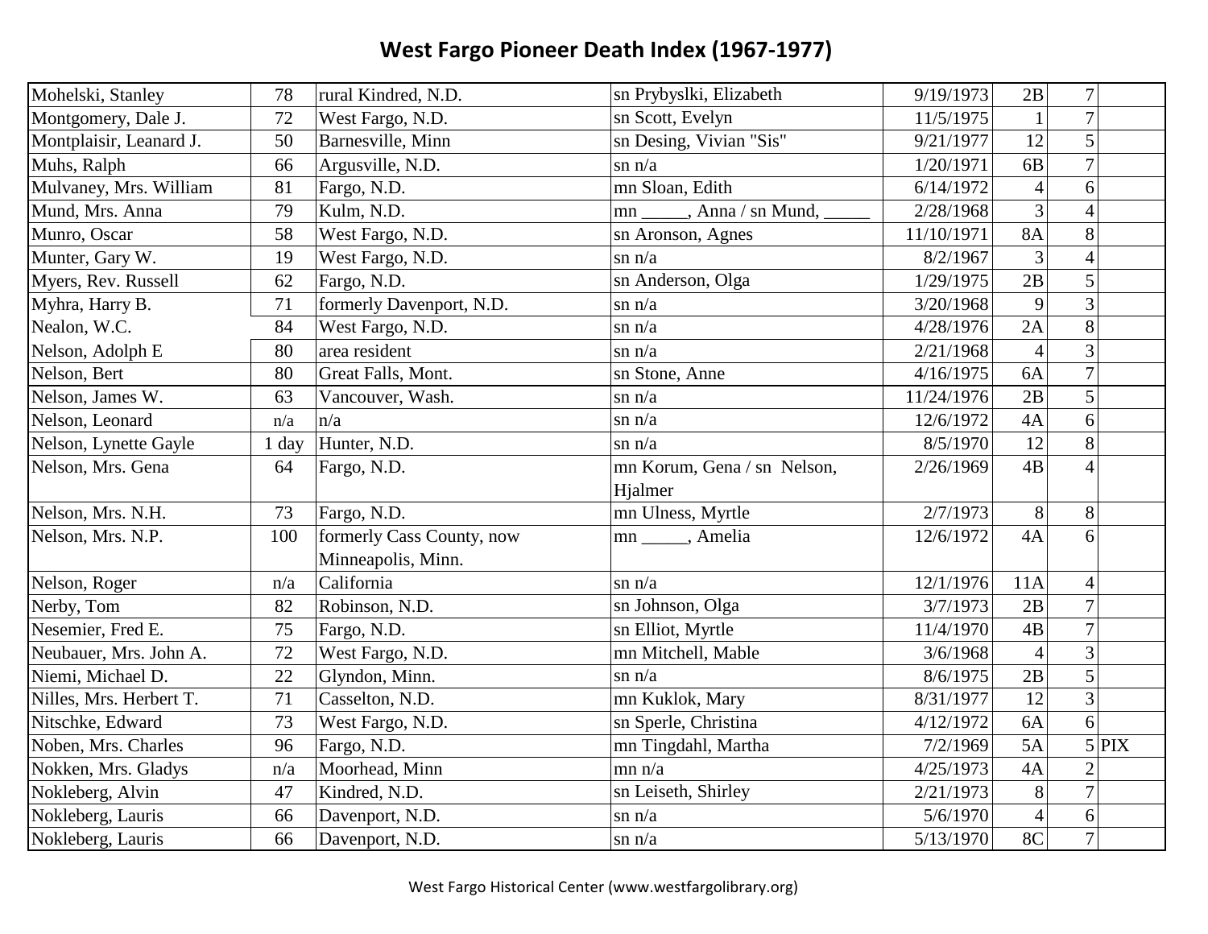# West Fargo Pioneer Death Index (1967-1977)

| | | | | | | | |
|---|---|---|---|---|---|---|---|
| Mohelski, Stanley | 78 | rural Kindred, N.D. | sn Prybyslki, Elizabeth | 9/19/1973 | 2B | 7 | |
| Montgomery, Dale J. | 72 | West Fargo, N.D. | sn Scott, Evelyn | 11/5/1975 | 1 | 7 | |
| Montplaisir, Leanard J. | 50 | Barnesville, Minn | sn Desing, Vivian "Sis" | 9/21/1977 | 12 | 5 | |
| Muhs, Ralph | 66 | Argusville, N.D. | sn n/a | 1/20/1971 | 6B | 7 | |
| Mulvaney, Mrs. William | 81 | Fargo, N.D. | mn Sloan, Edith | 6/14/1972 | 4 | 6 | |
| Mund, Mrs. Anna | 79 | Kulm, N.D. | mn _____, Anna / sn Mund, _____ | 2/28/1968 | 3 | 4 | |
| Munro, Oscar | 58 | West Fargo, N.D. | sn Aronson, Agnes | 11/10/1971 | 8A | 8 | |
| Munter, Gary W. | 19 | West Fargo, N.D. | sn n/a | 8/2/1967 | 3 | 4 | |
| Myers, Rev. Russell | 62 | Fargo, N.D. | sn Anderson, Olga | 1/29/1975 | 2B | 5 | |
| Myhra, Harry B. | 71 | formerly Davenport, N.D. | sn n/a | 3/20/1968 | 9 | 3 | |
| Nealon, W.C. | 84 | West Fargo, N.D. | sn n/a | 4/28/1976 | 2A | 8 | |
| Nelson, Adolph E | 80 | area resident | sn n/a | 2/21/1968 | 4 | 3 | |
| Nelson, Bert | 80 | Great Falls, Mont. | sn Stone, Anne | 4/16/1975 | 6A | 7 | |
| Nelson, James W. | 63 | Vancouver, Wash. | sn n/a | 11/24/1976 | 2B | 5 | |
| Nelson, Leonard | n/a | n/a | sn n/a | 12/6/1972 | 4A | 6 | |
| Nelson, Lynette Gayle | 1 day | Hunter, N.D. | sn n/a | 8/5/1970 | 12 | 8 | |
| Nelson, Mrs. Gena | 64 | Fargo, N.D. | mn Korum, Gena / sn Nelson, Hjalmer | 2/26/1969 | 4B | 4 | |
| Nelson, Mrs. N.H. | 73 | Fargo, N.D. | mn Ulness, Myrtle | 2/7/1973 | 8 | 8 | |
| Nelson, Mrs. N.P. | 100 | formerly Cass County, now Minneapolis, Minn. | mn _____, Amelia | 12/6/1972 | 4A | 6 | |
| Nelson, Roger | n/a | California | sn n/a | 12/1/1976 | 11A | 4 | |
| Nerby, Tom | 82 | Robinson, N.D. | sn Johnson, Olga | 3/7/1973 | 2B | 7 | |
| Nesemier, Fred E. | 75 | Fargo, N.D. | sn Elliot, Myrtle | 11/4/1970 | 4B | 7 | |
| Neubauer, Mrs. John A. | 72 | West Fargo, N.D. | mn Mitchell, Mable | 3/6/1968 | 4 | 3 | |
| Niemi, Michael D. | 22 | Glyndon, Minn. | sn n/a | 8/6/1975 | 2B | 5 | |
| Nilles, Mrs. Herbert T. | 71 | Casselton, N.D. | mn Kuklok, Mary | 8/31/1977 | 12 | 3 | |
| Nitschke, Edward | 73 | West Fargo, N.D. | sn Sperle, Christina | 4/12/1972 | 6A | 6 | |
| Noben, Mrs. Charles | 96 | Fargo, N.D. | mn Tingdahl, Martha | 7/2/1969 | 5A | 5 | PIX |
| Nokken, Mrs. Gladys | n/a | Moorhead, Minn | mn n/a | 4/25/1973 | 4A | 2 | |
| Nokleberg, Alvin | 47 | Kindred, N.D. | sn Leiseth, Shirley | 2/21/1973 | 8 | 7 | |
| Nokleberg, Lauris | 66 | Davenport, N.D. | sn n/a | 5/6/1970 | 4 | 6 | |
| Nokleberg, Lauris | 66 | Davenport, N.D. | sn n/a | 5/13/1970 | 8C | 7 | |

West Fargo Historical Center (www.westfargolibrary.org)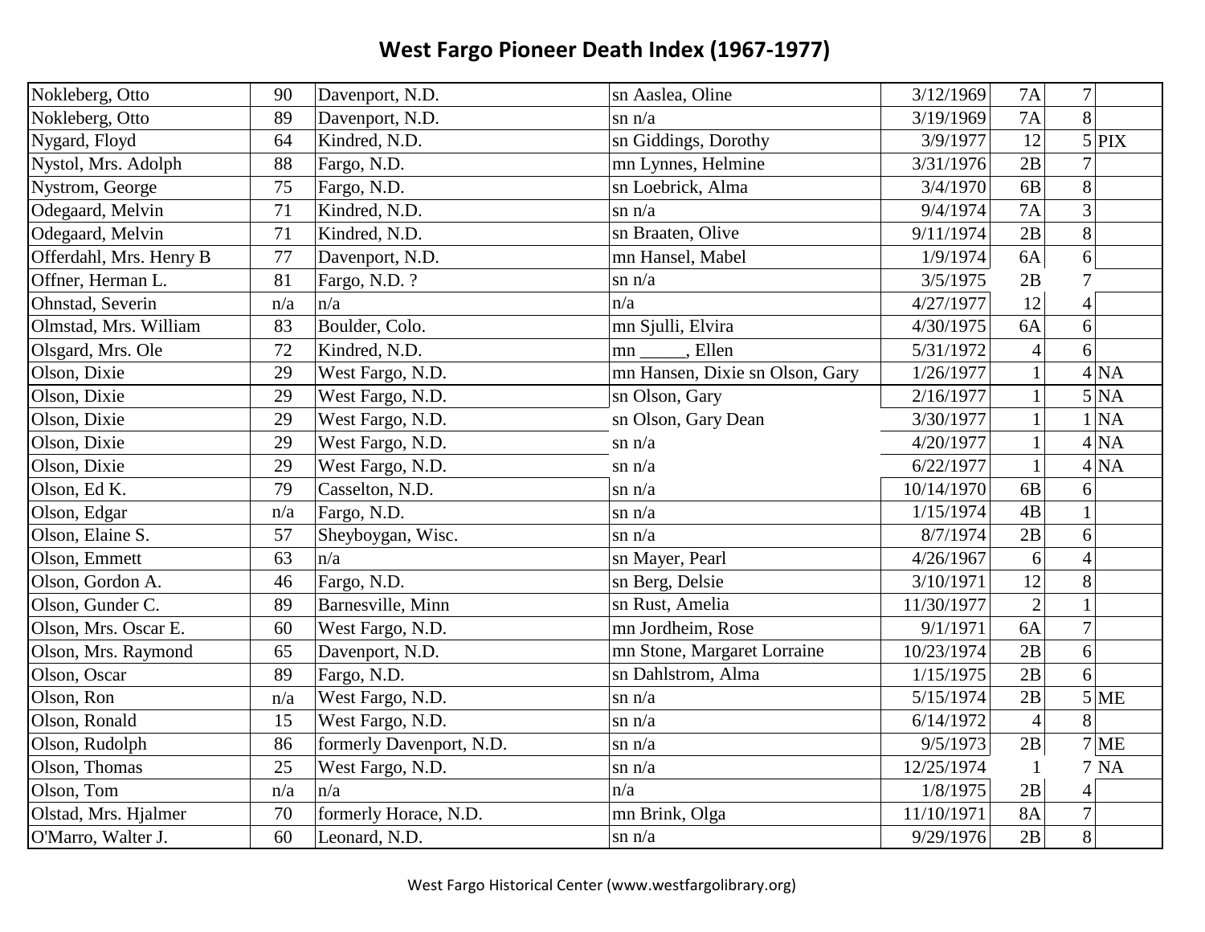# West Fargo Pioneer Death Index (1967-1977)

| | | | | | | | |
|---|---|---|---|---|---|---|---|
| Nokleberg, Otto | 90 | Davenport, N.D. | sn Aaslea, Oline | 3/12/1969 | 7A | 7 | |
| Nokleberg, Otto | 89 | Davenport, N.D. | sn n/a | 3/19/1969 | 7A | 8 | |
| Nygard, Floyd | 64 | Kindred, N.D. | sn Giddings, Dorothy | 3/9/1977 | 12 | 5 | PIX |
| Nystol, Mrs. Adolph | 88 | Fargo, N.D. | mn Lynnes, Helmine | 3/31/1976 | 2B | 7 | |
| Nystrom, George | 75 | Fargo, N.D. | sn Loebrick, Alma | 3/4/1970 | 6B | 8 | |
| Odegaard, Melvin | 71 | Kindred, N.D. | sn n/a | 9/4/1974 | 7A | 3 | |
| Odegaard, Melvin | 71 | Kindred, N.D. | sn Braaten, Olive | 9/11/1974 | 2B | 8 | |
| Offerdahl, Mrs. Henry B | 77 | Davenport, N.D. | mn Hansel, Mabel | 1/9/1974 | 6A | 6 | |
| Offner, Herman L. | 81 | Fargo, N.D. ? | sn n/a | 3/5/1975 | 2B | 7 | |
| Ohnstad, Severin | n/a | n/a | n/a | 4/27/1977 | 12 | 4 | |
| Olmstad, Mrs. William | 83 | Boulder, Colo. | mn Sjulli, Elvira | 4/30/1975 | 6A | 6 | |
| Olsgard, Mrs. Ole | 72 | Kindred, N.D. | mn _____, Ellen | 5/31/1972 | 4 | 6 | |
| Olson, Dixie | 29 | West Fargo, N.D. | mn Hansen, Dixie sn Olson, Gary | 1/26/1977 | 1 | 4 | NA |
| Olson, Dixie | 29 | West Fargo, N.D. | sn Olson, Gary | 2/16/1977 | 1 | 5 | NA |
| Olson, Dixie | 29 | West Fargo, N.D. | sn Olson, Gary Dean | 3/30/1977 | 1 | 1 | NA |
| Olson, Dixie | 29 | West Fargo, N.D. | sn n/a | 4/20/1977 | 1 | 4 | NA |
| Olson, Dixie | 29 | West Fargo, N.D. | sn n/a | 6/22/1977 | 1 | 4 | NA |
| Olson, Ed K. | 79 | Casselton, N.D. | sn n/a | 10/14/1970 | 6B | 6 | |
| Olson, Edgar | n/a | Fargo, N.D. | sn n/a | 1/15/1974 | 4B | 1 | |
| Olson, Elaine S. | 57 | Sheyboygan, Wisc. | sn n/a | 8/7/1974 | 2B | 6 | |
| Olson, Emmett | 63 | n/a | sn Mayer, Pearl | 4/26/1967 | 6 | 4 | |
| Olson, Gordon A. | 46 | Fargo, N.D. | sn Berg, Delsie | 3/10/1971 | 12 | 8 | |
| Olson, Gunder C. | 89 | Barnesville, Minn | sn Rust, Amelia | 11/30/1977 | 2 | 1 | |
| Olson, Mrs. Oscar E. | 60 | West Fargo, N.D. | mn Jordheim, Rose | 9/1/1971 | 6A | 7 | |
| Olson, Mrs. Raymond | 65 | Davenport, N.D. | mn Stone, Margaret Lorraine | 10/23/1974 | 2B | 6 | |
| Olson, Oscar | 89 | Fargo, N.D. | sn Dahlstrom, Alma | 1/15/1975 | 2B | 6 | |
| Olson, Ron | n/a | West Fargo, N.D. | sn n/a | 5/15/1974 | 2B | 5 | ME |
| Olson, Ronald | 15 | West Fargo, N.D. | sn n/a | 6/14/1972 | 4 | 8 | |
| Olson, Rudolph | 86 | formerly Davenport, N.D. | sn n/a | 9/5/1973 | 2B | 7 | ME |
| Olson, Thomas | 25 | West Fargo, N.D. | sn n/a | 12/25/1974 | 1 | 7 | NA |
| Olson, Tom | n/a | n/a | n/a | 1/8/1975 | 2B | 4 | |
| Olstad, Mrs. Hjalmer | 70 | formerly Horace, N.D. | mn Brink, Olga | 11/10/1971 | 8A | 7 | |
| O'Marro, Walter J. | 60 | Leonard, N.D. | sn n/a | 9/29/1976 | 2B | 8 | |

West Fargo Historical Center (www.westfargolibrary.org)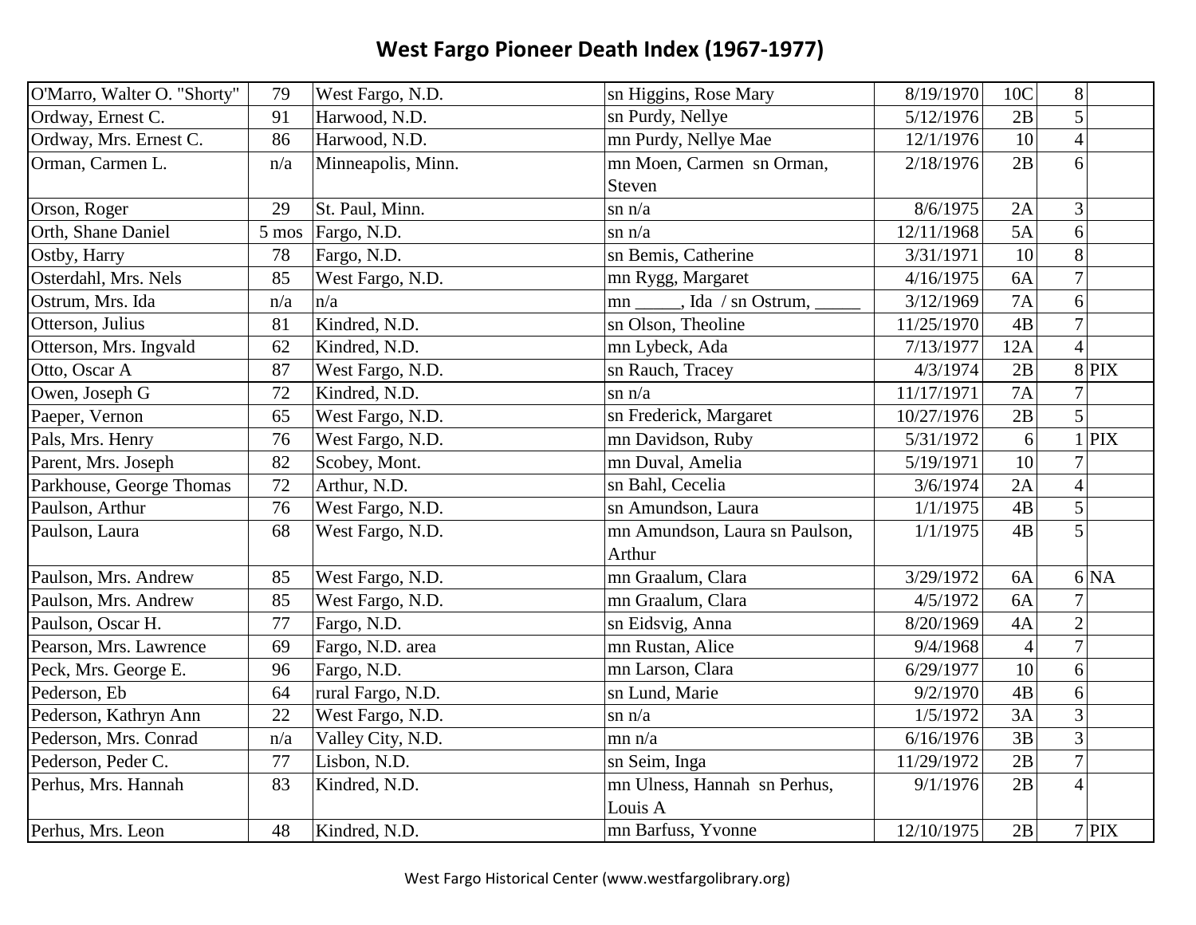# West Fargo Pioneer Death Index (1967-1977)

| | | | | | | | |
|---|---|---|---|---|---|---|---|
| O'Marro, Walter O. "Shorty" | 79 | West Fargo, N.D. | sn Higgins, Rose Mary | 8/19/1970 | 10C | 8 | |
| Ordway, Ernest C. | 91 | Harwood, N.D. | sn Purdy, Nellye | 5/12/1976 | 2B | 5 | |
| Ordway, Mrs. Ernest C. | 86 | Harwood, N.D. | mn Purdy, Nellye Mae | 12/1/1976 | 10 | 4 | |
| Orman, Carmen L. | n/a | Minneapolis, Minn. | mn Moen, Carmen sn Orman, Steven | 2/18/1976 | 2B | 6 | |
| Orson, Roger | 29 | St. Paul, Minn. | sn n/a | 8/6/1975 | 2A | 3 | |
| Orth, Shane Daniel | 5 mos | Fargo, N.D. | sn n/a | 12/11/1968 | 5A | 6 | |
| Ostby, Harry | 78 | Fargo, N.D. | sn Bemis, Catherine | 3/31/1971 | 10 | 8 | |
| Osterdahl, Mrs. Nels | 85 | West Fargo, N.D. | mn Rygg, Margaret | 4/16/1975 | 6A | 7 | |
| Ostrum, Mrs. Ida | n/a | n/a | mn _____, Ida / sn Ostrum, _____ | 3/12/1969 | 7A | 6 | |
| Otterson, Julius | 81 | Kindred, N.D. | sn Olson, Theoline | 11/25/1970 | 4B | 7 | |
| Otterson, Mrs. Ingvald | 62 | Kindred, N.D. | mn Lybeck, Ada | 7/13/1977 | 12A | 4 | |
| Otto, Oscar A | 87 | West Fargo, N.D. | sn Rauch, Tracey | 4/3/1974 | 2B | 8 | PIX |
| Owen, Joseph G | 72 | Kindred, N.D. | sn n/a | 11/17/1971 | 7A | 7 | |
| Paeper, Vernon | 65 | West Fargo, N.D. | sn Frederick, Margaret | 10/27/1976 | 2B | 5 | |
| Pals, Mrs. Henry | 76 | West Fargo, N.D. | mn Davidson, Ruby | 5/31/1972 | 6 | 1 | PIX |
| Parent, Mrs. Joseph | 82 | Scobey, Mont. | mn Duval, Amelia | 5/19/1971 | 10 | 7 | |
| Parkhouse, George Thomas | 72 | Arthur, N.D. | sn Bahl, Cecelia | 3/6/1974 | 2A | 4 | |
| Paulson, Arthur | 76 | West Fargo, N.D. | sn Amundson, Laura | 1/1/1975 | 4B | 5 | |
| Paulson, Laura | 68 | West Fargo, N.D. | mn Amundson, Laura sn Paulson, Arthur | 1/1/1975 | 4B | 5 | |
| Paulson, Mrs. Andrew | 85 | West Fargo, N.D. | mn Graalum, Clara | 3/29/1972 | 6A | 6 | NA |
| Paulson, Mrs. Andrew | 85 | West Fargo, N.D. | mn Graalum, Clara | 4/5/1972 | 6A | 7 | |
| Paulson, Oscar H. | 77 | Fargo, N.D. | sn Eidsvig, Anna | 8/20/1969 | 4A | 2 | |
| Pearson, Mrs. Lawrence | 69 | Fargo, N.D. area | mn Rustan, Alice | 9/4/1968 | 4 | 7 | |
| Peck, Mrs. George E. | 96 | Fargo, N.D. | mn Larson, Clara | 6/29/1977 | 10 | 6 | |
| Pederson, Eb | 64 | rural Fargo, N.D. | sn Lund, Marie | 9/2/1970 | 4B | 6 | |
| Pederson, Kathryn Ann | 22 | West Fargo, N.D. | sn n/a | 1/5/1972 | 3A | 3 | |
| Pederson, Mrs. Conrad | n/a | Valley City, N.D. | mn n/a | 6/16/1976 | 3B | 3 | |
| Pederson, Peder C. | 77 | Lisbon, N.D. | sn Seim, Inga | 11/29/1972 | 2B | 7 | |
| Perhus, Mrs. Hannah | 83 | Kindred, N.D. | mn Ulness, Hannah sn Perhus, Louis A | 9/1/1976 | 2B | 4 | |
| Perhus, Mrs. Leon | 48 | Kindred, N.D. | mn Barfuss, Yvonne | 12/10/1975 | 2B | 7 | PIX |

West Fargo Historical Center (www.westfargolibrary.org)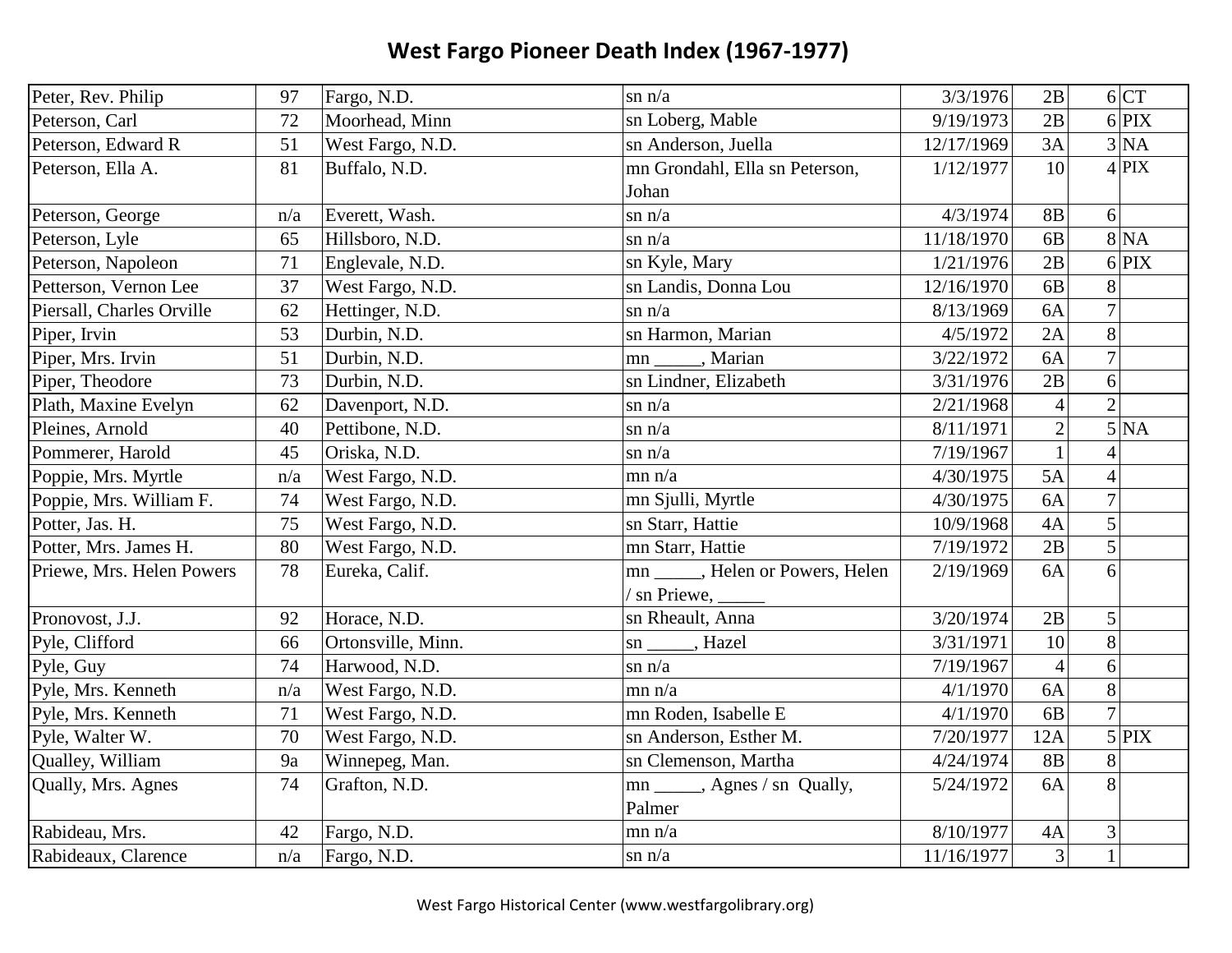# West Fargo Pioneer Death Index (1967-1977)

| | | | | | | | |
|---|---|---|---|---|---|---|---|
| Peter, Rev. Philip | 97 | Fargo, N.D. | sn n/a | 3/3/1976 | 2B | 6 | CT |
| Peterson, Carl | 72 | Moorhead, Minn | sn Loberg, Mable | 9/19/1973 | 2B | 6 | PIX |
| Peterson, Edward R | 51 | West Fargo, N.D. | sn Anderson, Juella | 12/17/1969 | 3A | 3 | NA |
| Peterson, Ella A. | 81 | Buffalo, N.D. | mn Grondahl, Ella sn Peterson, Johan | 1/12/1977 | 10 | 4 | PIX |
| Peterson, George | n/a | Everett, Wash. | sn n/a | 4/3/1974 | 8B | 6 | |
| Peterson, Lyle | 65 | Hillsboro, N.D. | sn n/a | 11/18/1970 | 6B | 8 | NA |
| Peterson, Napoleon | 71 | Englevale, N.D. | sn Kyle, Mary | 1/21/1976 | 2B | 6 | PIX |
| Petterson, Vernon Lee | 37 | West Fargo, N.D. | sn Landis, Donna Lou | 12/16/1970 | 6B | 8 | |
| Piersall, Charles Orville | 62 | Hettinger, N.D. | sn n/a | 8/13/1969 | 6A | 7 | |
| Piper, Irvin | 53 | Durbin, N.D. | sn Harmon, Marian | 4/5/1972 | 2A | 8 | |
| Piper, Mrs. Irvin | 51 | Durbin, N.D. | mn _____, Marian | 3/22/1972 | 6A | 7 | |
| Piper, Theodore | 73 | Durbin, N.D. | sn Lindner, Elizabeth | 3/31/1976 | 2B | 6 | |
| Plath, Maxine Evelyn | 62 | Davenport, N.D. | sn n/a | 2/21/1968 | 4 | 2 | |
| Pleines, Arnold | 40 | Pettibone, N.D. | sn n/a | 8/11/1971 | 2 | 5 | NA |
| Pommerer, Harold | 45 | Oriska, N.D. | sn n/a | 7/19/1967 | 1 | 4 | |
| Poppie, Mrs. Myrtle | n/a | West Fargo, N.D. | mn n/a | 4/30/1975 | 5A | 4 | |
| Poppie, Mrs. William F. | 74 | West Fargo, N.D. | mn Sjulli, Myrtle | 4/30/1975 | 6A | 7 | |
| Potter, Jas. H. | 75 | West Fargo, N.D. | sn Starr, Hattie | 10/9/1968 | 4A | 5 | |
| Potter, Mrs. James H. | 80 | West Fargo, N.D. | mn Starr, Hattie | 7/19/1972 | 2B | 5 | |
| Priewe, Mrs. Helen Powers | 78 | Eureka, Calif. | mn _____, Helen or Powers, Helen / sn Priewe, _____ | 2/19/1969 | 6A | 6 | |
| Pronovost, J.J. | 92 | Horace, N.D. | sn Rheault, Anna | 3/20/1974 | 2B | 5 | |
| Pyle, Clifford | 66 | Ortonsville, Minn. | sn _____, Hazel | 3/31/1971 | 10 | 8 | |
| Pyle, Guy | 74 | Harwood, N.D. | sn n/a | 7/19/1967 | 4 | 6 | |
| Pyle, Mrs. Kenneth | n/a | West Fargo, N.D. | mn n/a | 4/1/1970 | 6A | 8 | |
| Pyle, Mrs. Kenneth | 71 | West Fargo, N.D. | mn Roden, Isabelle E | 4/1/1970 | 6B | 7 | |
| Pyle, Walter W. | 70 | West Fargo, N.D. | sn Anderson, Esther M. | 7/20/1977 | 12A | 5 | PIX |
| Qualley, William | 9a | Winnepeg, Man. | sn Clemenson, Martha | 4/24/1974 | 8B | 8 | |
| Qually, Mrs. Agnes | 74 | Grafton, N.D. | mn _____, Agnes / sn Qually, Palmer | 5/24/1972 | 6A | 8 | |
| Rabideau, Mrs. | 42 | Fargo, N.D. | mn n/a | 8/10/1977 | 4A | 3 | |
| Rabideaux, Clarence | n/a | Fargo, N.D. | sn n/a | 11/16/1977 | 3 | 1 | |

West Fargo Historical Center (www.westfargolibrary.org)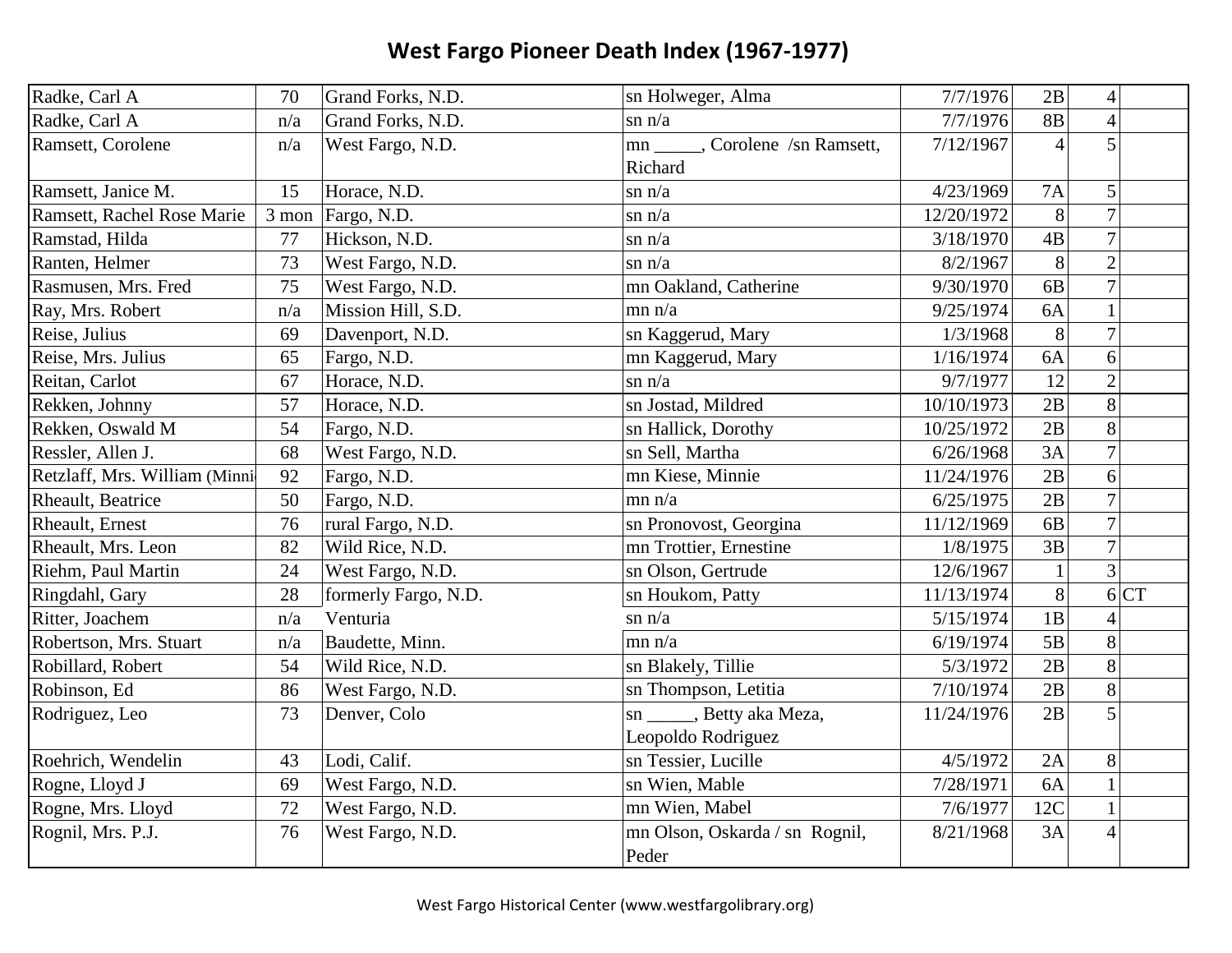# West Fargo Pioneer Death Index (1967-1977)

| | | | | | | | |
|---|---|---|---|---|---|---|---|
| Radke, Carl A | 70 | Grand Forks, N.D. | sn Holweger, Alma | 7/7/1976 | 2B | 4 | |
| Radke, Carl A | n/a | Grand Forks, N.D. | sn n/a | 7/7/1976 | 8B | 4 | |
| Ramsett, Corolene | n/a | West Fargo, N.D. | mn _____, Corolene /sn Ramsett, Richard | 7/12/1967 | 4 | 5 | |
| Ramsett, Janice M. | 15 | Horace, N.D. | sn n/a | 4/23/1969 | 7A | 5 | |
| Ramsett, Rachel Rose Marie | 3 mon | Fargo, N.D. | sn n/a | 12/20/1972 | 8 | 7 | |
| Ramstad, Hilda | 77 | Hickson, N.D. | sn n/a | 3/18/1970 | 4B | 7 | |
| Ranten, Helmer | 73 | West Fargo, N.D. | sn n/a | 8/2/1967 | 8 | 2 | |
| Rasmusen, Mrs. Fred | 75 | West Fargo, N.D. | mn Oakland, Catherine | 9/30/1970 | 6B | 7 | |
| Ray, Mrs. Robert | n/a | Mission Hill, S.D. | mn n/a | 9/25/1974 | 6A | 1 | |
| Reise, Julius | 69 | Davenport, N.D. | sn Kaggerud, Mary | 1/3/1968 | 8 | 7 | |
| Reise, Mrs. Julius | 65 | Fargo, N.D. | mn Kaggerud, Mary | 1/16/1974 | 6A | 6 | |
| Reitan, Carlot | 67 | Horace, N.D. | sn n/a | 9/7/1977 | 12 | 2 | |
| Rekken, Johnny | 57 | Horace, N.D. | sn Jostad, Mildred | 10/10/1973 | 2B | 8 | |
| Rekken, Oswald M | 54 | Fargo, N.D. | sn Hallick, Dorothy | 10/25/1972 | 2B | 8 | |
| Ressler, Allen J. | 68 | West Fargo, N.D. | sn Sell, Martha | 6/26/1968 | 3A | 7 | |
| Retzlaff, Mrs. William (Minni | 92 | Fargo, N.D. | mn Kiese, Minnie | 11/24/1976 | 2B | 6 | |
| Rheault, Beatrice | 50 | Fargo, N.D. | mn n/a | 6/25/1975 | 2B | 7 | |
| Rheault, Ernest | 76 | rural Fargo, N.D. | sn Pronovost, Georgina | 11/12/1969 | 6B | 7 | |
| Rheault, Mrs. Leon | 82 | Wild Rice, N.D. | mn Trottier, Ernestine | 1/8/1975 | 3B | 7 | |
| Riehm, Paul Martin | 24 | West Fargo, N.D. | sn Olson, Gertrude | 12/6/1967 | 1 | 3 | |
| Ringdahl, Gary | 28 | formerly Fargo, N.D. | sn Houkom, Patty | 11/13/1974 | 8 | 6 | CT |
| Ritter, Joachem | n/a | Venturia | sn n/a | 5/15/1974 | 1B | 4 | |
| Robertson, Mrs. Stuart | n/a | Baudette, Minn. | mn n/a | 6/19/1974 | 5B | 8 | |
| Robillard, Robert | 54 | Wild Rice, N.D. | sn Blakely, Tillie | 5/3/1972 | 2B | 8 | |
| Robinson, Ed | 86 | West Fargo, N.D. | sn Thompson, Letitia | 7/10/1974 | 2B | 8 | |
| Rodriguez, Leo | 73 | Denver, Colo | sn _____, Betty aka Meza, Leopoldo Rodriguez | 11/24/1976 | 2B | 5 | |
| Roehrich, Wendelin | 43 | Lodi, Calif. | sn Tessier, Lucille | 4/5/1972 | 2A | 8 | |
| Rogne, Lloyd J | 69 | West Fargo, N.D. | sn Wien, Mable | 7/28/1971 | 6A | 1 | |
| Rogne, Mrs. Lloyd | 72 | West Fargo, N.D. | mn Wien, Mabel | 7/6/1977 | 12C | 1 | |
| Rognil, Mrs. P.J. | 76 | West Fargo, N.D. | mn Olson, Oskarda / sn Rognil, Peder | 8/21/1968 | 3A | 4 | |

West Fargo Historical Center (www.westfargolibrary.org)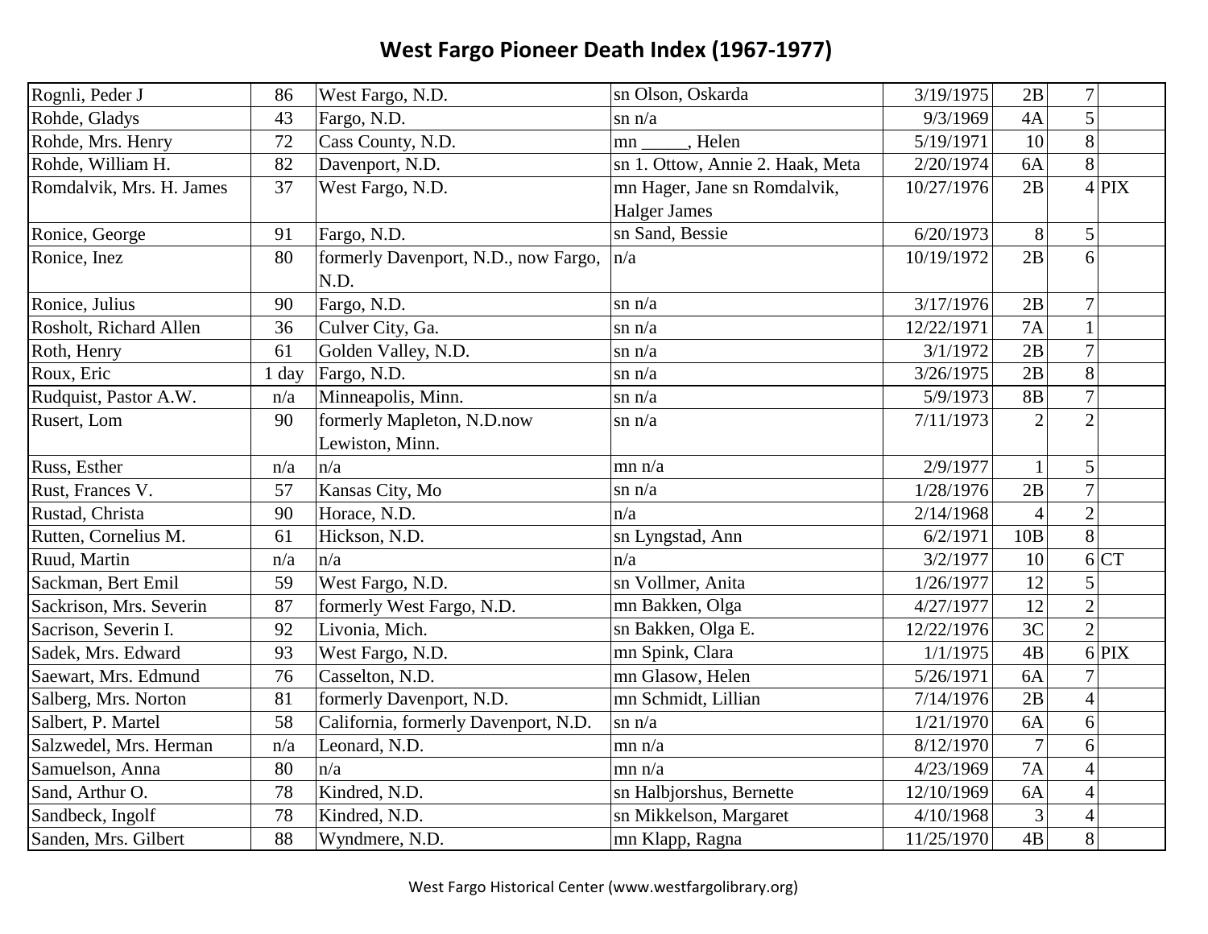# West Fargo Pioneer Death Index (1967-1977)

| | | | | | | | |
|---|---|---|---|---|---|---|---|
| Rognli, Peder J | 86 | West Fargo, N.D. | sn Olson, Oskarda | 3/19/1975 | 2B | 7 | |
| Rohde, Gladys | 43 | Fargo, N.D. | sn n/a | 9/3/1969 | 4A | 5 | |
| Rohde, Mrs. Henry | 72 | Cass County, N.D. | mn _____, Helen | 5/19/1971 | 10 | 8 | |
| Rohde, William H. | 82 | Davenport, N.D. | sn 1. Ottow, Annie 2. Haak, Meta | 2/20/1974 | 6A | 8 | |
| Romdalvik, Mrs. H. James | 37 | West Fargo, N.D. | mn Hager, Jane sn Romdalvik, Halger James | 10/27/1976 | 2B | 4 | PIX |
| Ronice, George | 91 | Fargo, N.D. | sn Sand, Bessie | 6/20/1973 | 8 | 5 | |
| Ronice, Inez | 80 | formerly Davenport, N.D., now Fargo, N.D. | n/a | 10/19/1972 | 2B | 6 | |
| Ronice, Julius | 90 | Fargo, N.D. | sn n/a | 3/17/1976 | 2B | 7 | |
| Rosholt, Richard Allen | 36 | Culver City, Ga. | sn n/a | 12/22/1971 | 7A | 1 | |
| Roth, Henry | 61 | Golden Valley, N.D. | sn n/a | 3/1/1972 | 2B | 7 | |
| Roux, Eric | 1 day | Fargo, N.D. | sn n/a | 3/26/1975 | 2B | 8 | |
| Rudquist, Pastor A.W. | n/a | Minneapolis, Minn. | sn n/a | 5/9/1973 | 8B | 7 | |
| Rusert, Lom | 90 | formerly Mapleton, N.D.now Lewiston, Minn. | sn n/a | 7/11/1973 | 2 | 2 | |
| Russ, Esther | n/a | n/a | mn n/a | 2/9/1977 | 1 | 5 | |
| Rust, Frances V. | 57 | Kansas City, Mo | sn n/a | 1/28/1976 | 2B | 7 | |
| Rustad, Christa | 90 | Horace, N.D. | n/a | 2/14/1968 | 4 | 2 | |
| Rutten, Cornelius M. | 61 | Hickson, N.D. | sn Lyngstad, Ann | 6/2/1971 | 10B | 8 | |
| Ruud, Martin | n/a | n/a | n/a | 3/2/1977 | 10 | 6 | CT |
| Sackman, Bert Emil | 59 | West Fargo, N.D. | sn Vollmer, Anita | 1/26/1977 | 12 | 5 | |
| Sackrison, Mrs. Severin | 87 | formerly West Fargo, N.D. | mn Bakken, Olga | 4/27/1977 | 12 | 2 | |
| Sacrison, Severin I. | 92 | Livonia, Mich. | sn Bakken, Olga E. | 12/22/1976 | 3C | 2 | |
| Sadek, Mrs. Edward | 93 | West Fargo, N.D. | mn Spink, Clara | 1/1/1975 | 4B | 6 | PIX |
| Saewart, Mrs. Edmund | 76 | Casselton, N.D. | mn Glasow, Helen | 5/26/1971 | 6A | 7 | |
| Salberg, Mrs. Norton | 81 | formerly Davenport, N.D. | mn Schmidt, Lillian | 7/14/1976 | 2B | 4 | |
| Salbert, P. Martel | 58 | California, formerly Davenport, N.D. | sn n/a | 1/21/1970 | 6A | 6 | |
| Salzwedel, Mrs. Herman | n/a | Leonard, N.D. | mn n/a | 8/12/1970 | 7 | 6 | |
| Samuelson, Anna | 80 | n/a | mn n/a | 4/23/1969 | 7A | 4 | |
| Sand, Arthur O. | 78 | Kindred, N.D. | sn Halbjorshus, Bernette | 12/10/1969 | 6A | 4 | |
| Sandbeck, Ingolf | 78 | Kindred, N.D. | sn Mikkelson, Margaret | 4/10/1968 | 3 | 4 | |
| Sanden, Mrs. Gilbert | 88 | Wyndmere, N.D. | mn Klapp, Ragna | 11/25/1970 | 4B | 8 | |

West Fargo Historical Center (www.westfargolibrary.org)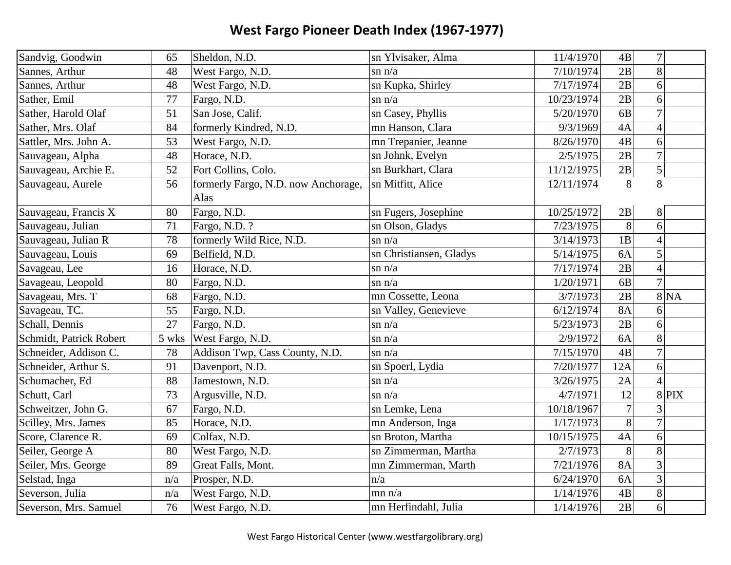# West Fargo Pioneer Death Index (1967-1977)

| | | | | | | | |
|---|---|---|---|---|---|---|---|
| Sandvig, Goodwin | 65 | Sheldon, N.D. | sn Ylvisaker, Alma | 11/4/1970 | 4B | 7 | |
| Sannes, Arthur | 48 | West Fargo, N.D. | sn n/a | 7/10/1974 | 2B | 8 | |
| Sannes, Arthur | 48 | West Fargo, N.D. | sn Kupka, Shirley | 7/17/1974 | 2B | 6 | |
| Sather, Emil | 77 | Fargo, N.D. | sn n/a | 10/23/1974 | 2B | 6 | |
| Sather, Harold Olaf | 51 | San Jose, Calif. | sn Casey, Phyllis | 5/20/1970 | 6B | 7 | |
| Sather, Mrs. Olaf | 84 | formerly Kindred, N.D. | mn Hanson, Clara | 9/3/1969 | 4A | 4 | |
| Sattler, Mrs. John A. | 53 | West Fargo, N.D. | mn Trepanier, Jeanne | 8/26/1970 | 4B | 6 | |
| Sauvageau, Alpha | 48 | Horace, N.D. | sn Johnk, Evelyn | 2/5/1975 | 2B | 7 | |
| Sauvageau, Archie E. | 52 | Fort Collins, Colo. | sn Burkhart, Clara | 11/12/1975 | 2B | 5 | |
| Sauvageau, Aurele | 56 | formerly Fargo, N.D. now Anchorage, Alas | sn Mitfitt, Alice | 12/11/1974 | 8 | 8 | |
| Sauvageau, Francis X | 80 | Fargo, N.D. | sn Fugers, Josephine | 10/25/1972 | 2B | 8 | |
| Sauvageau, Julian | 71 | Fargo, N.D. ? | sn Olson, Gladys | 7/23/1975 | 8 | 6 | |
| Sauvageau, Julian R | 78 | formerly Wild Rice, N.D. | sn n/a | 3/14/1973 | 1B | 4 | |
| Sauvageau, Louis | 69 | Belfield, N.D. | sn Christiansen, Gladys | 5/14/1975 | 6A | 5 | |
| Savageau, Lee | 16 | Horace, N.D. | sn n/a | 7/17/1974 | 2B | 4 | |
| Savageau, Leopold | 80 | Fargo, N.D. | sn n/a | 1/20/1971 | 6B | 7 | |
| Savageau, Mrs. T | 68 | Fargo, N.D. | mn Cossette, Leona | 3/7/1973 | 2B | 8 | NA |
| Savageau, TC. | 55 | Fargo, N.D. | sn Valley, Genevieve | 6/12/1974 | 8A | 6 | |
| Schall, Dennis | 27 | Fargo, N.D. | sn n/a | 5/23/1973 | 2B | 6 | |
| Schmidt, Patrick Robert | 5 wks | West Fargo, N.D. | sn n/a | 2/9/1972 | 6A | 8 | |
| Schneider, Addison C. | 78 | Addison Twp, Cass County, N.D. | sn n/a | 7/15/1970 | 4B | 7 | |
| Schneider, Arthur S. | 91 | Davenport, N.D. | sn Spoerl, Lydia | 7/20/1977 | 12A | 6 | |
| Schumacher, Ed | 88 | Jamestown, N.D. | sn n/a | 3/26/1975 | 2A | 4 | |
| Schutt, Carl | 73 | Argusville, N.D. | sn n/a | 4/7/1971 | 12 | 8 | PIX |
| Schweitzer, John G. | 67 | Fargo, N.D. | sn Lemke, Lena | 10/18/1967 | 7 | 3 | |
| Scilley, Mrs. James | 85 | Horace, N.D. | mn Anderson, Inga | 1/17/1973 | 8 | 7 | |
| Score, Clarence R. | 69 | Colfax, N.D. | sn Broton, Martha | 10/15/1975 | 4A | 6 | |
| Seiler, George A | 80 | West Fargo, N.D. | sn Zimmerman, Martha | 2/7/1973 | 8 | 8 | |
| Seiler, Mrs. George | 89 | Great Falls, Mont. | mn Zimmerman, Marth | 7/21/1976 | 8A | 3 | |
| Selstad, Inga | n/a | Prosper, N.D. | n/a | 6/24/1970 | 6A | 3 | |
| Severson, Julia | n/a | West Fargo, N.D. | mn n/a | 1/14/1976 | 4B | 8 | |
| Severson, Mrs. Samuel | 76 | West Fargo, N.D. | mn Herfindahl, Julia | 1/14/1976 | 2B | 6 | |

West Fargo Historical Center (www.westfargolibrary.org)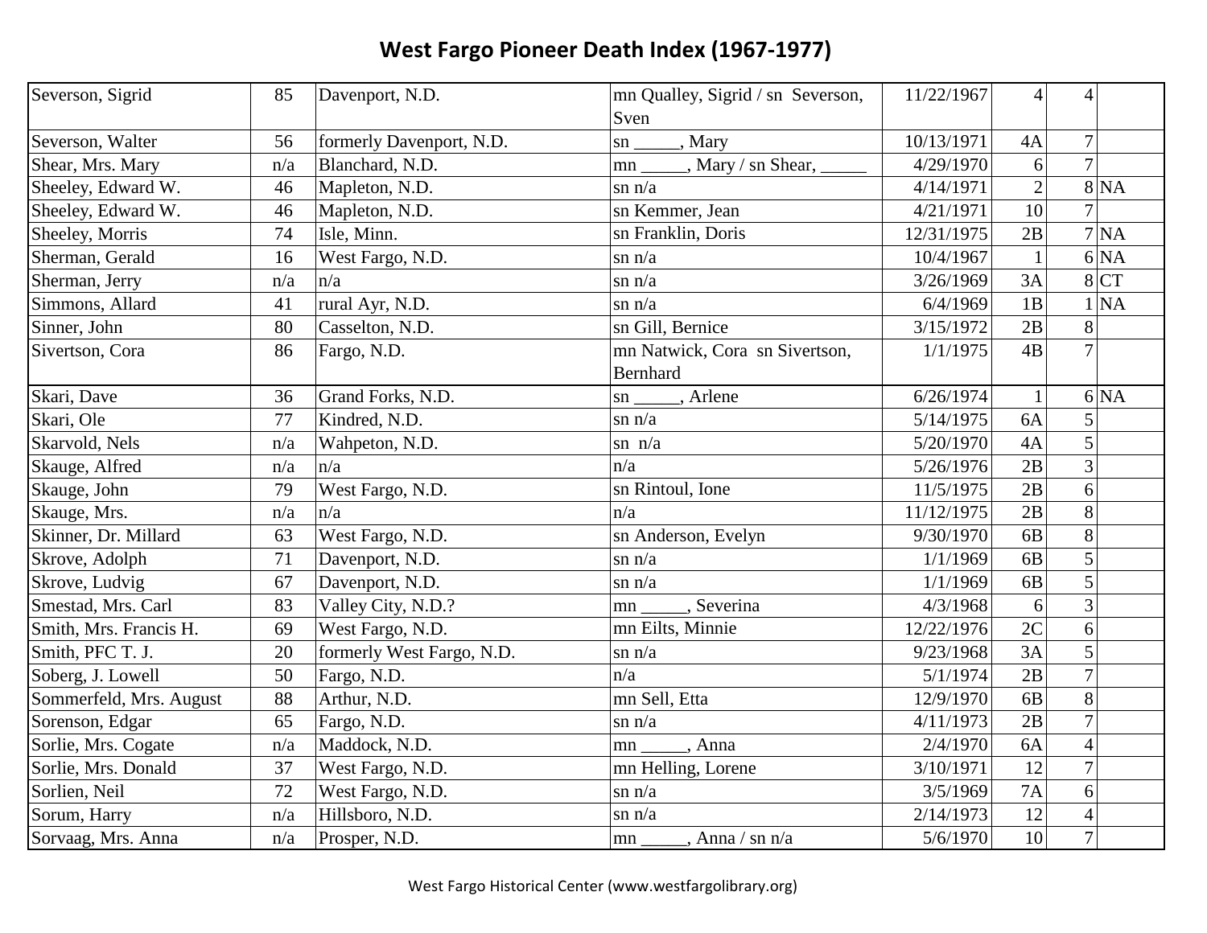# West Fargo Pioneer Death Index (1967-1977)

| | | | | | | | |
|---|---|---|---|---|---|---|---|
| Severson, Sigrid | 85 | Davenport, N.D. | mn Qualley, Sigrid / sn Severson, Sven | 11/22/1967 | 4 | 4 | |
| Severson, Walter | 56 | formerly Davenport, N.D. | sn _____, Mary | 10/13/1971 | 4A | 7 | |
| Shear, Mrs. Mary | n/a | Blanchard, N.D. | mn _____, Mary / sn Shear, _____ | 4/29/1970 | 6 | 7 | |
| Sheeley, Edward W. | 46 | Mapleton, N.D. | sn n/a | 4/14/1971 | 2 | 8 | NA |
| Sheeley, Edward W. | 46 | Mapleton, N.D. | sn Kemmer, Jean | 4/21/1971 | 10 | 7 | |
| Sheeley, Morris | 74 | Isle, Minn. | sn Franklin, Doris | 12/31/1975 | 2B | 7 | NA |
| Sherman, Gerald | 16 | West Fargo, N.D. | sn n/a | 10/4/1967 | 1 | 6 | NA |
| Sherman, Jerry | n/a | n/a | sn n/a | 3/26/1969 | 3A | 8 | CT |
| Simmons, Allard | 41 | rural Ayr, N.D. | sn n/a | 6/4/1969 | 1B | 1 | NA |
| Sinner, John | 80 | Casselton, N.D. | sn Gill, Bernice | 3/15/1972 | 2B | 8 | |
| Sivertson, Cora | 86 | Fargo, N.D. | mn Natwick, Cora sn Sivertson, Bernhard | 1/1/1975 | 4B | 7 | |
| Skari, Dave | 36 | Grand Forks, N.D. | sn _____, Arlene | 6/26/1974 | 1 | 6 | NA |
| Skari, Ole | 77 | Kindred, N.D. | sn n/a | 5/14/1975 | 6A | 5 | |
| Skarvold, Nels | n/a | Wahpeton, N.D. | sn n/a | 5/20/1970 | 4A | 5 | |
| Skauge, Alfred | n/a | n/a | n/a | 5/26/1976 | 2B | 3 | |
| Skauge, John | 79 | West Fargo, N.D. | sn Rintoul, Ione | 11/5/1975 | 2B | 6 | |
| Skauge, Mrs. | n/a | n/a | n/a | 11/12/1975 | 2B | 8 | |
| Skinner, Dr. Millard | 63 | West Fargo, N.D. | sn Anderson, Evelyn | 9/30/1970 | 6B | 8 | |
| Skrove, Adolph | 71 | Davenport, N.D. | sn n/a | 1/1/1969 | 6B | 5 | |
| Skrove, Ludvig | 67 | Davenport, N.D. | sn n/a | 1/1/1969 | 6B | 5 | |
| Smestad, Mrs. Carl | 83 | Valley City, N.D.? | mn _____, Severina | 4/3/1968 | 6 | 3 | |
| Smith, Mrs. Francis H. | 69 | West Fargo, N.D. | mn Eilts, Minnie | 12/22/1976 | 2C | 6 | |
| Smith, PFC T. J. | 20 | formerly West Fargo, N.D. | sn n/a | 9/23/1968 | 3A | 5 | |
| Soberg, J. Lowell | 50 | Fargo, N.D. | n/a | 5/1/1974 | 2B | 7 | |
| Sommerfeld, Mrs. August | 88 | Arthur, N.D. | mn Sell, Etta | 12/9/1970 | 6B | 8 | |
| Sorenson, Edgar | 65 | Fargo, N.D. | sn n/a | 4/11/1973 | 2B | 7 | |
| Sorlie, Mrs. Cogate | n/a | Maddock, N.D. | mn _____, Anna | 2/4/1970 | 6A | 4 | |
| Sorlie, Mrs. Donald | 37 | West Fargo, N.D. | mn Helling, Lorene | 3/10/1971 | 12 | 7 | |
| Sorlien, Neil | 72 | West Fargo, N.D. | sn n/a | 3/5/1969 | 7A | 6 | |
| Sorum, Harry | n/a | Hillsboro, N.D. | sn n/a | 2/14/1973 | 12 | 4 | |
| Sorvaag, Mrs. Anna | n/a | Prosper, N.D. | mn _____, Anna / sn n/a | 5/6/1970 | 10 | 7 | |

West Fargo Historical Center (www.westfargolibrary.org)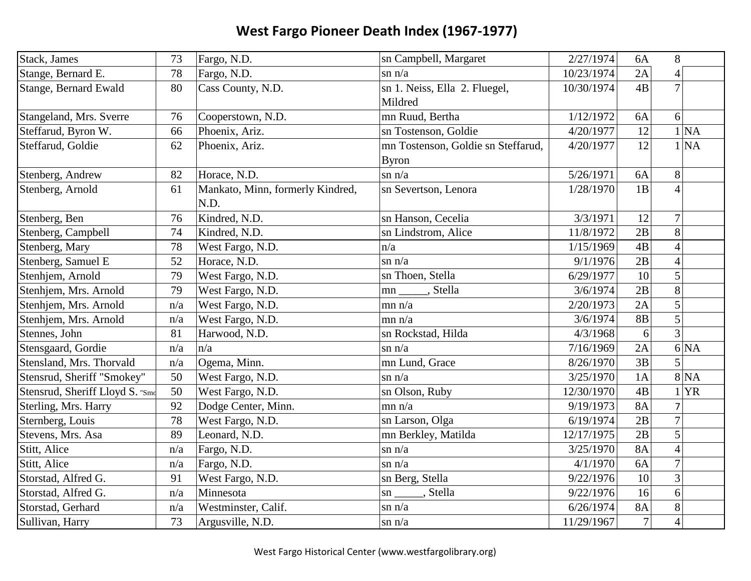# West Fargo Pioneer Death Index (1967-1977)

| | | | | | | | |
|---|---|---|---|---|---|---|---|
| Stack, James | 73 | Fargo, N.D. | sn Campbell, Margaret | 2/27/1974 | 6A | 8 | |
| Stange, Bernard E. | 78 | Fargo, N.D. | sn n/a | 10/23/1974 | 2A | 4 | |
| Stange, Bernard Ewald | 80 | Cass County, N.D. | sn 1. Neiss, Ella 2. Fluegel, Mildred | 10/30/1974 | 4B | 7 | |
| Stangeland, Mrs. Sverre | 76 | Cooperstown, N.D. | mn Ruud, Bertha | 1/12/1972 | 6A | 6 | |
| Steffarud, Byron W. | 66 | Phoenix, Ariz. | sn Tostenson, Goldie | 4/20/1977 | 12 | 1 | NA |
| Steffarud, Goldie | 62 | Phoenix, Ariz. | mn Tostenson, Goldie sn Steffarud, Byron | 4/20/1977 | 12 | 1 | NA |
| Stenberg, Andrew | 82 | Horace, N.D. | sn n/a | 5/26/1971 | 6A | 8 | |
| Stenberg, Arnold | 61 | Mankato, Minn, formerly Kindred, N.D. | sn Severtson, Lenora | 1/28/1970 | 1B | 4 | |
| Stenberg, Ben | 76 | Kindred, N.D. | sn Hanson, Cecelia | 3/3/1971 | 12 | 7 | |
| Stenberg, Campbell | 74 | Kindred, N.D. | sn Lindstrom, Alice | 11/8/1972 | 2B | 8 | |
| Stenberg, Mary | 78 | West Fargo, N.D. | n/a | 1/15/1969 | 4B | 4 | |
| Stenberg, Samuel E | 52 | Horace, N.D. | sn n/a | 9/1/1976 | 2B | 4 | |
| Stenhjem, Arnold | 79 | West Fargo, N.D. | sn Thoen, Stella | 6/29/1977 | 10 | 5 | |
| Stenhjem, Mrs. Arnold | 79 | West Fargo, N.D. | mn _____, Stella | 3/6/1974 | 2B | 8 | |
| Stenhjem, Mrs. Arnold | n/a | West Fargo, N.D. | mn n/a | 2/20/1973 | 2A | 5 | |
| Stenhjem, Mrs. Arnold | n/a | West Fargo, N.D. | mn n/a | 3/6/1974 | 8B | 5 | |
| Stennes, John | 81 | Harwood, N.D. | sn Rockstad, Hilda | 4/3/1968 | 6 | 3 | |
| Stensgaard, Gordie | n/a | n/a | sn n/a | 7/16/1969 | 2A | 6 | NA |
| Stensland, Mrs. Thorvald | n/a | Ogema, Minn. | mn Lund, Grace | 8/26/1970 | 3B | 5 | |
| Stensrud, Sheriff "Smokey" | 50 | West Fargo, N.D. | sn n/a | 3/25/1970 | 1A | 8 | NA |
| Stensrud, Sheriff Lloyd S. "Smo | 50 | West Fargo, N.D. | sn Olson, Ruby | 12/30/1970 | 4B | 1 | YR |
| Sterling, Mrs. Harry | 92 | Dodge Center, Minn. | mn n/a | 9/19/1973 | 8A | 7 | |
| Sternberg, Louis | 78 | West Fargo, N.D. | sn Larson, Olga | 6/19/1974 | 2B | 7 | |
| Stevens, Mrs. Asa | 89 | Leonard, N.D. | mn Berkley, Matilda | 12/17/1975 | 2B | 5 | |
| Stitt, Alice | n/a | Fargo, N.D. | sn n/a | 3/25/1970 | 8A | 4 | |
| Stitt, Alice | n/a | Fargo, N.D. | sn n/a | 4/1/1970 | 6A | 7 | |
| Storstad, Alfred G. | 91 | West Fargo, N.D. | sn Berg, Stella | 9/22/1976 | 10 | 3 | |
| Storstad, Alfred G. | n/a | Minnesota | sn _____, Stella | 9/22/1976 | 16 | 6 | |
| Storstad, Gerhard | n/a | Westminster, Calif. | sn n/a | 6/26/1974 | 8A | 8 | |
| Sullivan, Harry | 73 | Argusville, N.D. | sn n/a | 11/29/1967 | 7 | 4 | |

West Fargo Historical Center (www.westfargolibrary.org)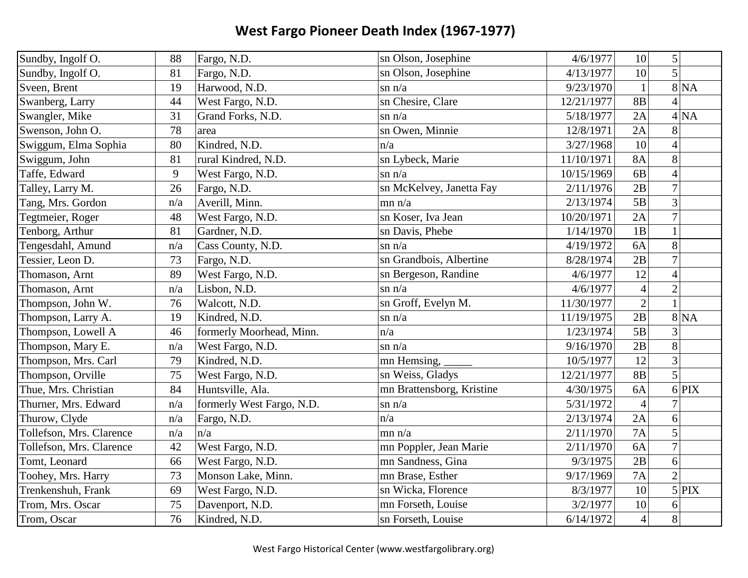# West Fargo Pioneer Death Index (1967-1977)

| | | | | | | | |
|---|---|---|---|---|---|---|---|
| Sundby, Ingolf O. | 88 | Fargo, N.D. | sn Olson, Josephine | 4/6/1977 | 10 | 5 | |
| Sundby, Ingolf O. | 81 | Fargo, N.D. | sn Olson, Josephine | 4/13/1977 | 10 | 5 | |
| Sveen, Brent | 19 | Harwood, N.D. | sn n/a | 9/23/1970 | 1 | 8 | NA |
| Swanberg, Larry | 44 | West Fargo, N.D. | sn Chesire, Clare | 12/21/1977 | 8B | 4 | |
| Swangler, Mike | 31 | Grand Forks, N.D. | sn n/a | 5/18/1977 | 2A | 4 | NA |
| Swenson, John O. | 78 | area | sn Owen, Minnie | 12/8/1971 | 2A | 8 | |
| Swiggum, Elma Sophia | 80 | Kindred, N.D. | n/a | 3/27/1968 | 10 | 4 | |
| Swiggum, John | 81 | rural Kindred, N.D. | sn Lybeck, Marie | 11/10/1971 | 8A | 8 | |
| Taffe, Edward | 9 | West Fargo, N.D. | sn n/a | 10/15/1969 | 6B | 4 | |
| Talley, Larry M. | 26 | Fargo, N.D. | sn McKelvey, Janetta Fay | 2/11/1976 | 2B | 7 | |
| Tang, Mrs. Gordon | n/a | Averill, Minn. | mn n/a | 2/13/1974 | 5B | 3 | |
| Tegtmeier, Roger | 48 | West Fargo, N.D. | sn Koser, Iva Jean | 10/20/1971 | 2A | 7 | |
| Tenborg, Arthur | 81 | Gardner, N.D. | sn Davis, Phebe | 1/14/1970 | 1B | 1 | |
| Tengesdahl, Amund | n/a | Cass County, N.D. | sn n/a | 4/19/1972 | 6A | 8 | |
| Tessier, Leon D. | 73 | Fargo, N.D. | sn Grandbois, Albertine | 8/28/1974 | 2B | 7 | |
| Thomason, Arnt | 89 | West Fargo, N.D. | sn Bergeson, Randine | 4/6/1977 | 12 | 4 | |
| Thomason, Arnt | n/a | Lisbon, N.D. | sn n/a | 4/6/1977 | 4 | 2 | |
| Thompson, John W. | 76 | Walcott, N.D. | sn Groff, Evelyn M. | 11/30/1977 | 2 | 1 | |
| Thompson, Larry A. | 19 | Kindred, N.D. | sn n/a | 11/19/1975 | 2B | 8 | NA |
| Thompson, Lowell A | 46 | formerly Moorhead, Minn. | n/a | 1/23/1974 | 5B | 3 | |
| Thompson, Mary E. | n/a | West Fargo, N.D. | sn n/a | 9/16/1970 | 2B | 8 | |
| Thompson, Mrs. Carl | 79 | Kindred, N.D. | mn Hemsing, _____ | 10/5/1977 | 12 | 3 | |
| Thompson, Orville | 75 | West Fargo, N.D. | sn Weiss, Gladys | 12/21/1977 | 8B | 5 | |
| Thue, Mrs. Christian | 84 | Huntsville, Ala. | mn Brattensborg, Kristine | 4/30/1975 | 6A | 6 | PIX |
| Thurner, Mrs. Edward | n/a | formerly West Fargo, N.D. | sn n/a | 5/31/1972 | 4 | 7 | |
| Thurow, Clyde | n/a | Fargo, N.D. | n/a | 2/13/1974 | 2A | 6 | |
| Tollefson, Mrs. Clarence | n/a | n/a | mn n/a | 2/11/1970 | 7A | 5 | |
| Tollefson, Mrs. Clarence | 42 | West Fargo, N.D. | mn Poppler, Jean Marie | 2/11/1970 | 6A | 7 | |
| Tomt, Leonard | 66 | West Fargo, N.D. | mn Sandness, Gina | 9/3/1975 | 2B | 6 | |
| Toohey, Mrs. Harry | 73 | Monson Lake, Minn. | mn Brase, Esther | 9/17/1969 | 7A | 2 | |
| Trenkenshuh, Frank | 69 | West Fargo, N.D. | sn Wicka, Florence | 8/3/1977 | 10 | 5 | PIX |
| Trom, Mrs. Oscar | 75 | Davenport, N.D. | mn Forseth, Louise | 3/2/1977 | 10 | 6 | |
| Trom, Oscar | 76 | Kindred, N.D. | sn Forseth, Louise | 6/14/1972 | 4 | 8 | |

West Fargo Historical Center (www.westfargolibrary.org)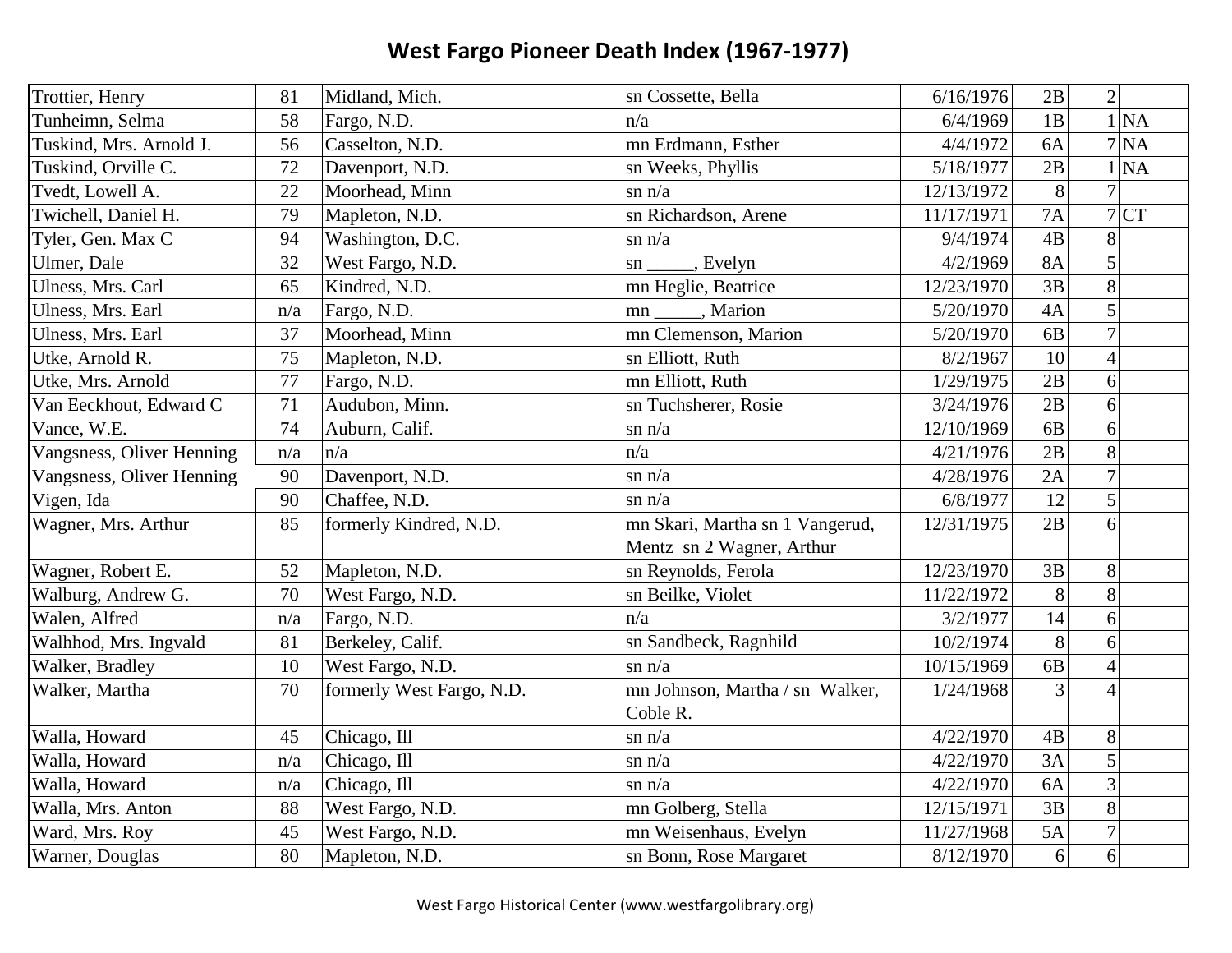# West Fargo Pioneer Death Index (1967-1977)

| | | | | | | | |
|---|---|---|---|---|---|---|---|
| Trottier, Henry | 81 | Midland, Mich. | sn Cossette, Bella | 6/16/1976 | 2B | 2 | |
| Tunheimn, Selma | 58 | Fargo, N.D. | n/a | 6/4/1969 | 1B | 1 | NA |
| Tuskind, Mrs. Arnold J. | 56 | Casselton, N.D. | mn Erdmann, Esther | 4/4/1972 | 6A | 7 | NA |
| Tuskind, Orville C. | 72 | Davenport, N.D. | sn Weeks, Phyllis | 5/18/1977 | 2B | 1 | NA |
| Tvedt, Lowell A. | 22 | Moorhead, Minn | sn n/a | 12/13/1972 | 8 | 7 | |
| Twichell, Daniel H. | 79 | Mapleton, N.D. | sn Richardson, Arene | 11/17/1971 | 7A | 7 | CT |
| Tyler, Gen. Max C | 94 | Washington, D.C. | sn n/a | 9/4/1974 | 4B | 8 | |
| Ulmer, Dale | 32 | West Fargo, N.D. | sn _____, Evelyn | 4/2/1969 | 8A | 5 | |
| Ulness, Mrs. Carl | 65 | Kindred, N.D. | mn Heglie, Beatrice | 12/23/1970 | 3B | 8 | |
| Ulness, Mrs. Earl | n/a | Fargo, N.D. | mn _____, Marion | 5/20/1970 | 4A | 5 | |
| Ulness, Mrs. Earl | 37 | Moorhead, Minn | mn Clemenson, Marion | 5/20/1970 | 6B | 7 | |
| Utke, Arnold R. | 75 | Mapleton, N.D. | sn Elliott, Ruth | 8/2/1967 | 10 | 4 | |
| Utke, Mrs. Arnold | 77 | Fargo, N.D. | mn Elliott, Ruth | 1/29/1975 | 2B | 6 | |
| Van Eeckhout, Edward C | 71 | Audubon, Minn. | sn Tuchsherer, Rosie | 3/24/1976 | 2B | 6 | |
| Vance, W.E. | 74 | Auburn, Calif. | sn n/a | 12/10/1969 | 6B | 6 | |
| Vangsness, Oliver Henning | n/a | n/a | n/a | 4/21/1976 | 2B | 8 | |
| Vangsness, Oliver Henning | 90 | Davenport, N.D. | sn n/a | 4/28/1976 | 2A | 7 | |
| Vigen, Ida | 90 | Chaffee, N.D. | sn n/a | 6/8/1977 | 12 | 5 | |
| Wagner, Mrs. Arthur | 85 | formerly Kindred, N.D. | mn Skari, Martha sn 1 Vangerud, Mentz sn 2 Wagner, Arthur | 12/31/1975 | 2B | 6 | |
| Wagner, Robert E. | 52 | Mapleton, N.D. | sn Reynolds, Ferola | 12/23/1970 | 3B | 8 | |
| Walburg, Andrew G. | 70 | West Fargo, N.D. | sn Beilke, Violet | 11/22/1972 | 8 | 8 | |
| Walen, Alfred | n/a | Fargo, N.D. | n/a | 3/2/1977 | 14 | 6 | |
| Walhhod, Mrs. Ingvald | 81 | Berkeley, Calif. | sn Sandbeck, Ragnhild | 10/2/1974 | 8 | 6 | |
| Walker, Bradley | 10 | West Fargo, N.D. | sn n/a | 10/15/1969 | 6B | 4 | |
| Walker, Martha | 70 | formerly West Fargo, N.D. | mn Johnson, Martha / sn Walker, Coble R. | 1/24/1968 | 3 | 4 | |
| Walla, Howard | 45 | Chicago, Ill | sn n/a | 4/22/1970 | 4B | 8 | |
| Walla, Howard | n/a | Chicago, Ill | sn n/a | 4/22/1970 | 3A | 5 | |
| Walla, Howard | n/a | Chicago, Ill | sn n/a | 4/22/1970 | 6A | 3 | |
| Walla, Mrs. Anton | 88 | West Fargo, N.D. | mn Golberg, Stella | 12/15/1971 | 3B | 8 | |
| Ward, Mrs. Roy | 45 | West Fargo, N.D. | mn Weisenhaus, Evelyn | 11/27/1968 | 5A | 7 | |
| Warner, Douglas | 80 | Mapleton, N.D. | sn Bonn, Rose Margaret | 8/12/1970 | 6 | 6 | |

West Fargo Historical Center (www.westfargolibrary.org)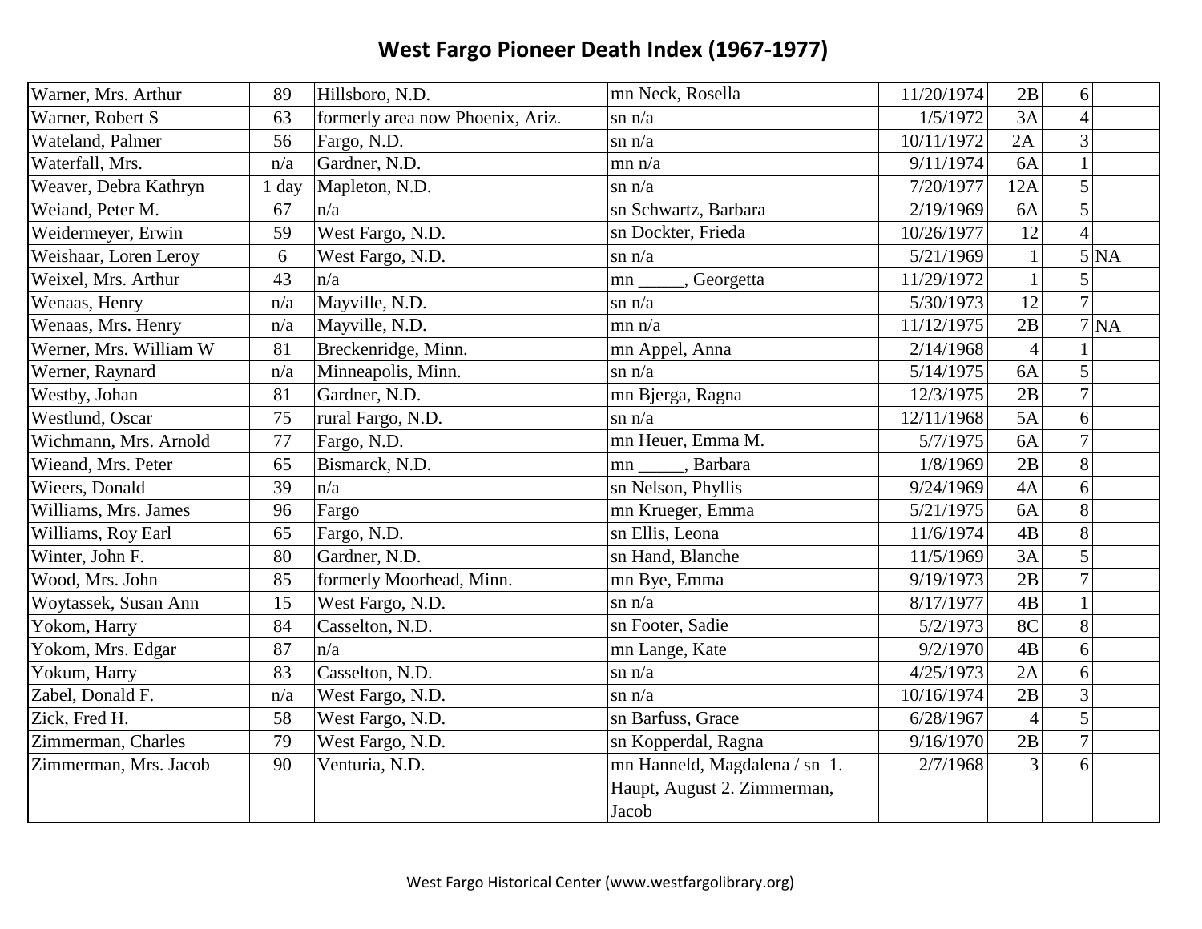# West Fargo Pioneer Death Index (1967-1977)

| | | | | | | | |
|---|---|---|---|---|---|---|---|
| Warner, Mrs. Arthur | 89 | Hillsboro, N.D. | mn Neck, Rosella | 11/20/1974 | 2B | 6 | |
| Warner, Robert S | 63 | formerly area now Phoenix, Ariz. | sn n/a | 1/5/1972 | 3A | 4 | |
| Wateland, Palmer | 56 | Fargo, N.D. | sn n/a | 10/11/1972 | 2A | 3 | |
| Waterfall, Mrs. | n/a | Gardner, N.D. | mn n/a | 9/11/1974 | 6A | 1 | |
| Weaver, Debra Kathryn | 1 day | Mapleton, N.D. | sn n/a | 7/20/1977 | 12A | 5 | |
| Weiand, Peter M. | 67 | n/a | sn Schwartz, Barbara | 2/19/1969 | 6A | 5 | |
| Weidermeyer, Erwin | 59 | West Fargo, N.D. | sn Dockter, Frieda | 10/26/1977 | 12 | 4 | |
| Weishaar, Loren Leroy | 6 | West Fargo, N.D. | sn n/a | 5/21/1969 | 1 | 5 | NA |
| Weixel, Mrs. Arthur | 43 | n/a | mn _____, Georgetta | 11/29/1972 | 1 | 5 | |
| Wenaas, Henry | n/a | Mayville, N.D. | sn n/a | 5/30/1973 | 12 | 7 | |
| Wenaas, Mrs. Henry | n/a | Mayville, N.D. | mn n/a | 11/12/1975 | 2B | 7 | NA |
| Werner, Mrs. William W | 81 | Breckenridge, Minn. | mn Appel, Anna | 2/14/1968 | 4 | 1 | |
| Werner, Raynard | n/a | Minneapolis, Minn. | sn n/a | 5/14/1975 | 6A | 5 | |
| Westby, Johan | 81 | Gardner, N.D. | mn Bjerga, Ragna | 12/3/1975 | 2B | 7 | |
| Westlund, Oscar | 75 | rural Fargo, N.D. | sn n/a | 12/11/1968 | 5A | 6 | |
| Wichmann, Mrs. Arnold | 77 | Fargo, N.D. | mn Heuer, Emma M. | 5/7/1975 | 6A | 7 | |
| Wieand, Mrs. Peter | 65 | Bismarck, N.D. | mn _____, Barbara | 1/8/1969 | 2B | 8 | |
| Wieers, Donald | 39 | n/a | sn Nelson, Phyllis | 9/24/1969 | 4A | 6 | |
| Williams, Mrs. James | 96 | Fargo | mn Krueger, Emma | 5/21/1975 | 6A | 8 | |
| Williams, Roy Earl | 65 | Fargo, N.D. | sn Ellis, Leona | 11/6/1974 | 4B | 8 | |
| Winter, John F. | 80 | Gardner, N.D. | sn Hand, Blanche | 11/5/1969 | 3A | 5 | |
| Wood, Mrs. John | 85 | formerly Moorhead, Minn. | mn Bye, Emma | 9/19/1973 | 2B | 7 | |
| Woytassek, Susan Ann | 15 | West Fargo, N.D. | sn n/a | 8/17/1977 | 4B | 1 | |
| Yokom, Harry | 84 | Casselton, N.D. | sn Footer, Sadie | 5/2/1973 | 8C | 8 | |
| Yokom, Mrs. Edgar | 87 | n/a | mn Lange, Kate | 9/2/1970 | 4B | 6 | |
| Yokum, Harry | 83 | Casselton, N.D. | sn n/a | 4/25/1973 | 2A | 6 | |
| Zabel, Donald F. | n/a | West Fargo, N.D. | sn n/a | 10/16/1974 | 2B | 3 | |
| Zick, Fred H. | 58 | West Fargo, N.D. | sn Barfuss, Grace | 6/28/1967 | 4 | 5 | |
| Zimmerman, Charles | 79 | West Fargo, N.D. | sn Kopperdal, Ragna | 9/16/1970 | 2B | 7 | |
| Zimmerman, Mrs. Jacob | 90 | Venturia, N.D. | mn Hanneld, Magdalena / sn 1. Haupt, August 2. Zimmerman, Jacob | 2/7/1968 | 3 | 6 | |

West Fargo Historical Center (www.westfargolibrary.org)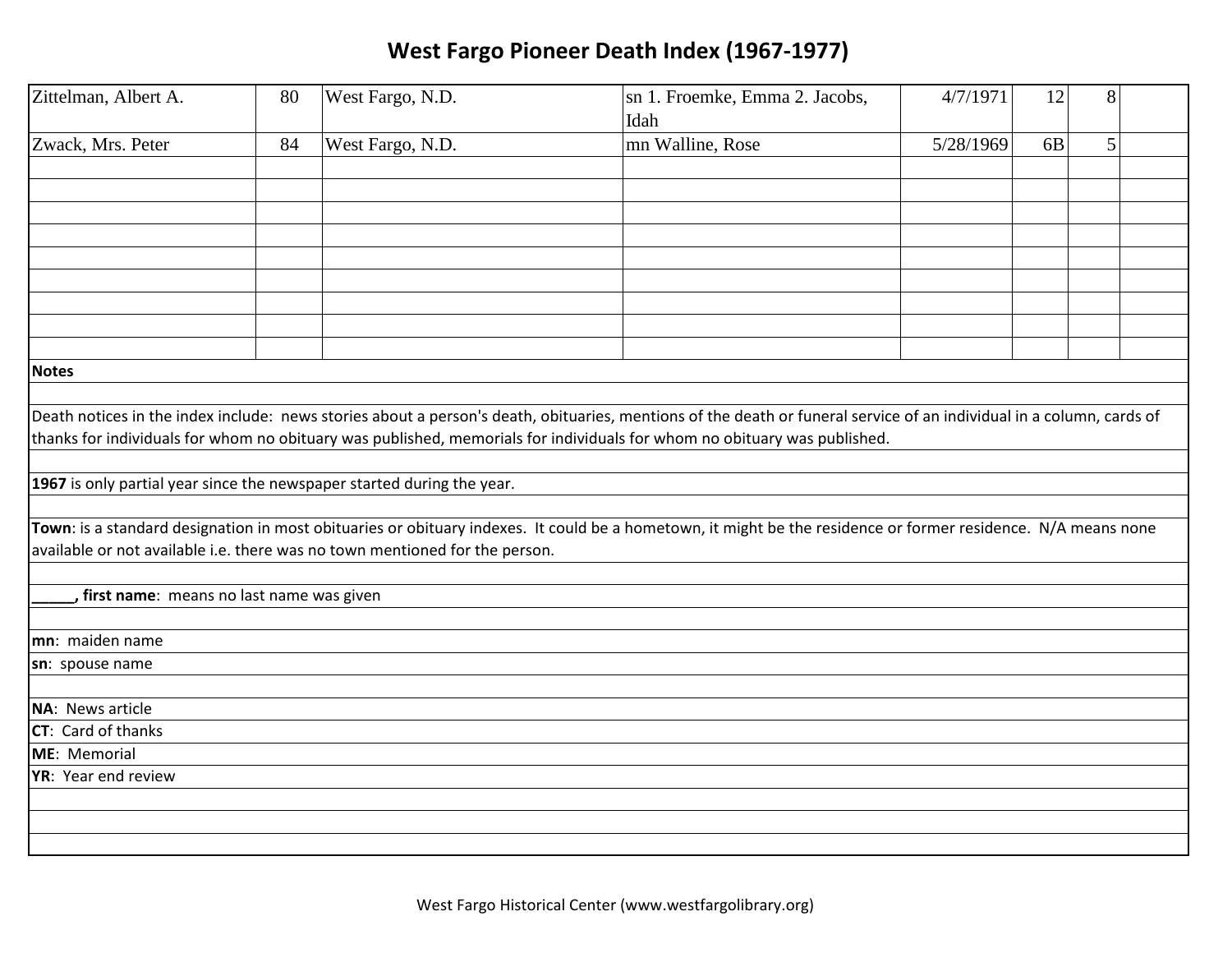# West Fargo Pioneer Death Index (1967-1977)

| | | | | | | | |
|---|---|---|---|---|---|---|---|
| Zittelman, Albert A. | 80 | West Fargo, N.D. | sn 1. Froemke, Emma 2. Jacobs, Idah | 4/7/1971 | 12 | 8 | |
| Zwack, Mrs. Peter | 84 | West Fargo, N.D. | mn Walline, Rose | 5/28/1969 | 6B | 5 | |

**Notes**

Death notices in the index include: news stories about a person's death, obituaries, mentions of the death or funeral service of an individual in a column, cards of thanks for individuals for whom no obituary was published, memorials for individuals for whom no obituary was published.

**1967** is only partial year since the newspaper started during the year.

**Town**: is a standard designation in most obituaries or obituary indexes. It could be a hometown, it might be the residence or former residence. N/A means none available or not available i.e. there was no town mentioned for the person.

**_____, first name**: means no last name was given

**mn**: maiden name
**sn**: spouse name

**NA**: News article
**CT**: Card of thanks
**ME**: Memorial
**YR**: Year end review

West Fargo Historical Center (www.westfargolibrary.org)